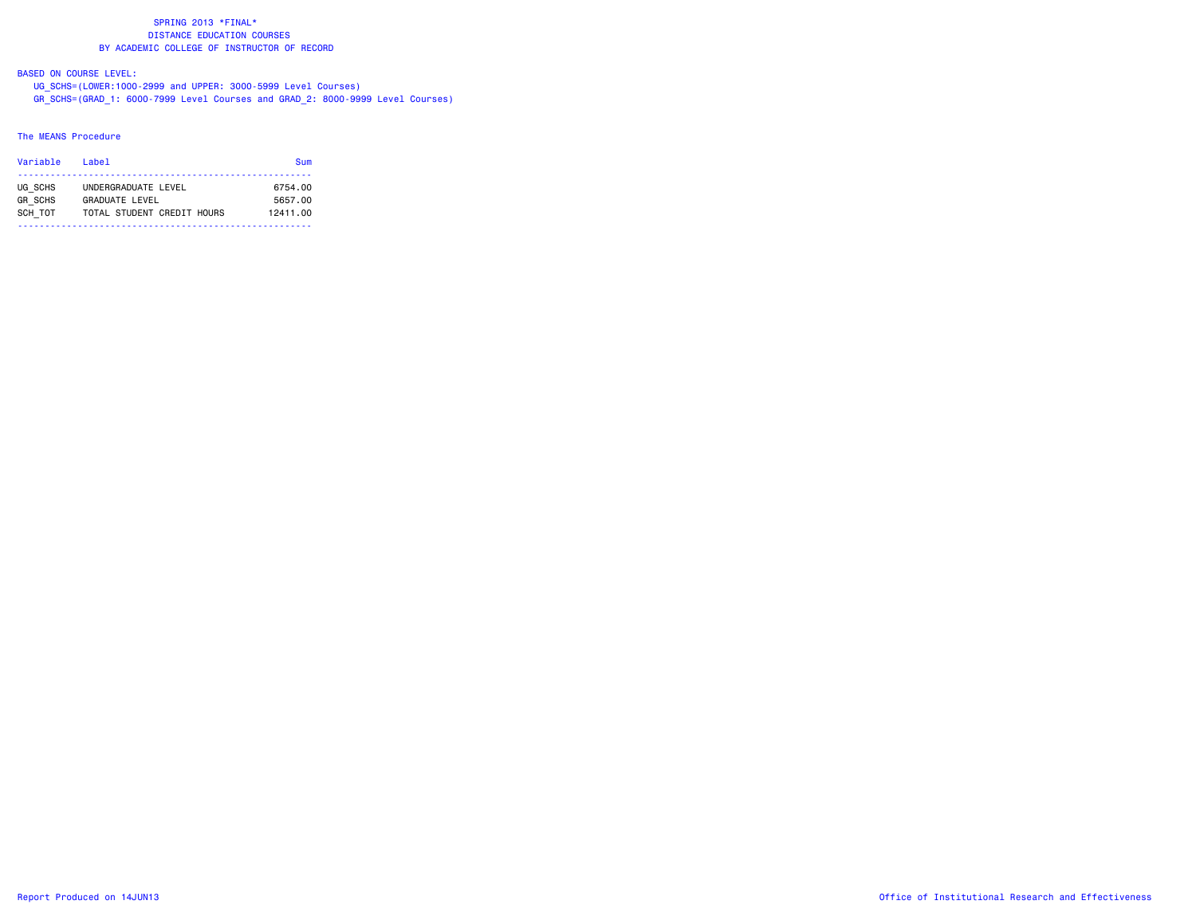# SPRING 2013 *FINAL*
## DISTANCE EDUCATION COURSES
## BY ACADEMIC COLLEGE OF INSTRUCTOR OF RECORD

BASED ON COURSE LEVEL:

UG_SCHS=(LOWER:1000-2999 and UPPER: 3000-5999 Level Courses)
GR_SCHS=(GRAD_1: 6000-7999 Level Courses and GRAD_2: 8000-9999 Level Courses)

The MEANS Procedure

| Variable | Label | Sum |
|---|---|---|
| UG_SCHS | UNDERGRADUATE LEVEL | 6754.00 |
| GR_SCHS | GRADUATE LEVEL | 5657.00 |
| SCH_TOT | TOTAL STUDENT CREDIT HOURS | 12411.00 |

Report Produced on 14JUN13

Office of Institutional Research and Effectiveness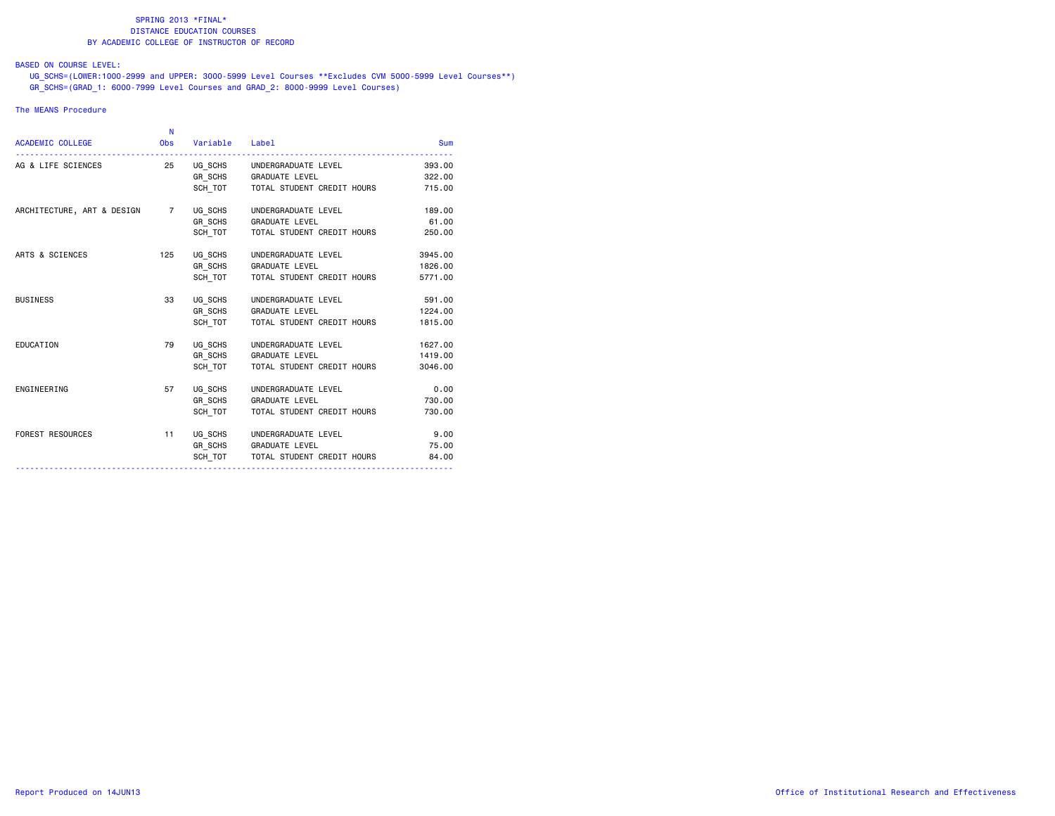SPRING 2013 *FINAL*
DISTANCE EDUCATION COURSES
BY ACADEMIC COLLEGE OF INSTRUCTOR OF RECORD

BASED ON COURSE LEVEL:
UG_SCHS=(LOWER:1000-2999 and UPPER: 3000-5999 Level Courses **Excludes CVM 5000-5999 Level Courses**)
GR_SCHS=(GRAD_1: 6000-7999 Level Courses and GRAD_2: 8000-9999 Level Courses)

The MEANS Procedure

| ACADEMIC COLLEGE | N Obs | Variable | Label | Sum |
|---|---|---|---|---|
| AG & LIFE SCIENCES | 25 | UG_SCHS | UNDERGRADUATE LEVEL | 393.00 |
| | | GR_SCHS | GRADUATE LEVEL | 322.00 |
| | | SCH_TOT | TOTAL STUDENT CREDIT HOURS | 715.00 |
| ARCHITECTURE, ART & DESIGN | 7 | UG_SCHS | UNDERGRADUATE LEVEL | 189.00 |
| | | GR_SCHS | GRADUATE LEVEL | 61.00 |
| | | SCH_TOT | TOTAL STUDENT CREDIT HOURS | 250.00 |
| ARTS & SCIENCES | 125 | UG_SCHS | UNDERGRADUATE LEVEL | 3945.00 |
| | | GR_SCHS | GRADUATE LEVEL | 1826.00 |
| | | SCH_TOT | TOTAL STUDENT CREDIT HOURS | 5771.00 |
| BUSINESS | 33 | UG_SCHS | UNDERGRADUATE LEVEL | 591.00 |
| | | GR_SCHS | GRADUATE LEVEL | 1224.00 |
| | | SCH_TOT | TOTAL STUDENT CREDIT HOURS | 1815.00 |
| EDUCATION | 79 | UG_SCHS | UNDERGRADUATE LEVEL | 1627.00 |
| | | GR_SCHS | GRADUATE LEVEL | 1419.00 |
| | | SCH_TOT | TOTAL STUDENT CREDIT HOURS | 3046.00 |
| ENGINEERING | 57 | UG_SCHS | UNDERGRADUATE LEVEL | 0.00 |
| | | GR_SCHS | GRADUATE LEVEL | 730.00 |
| | | SCH_TOT | TOTAL STUDENT CREDIT HOURS | 730.00 |
| FOREST RESOURCES | 11 | UG_SCHS | UNDERGRADUATE LEVEL | 9.00 |
| | | GR_SCHS | GRADUATE LEVEL | 75.00 |
| | | SCH_TOT | TOTAL STUDENT CREDIT HOURS | 84.00 |

Report Produced on 14JUN13 Office of Institutional Research and Effectiveness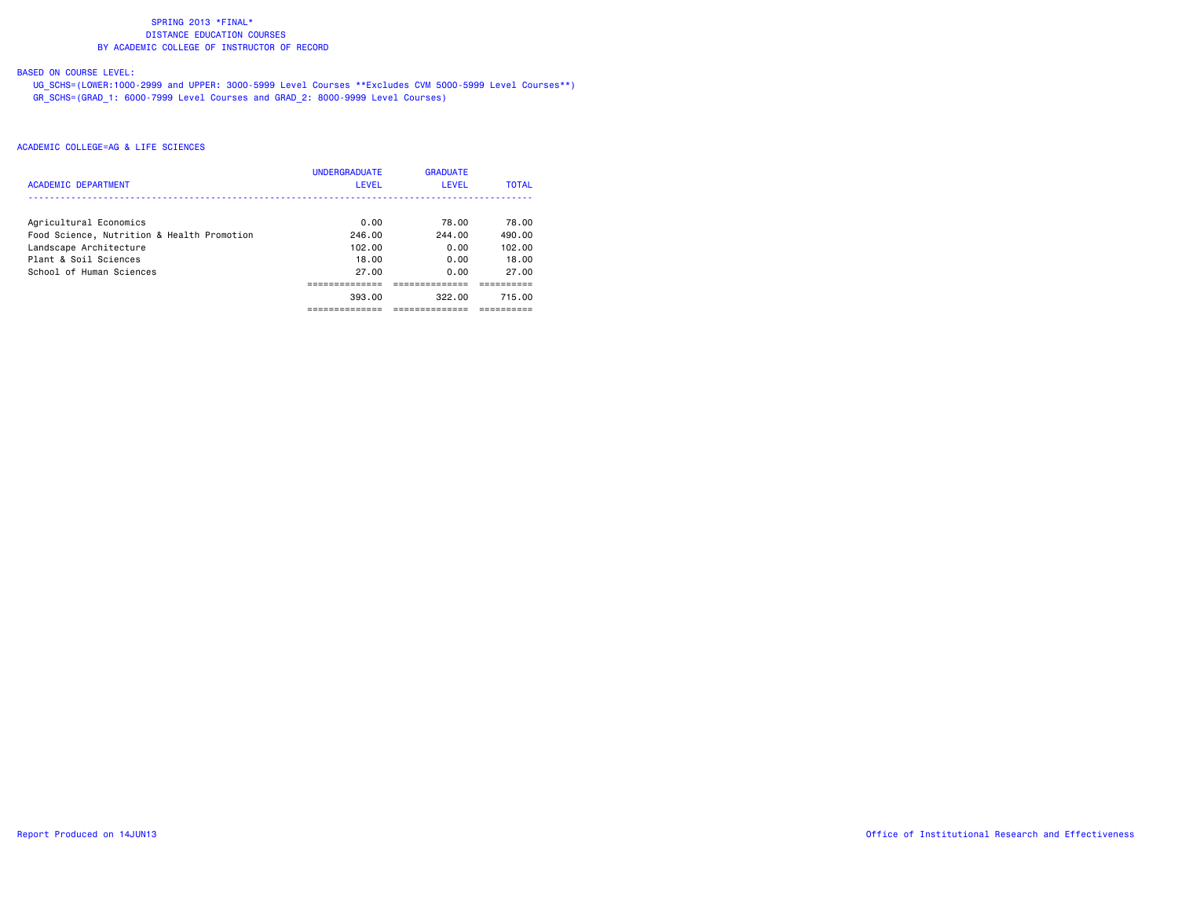SPRING 2013 *FINAL*
DISTANCE EDUCATION COURSES
BY ACADEMIC COLLEGE OF INSTRUCTOR OF RECORD

BASED ON COURSE LEVEL:
UG_SCHS=(LOWER:1000-2999 and UPPER: 3000-5999 Level Courses **Excludes CVM 5000-5999 Level Courses**)
GR_SCHS=(GRAD_1: 6000-7999 Level Courses and GRAD_2: 8000-9999 Level Courses)

ACADEMIC COLLEGE=AG & LIFE SCIENCES

| ACADEMIC DEPARTMENT | UNDERGRADUATE LEVEL | GRADUATE LEVEL | TOTAL |
|---|---|---|---|
| Agricultural Economics | 0.00 | 78.00 | 78.00 |
| Food Science, Nutrition & Health Promotion | 246.00 | 244.00 | 490.00 |
| Landscape Architecture | 102.00 | 0.00 | 102.00 |
| Plant & Soil Sciences | 18.00 | 0.00 | 18.00 |
| School of Human Sciences | 27.00 | 0.00 | 27.00 |
| | 393.00 | 322.00 | 715.00 |

Report Produced on 14JUN13

Office of Institutional Research and Effectiveness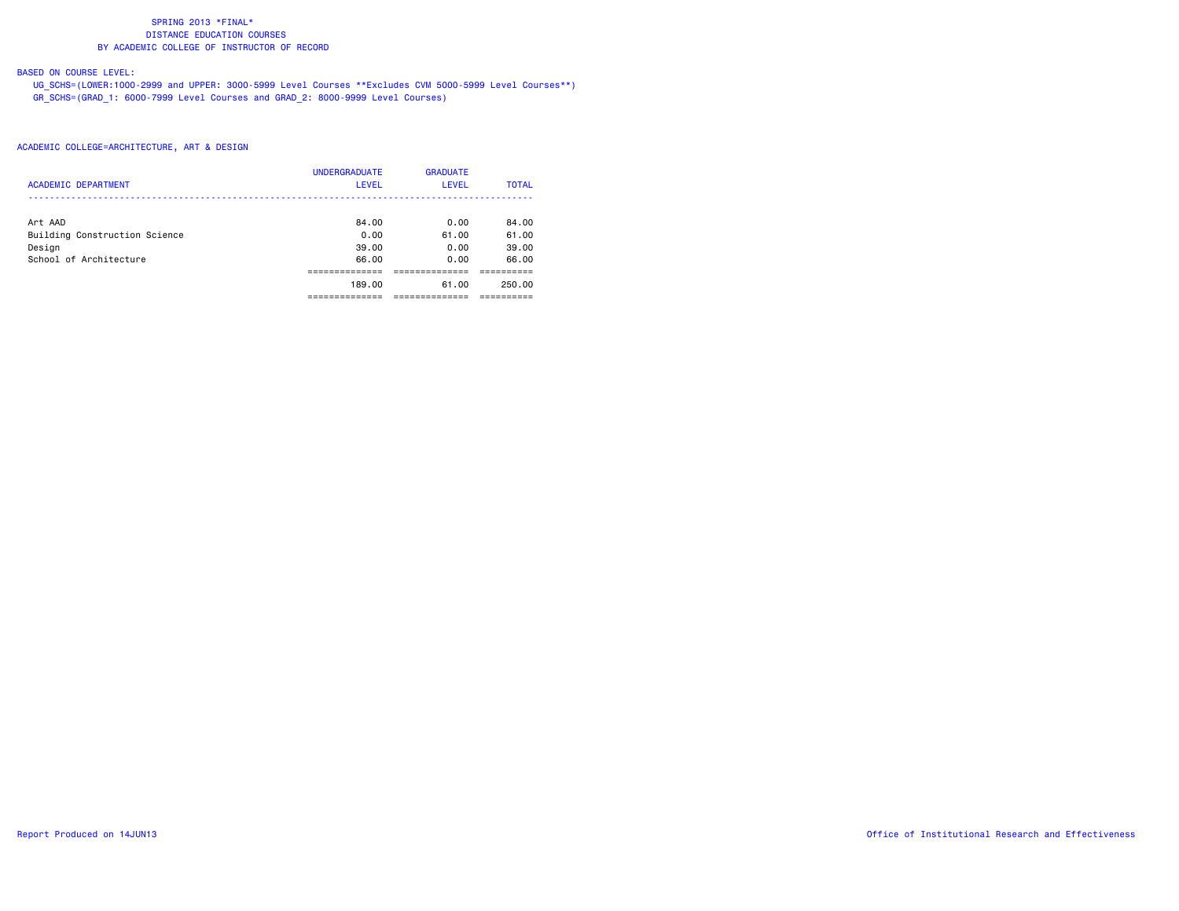SPRING 2013 *FINAL*
DISTANCE EDUCATION COURSES
BY ACADEMIC COLLEGE OF INSTRUCTOR OF RECORD

BASED ON COURSE LEVEL:
UG_SCHS=(LOWER:1000-2999 and UPPER: 3000-5999 Level Courses **Excludes CVM 5000-5999 Level Courses**)
GR_SCHS=(GRAD_1: 6000-7999 Level Courses and GRAD_2: 8000-9999 Level Courses)

ACADEMIC COLLEGE=ARCHITECTURE, ART & DESIGN

| ACADEMIC DEPARTMENT | UNDERGRADUATE LEVEL | GRADUATE LEVEL | TOTAL |
|---|---|---|---|
| Art AAD | 84.00 | 0.00 | 84.00 |
| Building Construction Science | 0.00 | 61.00 | 61.00 |
| Design | 39.00 | 0.00 | 39.00 |
| School of Architecture | 66.00 | 0.00 | 66.00 |
| | 189.00 | 61.00 | 250.00 |

Report Produced on 14JUN13

Office of Institutional Research and Effectiveness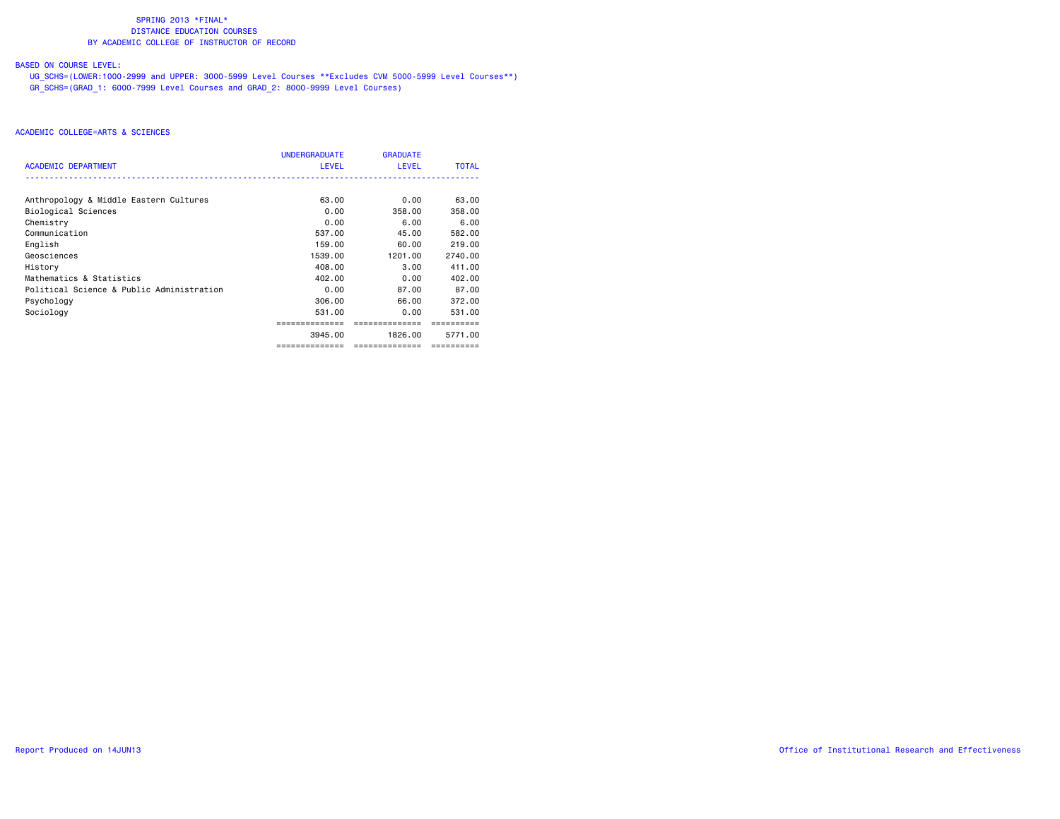SPRING 2013 *FINAL*
DISTANCE EDUCATION COURSES
BY ACADEMIC COLLEGE OF INSTRUCTOR OF RECORD

BASED ON COURSE LEVEL:
UG_SCHS=(LOWER:1000-2999 and UPPER: 3000-5999 Level Courses **Excludes CVM 5000-5999 Level Courses**)
GR_SCHS=(GRAD_1: 6000-7999 Level Courses and GRAD_2: 8000-9999 Level Courses)

ACADEMIC COLLEGE=ARTS & SCIENCES

| ACADEMIC DEPARTMENT | UNDERGRADUATE LEVEL | GRADUATE LEVEL | TOTAL |
|---|---|---|---|
| Anthropology & Middle Eastern Cultures | 63.00 | 0.00 | 63.00 |
| Biological Sciences | 0.00 | 358.00 | 358.00 |
| Chemistry | 0.00 | 6.00 | 6.00 |
| Communication | 537.00 | 45.00 | 582.00 |
| English | 159.00 | 60.00 | 219.00 |
| Geosciences | 1539.00 | 1201.00 | 2740.00 |
| History | 408.00 | 3.00 | 411.00 |
| Mathematics & Statistics | 402.00 | 0.00 | 402.00 |
| Political Science & Public Administration | 0.00 | 87.00 | 87.00 |
| Psychology | 306.00 | 66.00 | 372.00 |
| Sociology | 531.00 | 0.00 | 531.00 |
| | 3945.00 | 1826.00 | 5771.00 |

Report Produced on 14JUN13

Office of Institutional Research and Effectiveness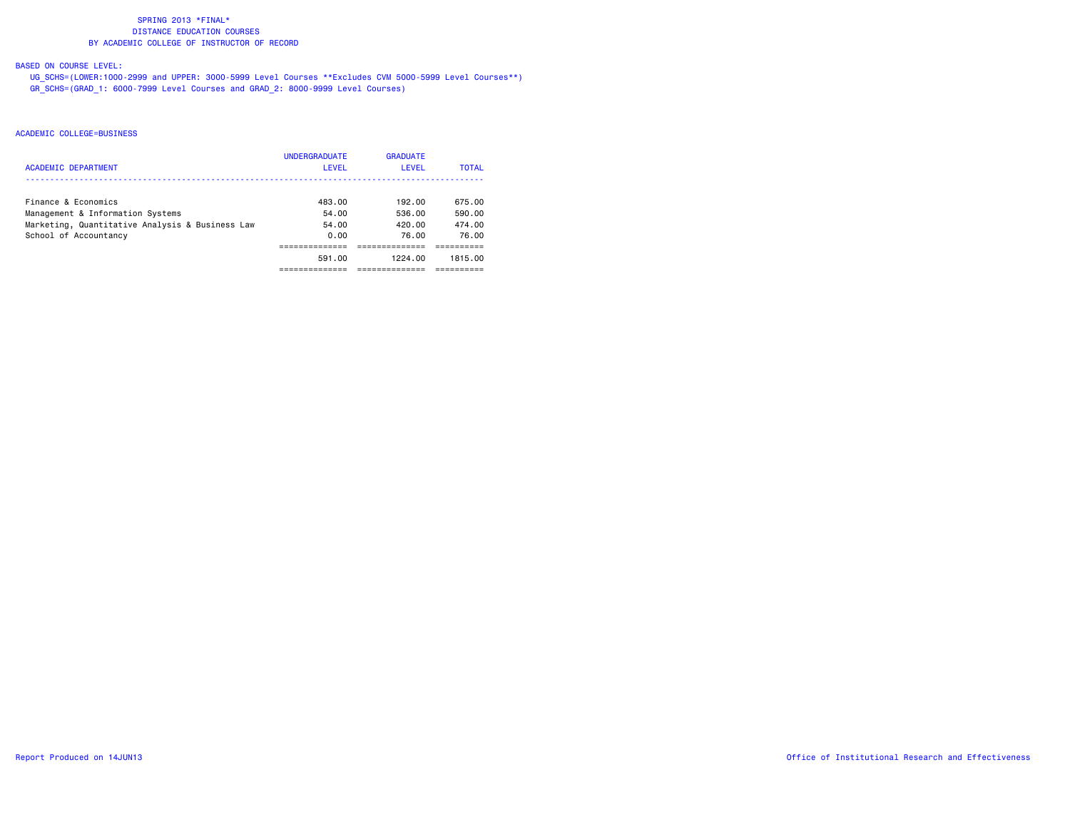SPRING 2013 *FINAL*
DISTANCE EDUCATION COURSES
BY ACADEMIC COLLEGE OF INSTRUCTOR OF RECORD

BASED ON COURSE LEVEL:
UG_SCHS=(LOWER:1000-2999 and UPPER: 3000-5999 Level Courses **Excludes CVM 5000-5999 Level Courses**)
GR_SCHS=(GRAD_1: 6000-7999 Level Courses and GRAD_2: 8000-9999 Level Courses)

ACADEMIC COLLEGE=BUSINESS

| ACADEMIC DEPARTMENT | UNDERGRADUATE LEVEL | GRADUATE LEVEL | TOTAL |
|---|---|---|---|
| Finance & Economics | 483.00 | 192.00 | 675.00 |
| Management & Information Systems | 54.00 | 536.00 | 590.00 |
| Marketing, Quantitative Analysis & Business Law | 54.00 | 420.00 | 474.00 |
| School of Accountancy | 0.00 | 76.00 | 76.00 |
| | 591.00 | 1224.00 | 1815.00 |

Report Produced on 14JUN13

Office of Institutional Research and Effectiveness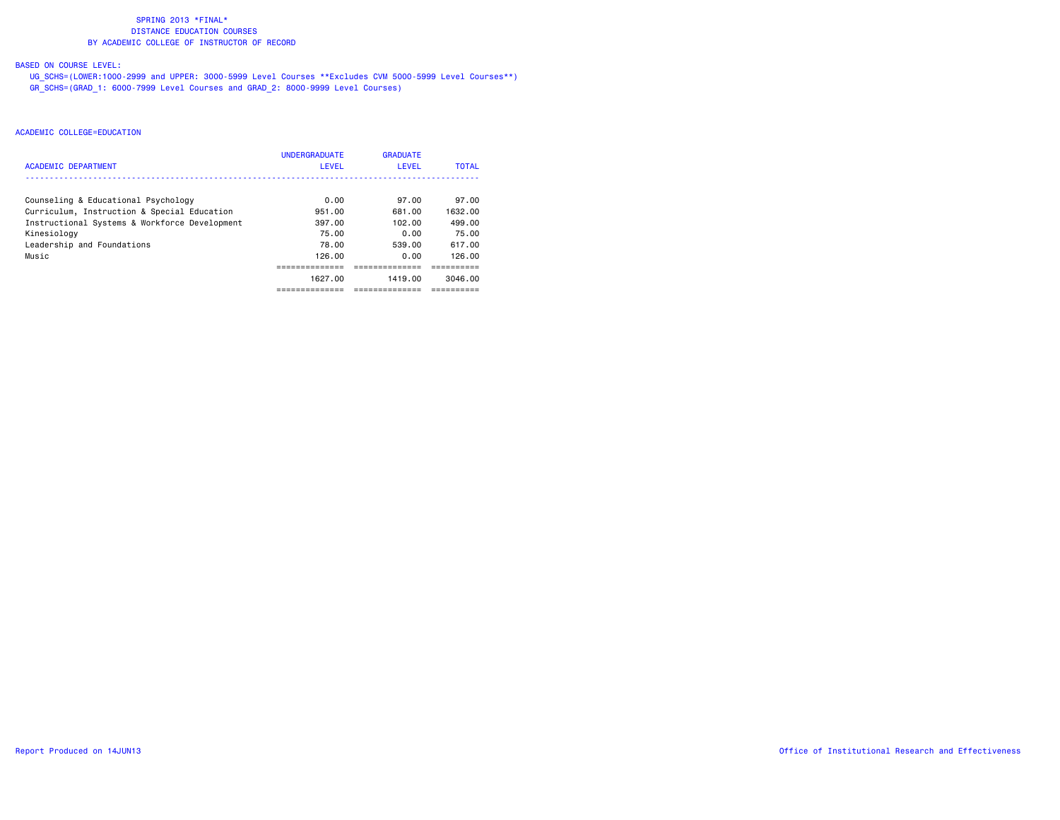SPRING 2013 *FINAL*
DISTANCE EDUCATION COURSES
BY ACADEMIC COLLEGE OF INSTRUCTOR OF RECORD

BASED ON COURSE LEVEL:
UG_SCHS=(LOWER:1000-2999 and UPPER: 3000-5999 Level Courses **Excludes CVM 5000-5999 Level Courses**)
GR_SCHS=(GRAD_1: 6000-7999 Level Courses and GRAD_2: 8000-9999 Level Courses)

ACADEMIC COLLEGE=EDUCATION

| ACADEMIC DEPARTMENT | UNDERGRADUATE LEVEL | GRADUATE LEVEL | TOTAL |
|---|---|---|---|
| Counseling & Educational Psychology | 0.00 | 97.00 | 97.00 |
| Curriculum, Instruction & Special Education | 951.00 | 681.00 | 1632.00 |
| Instructional Systems & Workforce Development | 397.00 | 102.00 | 499.00 |
| Kinesiology | 75.00 | 0.00 | 75.00 |
| Leadership and Foundations | 78.00 | 539.00 | 617.00 |
| Music | 126.00 | 0.00 | 126.00 |
| | 1627.00 | 1419.00 | 3046.00 |

Report Produced on 14JUN13

Office of Institutional Research and Effectiveness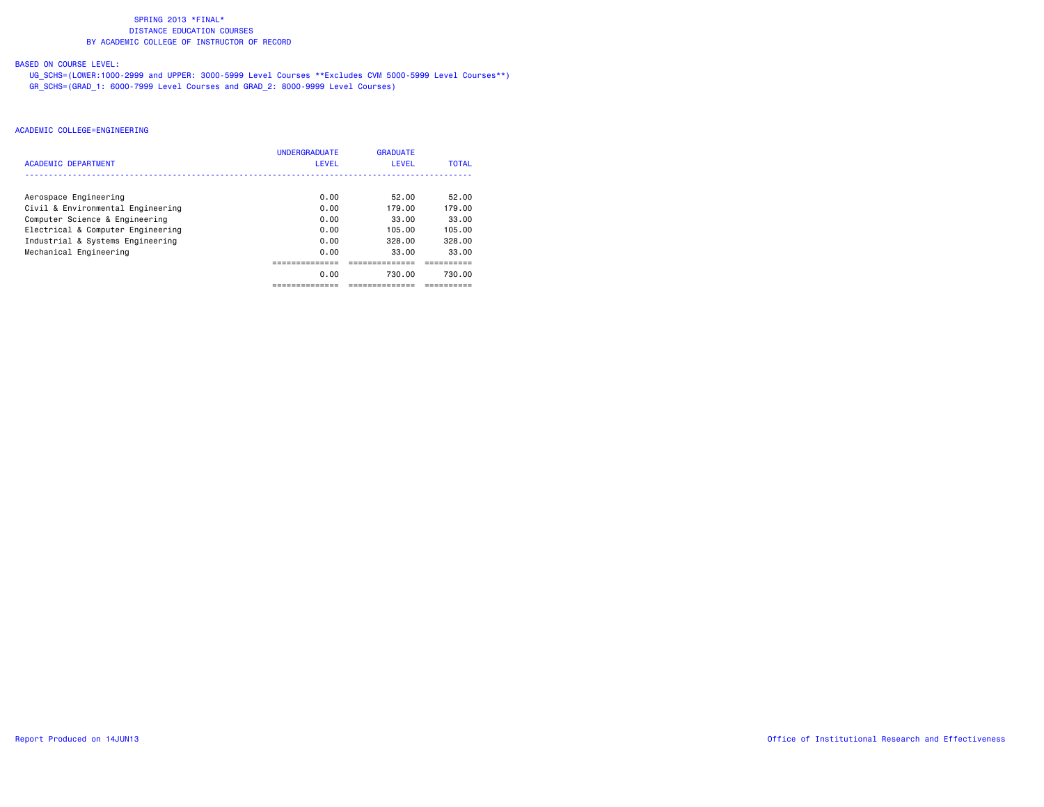SPRING 2013 *FINAL*
DISTANCE EDUCATION COURSES
BY ACADEMIC COLLEGE OF INSTRUCTOR OF RECORD

BASED ON COURSE LEVEL:
UG_SCHS=(LOWER:1000-2999 and UPPER: 3000-5999 Level Courses **Excludes CVM 5000-5999 Level Courses**)
GR_SCHS=(GRAD_1: 6000-7999 Level Courses and GRAD_2: 8000-9999 Level Courses)

ACADEMIC COLLEGE=ENGINEERING

| ACADEMIC DEPARTMENT | UNDERGRADUATE LEVEL | GRADUATE LEVEL | TOTAL |
|---|---|---|---|
| Aerospace Engineering | 0.00 | 52.00 | 52.00 |
| Civil & Environmental Engineering | 0.00 | 179.00 | 179.00 |
| Computer Science & Engineering | 0.00 | 33.00 | 33.00 |
| Electrical & Computer Engineering | 0.00 | 105.00 | 105.00 |
| Industrial & Systems Engineering | 0.00 | 328.00 | 328.00 |
| Mechanical Engineering | 0.00 | 33.00 | 33.00 |
| | 0.00 | 730.00 | 730.00 |

Report Produced on 14JUN13

Office of Institutional Research and Effectiveness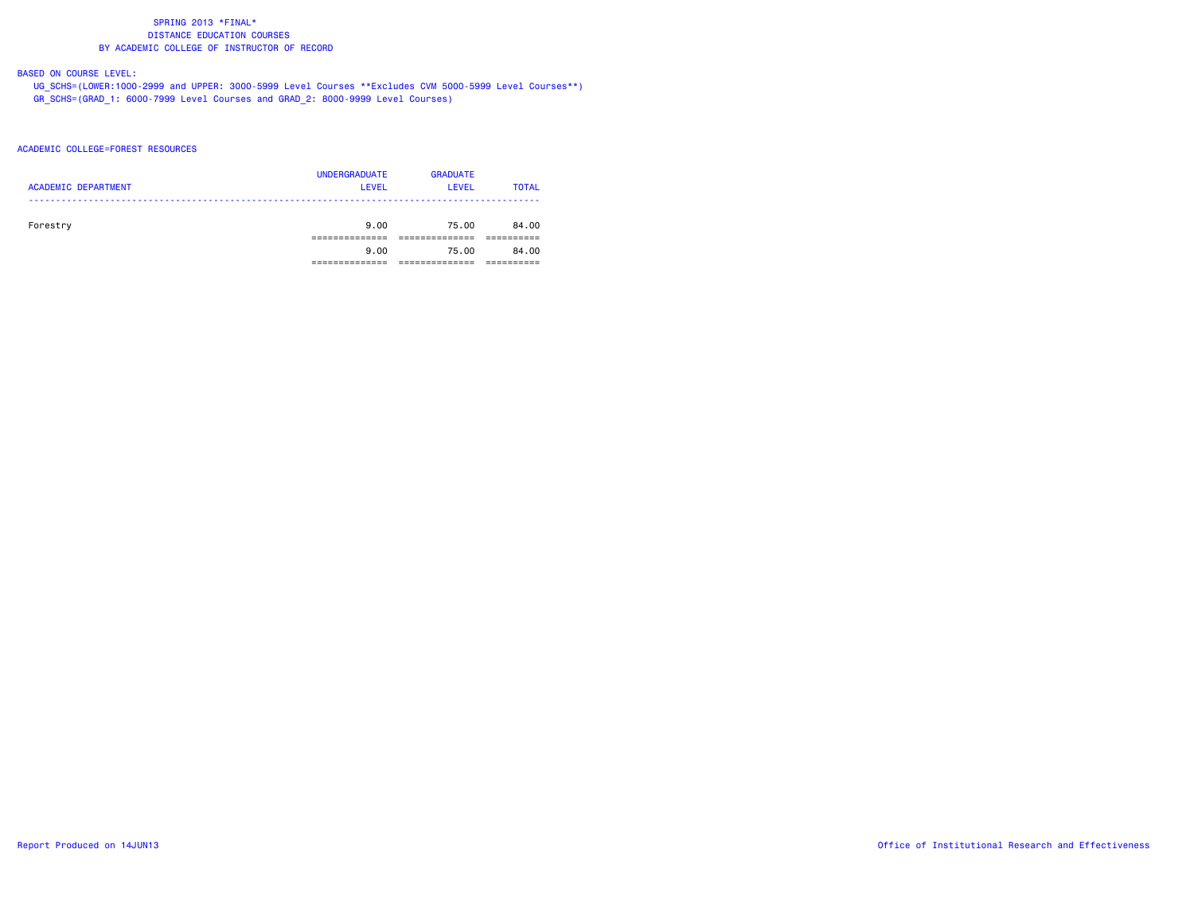# SPRING 2013 *FINAL*
## DISTANCE EDUCATION COURSES
## BY ACADEMIC COLLEGE OF INSTRUCTOR OF RECORD

BASED ON COURSE LEVEL:

UG_SCHS=(LOWER:1000-2999 and UPPER: 3000-5999 Level Courses **Excludes CVM 5000-5999 Level Courses**)

GR_SCHS=(GRAD_1: 6000-7999 Level Courses and GRAD_2: 8000-9999 Level Courses)

ACADEMIC COLLEGE=FOREST RESOURCES

| ACADEMIC DEPARTMENT | UNDERGRADUATE LEVEL | GRADUATE LEVEL | TOTAL |
|---|---|---|---|
| Forestry | 9.00 | 75.00 | 84.00 |
| | 9.00 | 75.00 | 84.00 |

Report Produced on 14JUN13

Office of Institutional Research and Effectiveness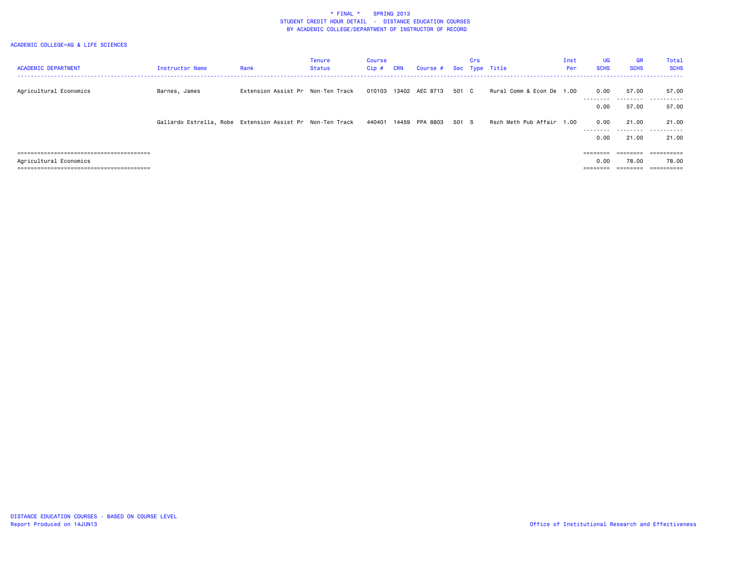\* FINAL \*    SPRING 2013
STUDENT CREDIT HOUR DETAIL - DISTANCE EDUCATION COURSES
BY ACADEMIC COLLEGE/DEPARTMENT OF INSTRUCTOR OF RECORD

ACADEMIC COLLEGE=AG & LIFE SCIENCES

| ACADEMIC DEPARTMENT | Instructor Name | Rank | Tenure Status | Course Cip # | CRN | Course # | Sec | Crs Type | Title | Inst Per | UG SCHS | GR SCHS | Total SCHS |
|---|---|---|---|---|---|---|---|---|---|---|---|---|---|
| Agricultural Economics | Barnes, James | Extension Assist Pr | Non-Ten Track | 010103 | 13402 | AEC 8713 | 501 | C | Rural Comm & Econ De | 1.00 | 0.00 | 57.00 | 57.00 |
| | | | | | | | | | | | 0.00 | 57.00 | 57.00 |
| | Gallardo Estrella, Robe | Extension Assist Pr | Non-Ten Track | 440401 | 14459 | PPA 8803 | 501 | S | Rsch Meth Pub Affair | 1.00 | 0.00 | 21.00 | 21.00 |
| | | | | | | | | | | | 0.00 | 21.00 | 21.00 |
| Agricultural Economics | | | | | | | | | | | 0.00 | 78.00 | 78.00 |

DISTANCE EDUCATION COURSES - BASED ON COURSE LEVEL
Report Produced on 14JUN13

Office of Institutional Research and Effectiveness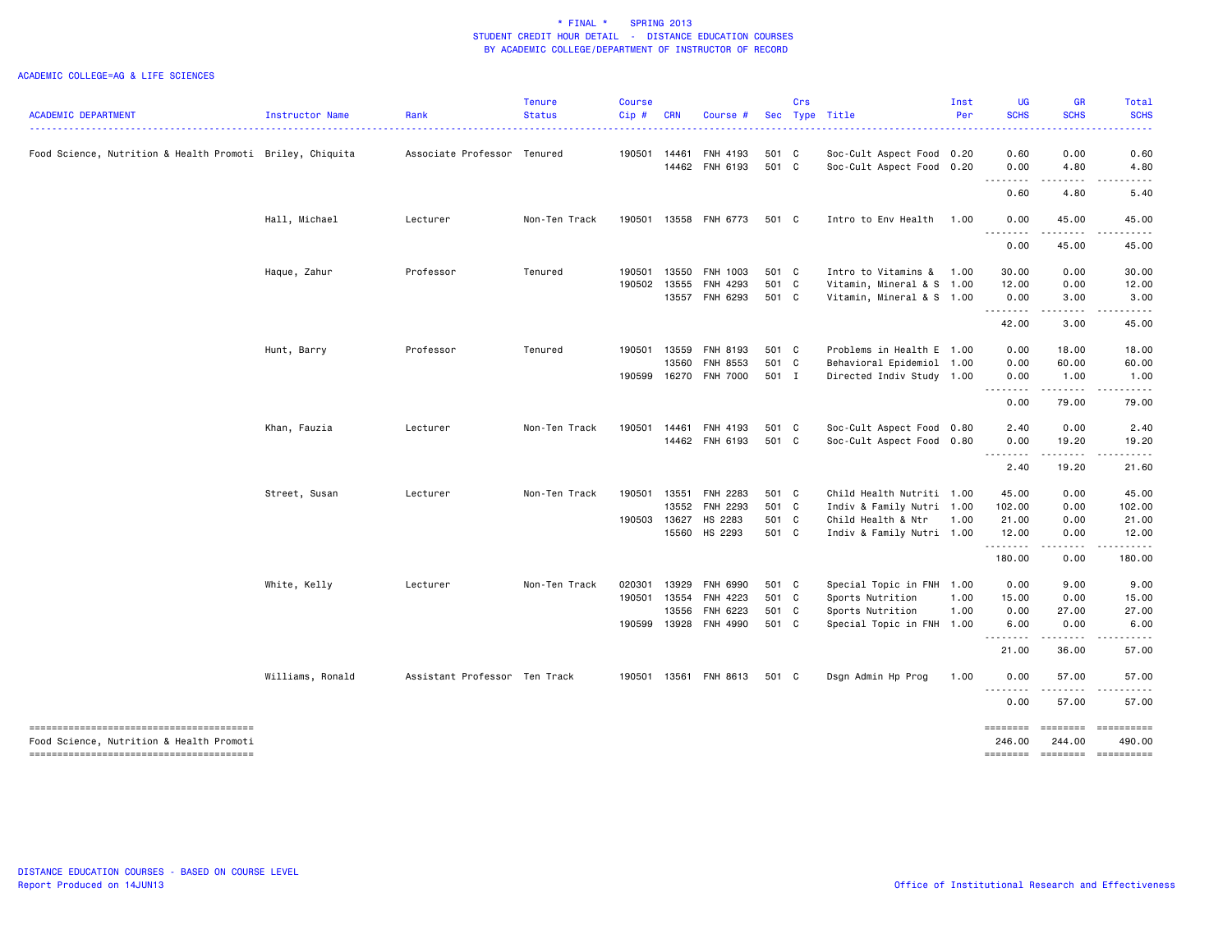\* FINAL \* SPRING 2013
STUDENT CREDIT HOUR DETAIL - DISTANCE EDUCATION COURSES
BY ACADEMIC COLLEGE/DEPARTMENT OF INSTRUCTOR OF RECORD

ACADEMIC COLLEGE=AG & LIFE SCIENCES

| ACADEMIC DEPARTMENT | Instructor Name | Rank | Tenure Status | Course Cip # | CRN | Course # | Sec | Crs Type | Title | Inst Per | UG SCHS | GR SCHS | Total SCHS |
|---|---|---|---|---|---|---|---|---|---|---|---|---|---|
| Food Science, Nutrition & Health Promoti | Briley, Chiquita | Associate Professor | Tenured | 190501 | 14461 | FNH 4193 | 501 | C | Soc-Cult Aspect Food | 0.20 | 0.60 | 0.00 | 0.60 |
| | | | | | 14462 | FNH 6193 | 501 | C | Soc-Cult Aspect Food | 0.20 | 0.00 | 4.80 | 4.80 |
| | | | | | | | | | | | 0.60 | 4.80 | 5.40 |
| | Hall, Michael | Lecturer | Non-Ten Track | 190501 | 13558 | FNH 6773 | 501 | C | Intro to Env Health | 1.00 | 0.00 | 45.00 | 45.00 |
| | | | | | | | | | | | 0.00 | 45.00 | 45.00 |
| | Haque, Zahur | Professor | Tenured | 190501 | 13550 | FNH 1003 | 501 | C | Intro to Vitamins & | 1.00 | 30.00 | 0.00 | 30.00 |
| | | | | 190502 | 13555 | FNH 4293 | 501 | C | Vitamin, Mineral & S | 1.00 | 12.00 | 0.00 | 12.00 |
| | | | | | 13557 | FNH 6293 | 501 | C | Vitamin, Mineral & S | 1.00 | 0.00 | 3.00 | 3.00 |
| | | | | | | | | | | | 42.00 | 3.00 | 45.00 |
| | Hunt, Barry | Professor | Tenured | 190501 | 13559 | FNH 8193 | 501 | C | Problems in Health E | 1.00 | 0.00 | 18.00 | 18.00 |
| | | | | | 13560 | FNH 8553 | 501 | C | Behavioral Epidemiol | 1.00 | 0.00 | 60.00 | 60.00 |
| | | | | 190599 | 16270 | FNH 7000 | 501 | I | Directed Indiv Study | 1.00 | 0.00 | 1.00 | 1.00 |
| | | | | | | | | | | | 0.00 | 79.00 | 79.00 |
| | Khan, Fauzia | Lecturer | Non-Ten Track | 190501 | 14461 | FNH 4193 | 501 | C | Soc-Cult Aspect Food | 0.80 | 2.40 | 0.00 | 2.40 |
| | | | | | 14462 | FNH 6193 | 501 | C | Soc-Cult Aspect Food | 0.80 | 0.00 | 19.20 | 19.20 |
| | | | | | | | | | | | 2.40 | 19.20 | 21.60 |
| | Street, Susan | Lecturer | Non-Ten Track | 190501 | 13551 | FNH 2283 | 501 | C | Child Health Nutriti | 1.00 | 45.00 | 0.00 | 45.00 |
| | | | | | 13552 | FNH 2293 | 501 | C | Indiv & Family Nutri | 1.00 | 102.00 | 0.00 | 102.00 |
| | | | | 190503 | 13627 | HS 2283 | 501 | C | Child Health & Ntr | 1.00 | 21.00 | 0.00 | 21.00 |
| | | | | | 15560 | HS 2293 | 501 | C | Indiv & Family Nutri | 1.00 | 12.00 | 0.00 | 12.00 |
| | | | | | | | | | | | 180.00 | 0.00 | 180.00 |
| | White, Kelly | Lecturer | Non-Ten Track | 020301 | 13929 | FNH 6990 | 501 | C | Special Topic in FNH | 1.00 | 0.00 | 9.00 | 9.00 |
| | | | | 190501 | 13554 | FNH 4223 | 501 | C | Sports Nutrition | 1.00 | 15.00 | 0.00 | 15.00 |
| | | | | | 13556 | FNH 6223 | 501 | C | Sports Nutrition | 1.00 | 0.00 | 27.00 | 27.00 |
| | | | | 190599 | 13928 | FNH 4990 | 501 | C | Special Topic in FNH | 1.00 | 6.00 | 0.00 | 6.00 |
| | | | | | | | | | | | 21.00 | 36.00 | 57.00 |
| | Williams, Ronald | Assistant Professor | Ten Track | 190501 | 13561 | FNH 8613 | 501 | C | Dsgn Admin Hp Prog | 1.00 | 0.00 | 57.00 | 57.00 |
| | | | | | | | | | | | 0.00 | 57.00 | 57.00 |
| Food Science, Nutrition & Health Promoti | | | | | | | | | | | 246.00 | 244.00 | 490.00 |

DISTANCE EDUCATION COURSES - BASED ON COURSE LEVEL
Report Produced on 14JUN13

Office of Institutional Research and Effectiveness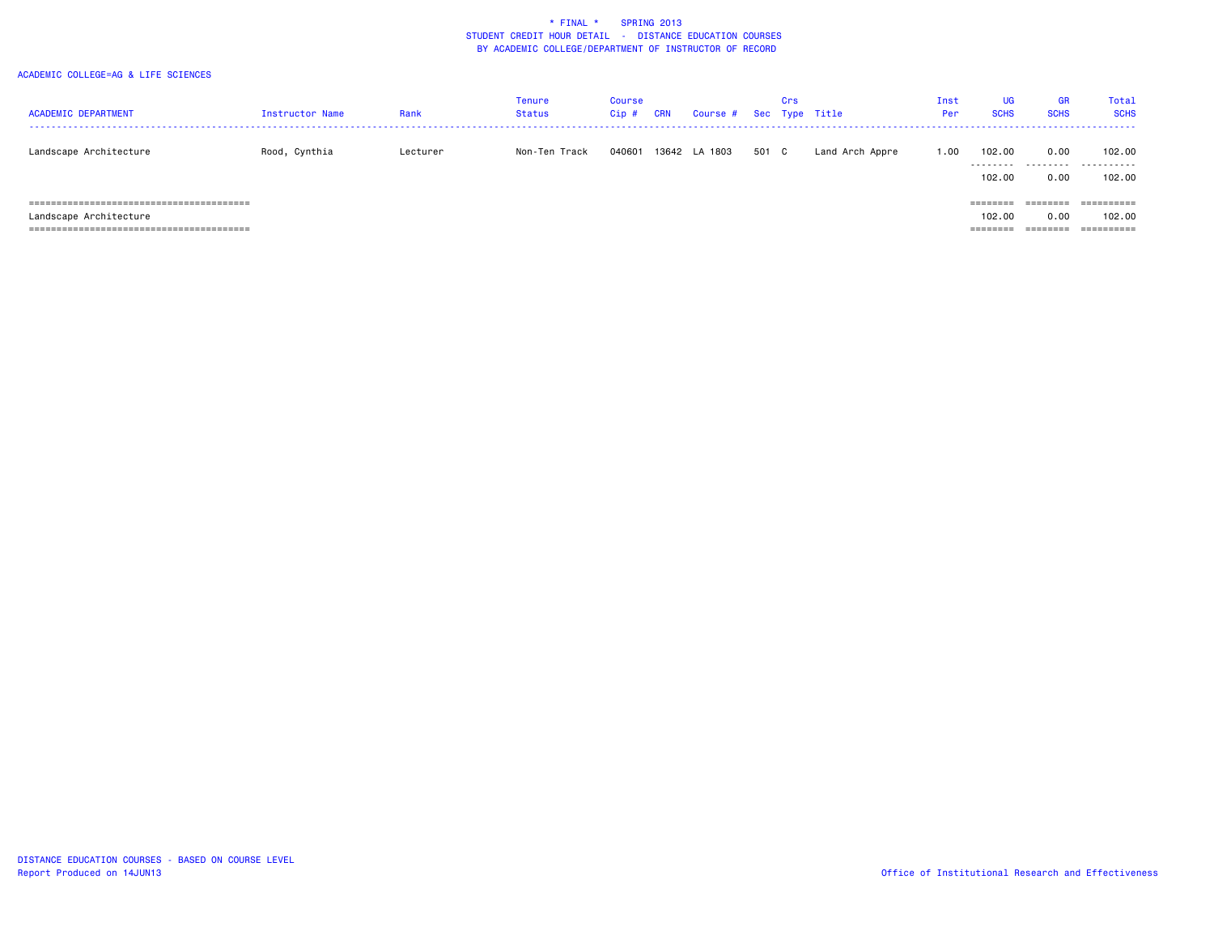\* FINAL \* SPRING 2013
STUDENT CREDIT HOUR DETAIL - DISTANCE EDUCATION COURSES
BY ACADEMIC COLLEGE/DEPARTMENT OF INSTRUCTOR OF RECORD

ACADEMIC COLLEGE=AG & LIFE SCIENCES

| ACADEMIC DEPARTMENT | Instructor Name | Rank | Tenure Status | Course Cip # | CRN | Course # | Sec | Crs Type | Title | Inst Per | UG SCHS | GR SCHS | Total SCHS |
|---|---|---|---|---|---|---|---|---|---|---|---|---|---|
| Landscape Architecture | Rood, Cynthia | Lecturer | Non-Ten Track | 040601 | 13642 | LA 1803 | 501 | C | Land Arch Appre | 1.00 | 102.00 | 0.00 | 102.00 |
| | | | | | | | | | | | 102.00 | 0.00 | 102.00 |
| Landscape Architecture | | | | | | | | | | | 102.00 | 0.00 | 102.00 |

DISTANCE EDUCATION COURSES - BASED ON COURSE LEVEL
Report Produced on 14JUN13

Office of Institutional Research and Effectiveness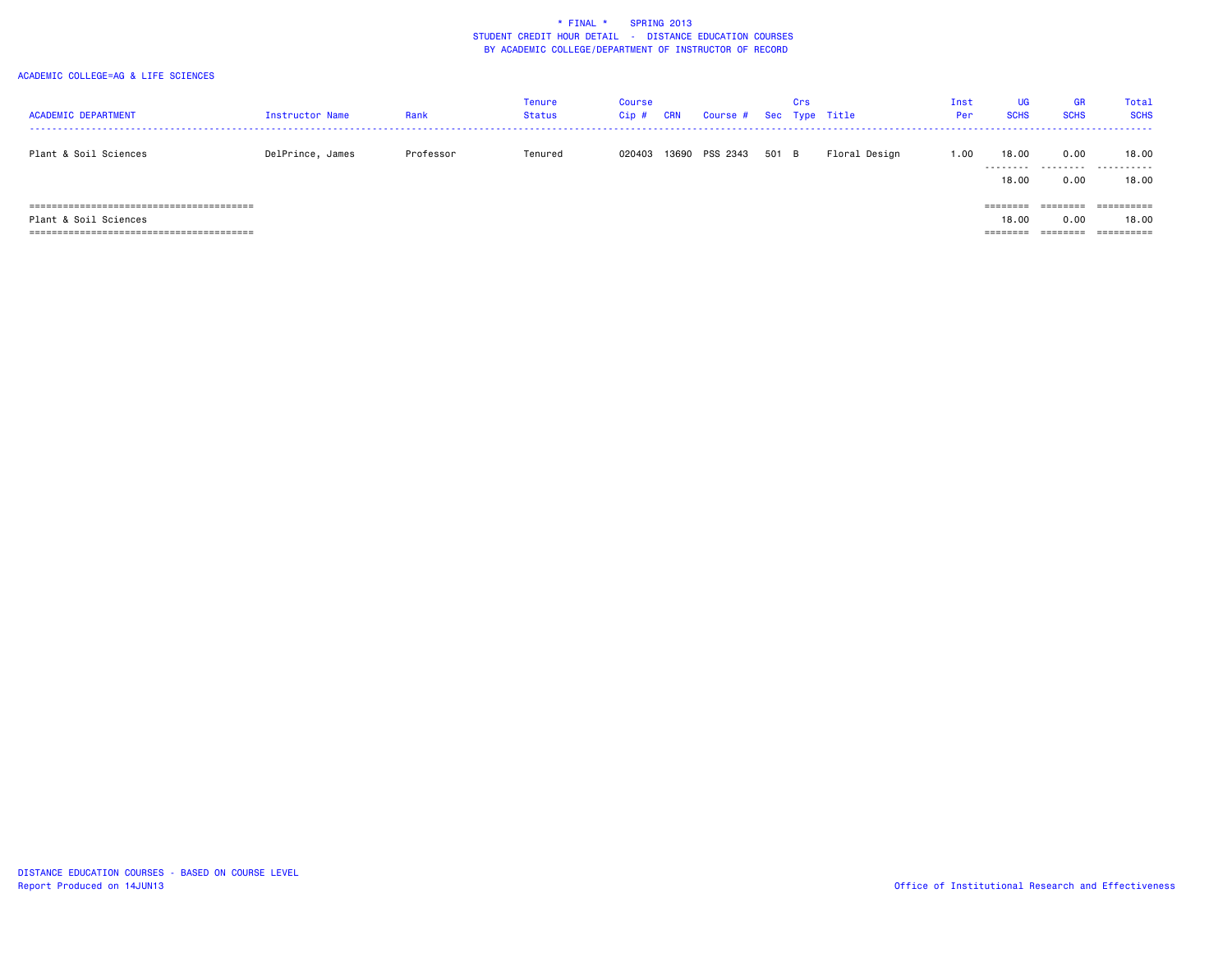\* FINAL \*    SPRING 2013
STUDENT CREDIT HOUR DETAIL - DISTANCE EDUCATION COURSES
BY ACADEMIC COLLEGE/DEPARTMENT OF INSTRUCTOR OF RECORD

ACADEMIC COLLEGE=AG & LIFE SCIENCES

| ACADEMIC DEPARTMENT | Instructor Name | Rank | Tenure Status | Course Cip # | CRN | Course # | Sec | Crs Type | Title | Inst Per | UG SCHS | GR SCHS | Total SCHS |
|---|---|---|---|---|---|---|---|---|---|---|---|---|---|
| Plant & Soil Sciences | DelPrince, James | Professor | Tenured | 020403 | 13690 | PSS 2343 | 501 | B | Floral Design | 1.00 | 18.00 | 0.00 | 18.00 |
| | | | | | | | | | | | 18.00 | 0.00 | 18.00 |
| Plant & Soil Sciences | | | | | | | | | | | 18.00 | 0.00 | 18.00 |

DISTANCE EDUCATION COURSES - BASED ON COURSE LEVEL
Report Produced on 14JUN13

Office of Institutional Research and Effectiveness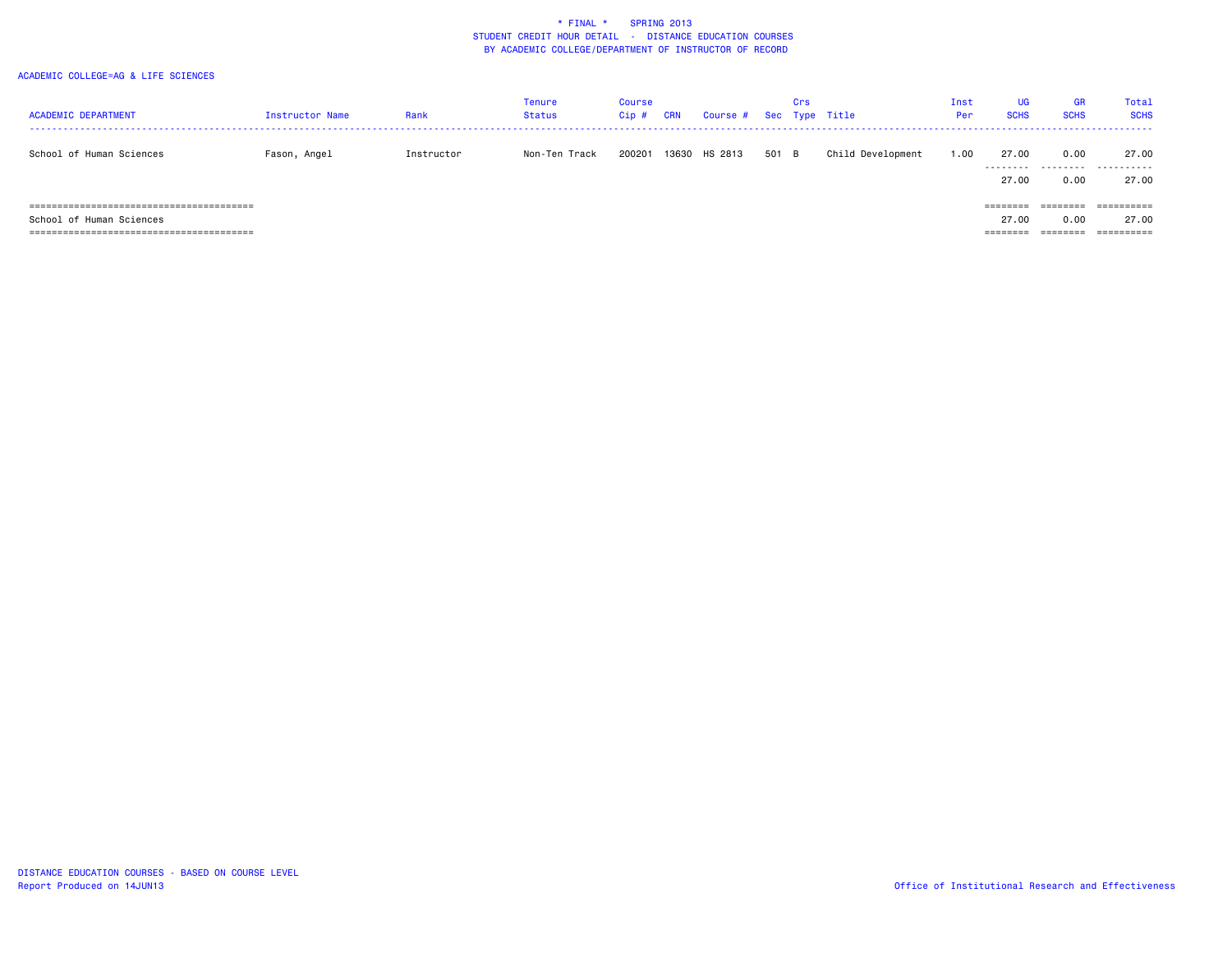\* FINAL \* SPRING 2013
STUDENT CREDIT HOUR DETAIL - DISTANCE EDUCATION COURSES
BY ACADEMIC COLLEGE/DEPARTMENT OF INSTRUCTOR OF RECORD

ACADEMIC COLLEGE=AG & LIFE SCIENCES

| ACADEMIC DEPARTMENT | Instructor Name | Rank | Tenure Status | Course Cip # | CRN | Course # | Sec | Crs Type | Title | Inst Per | UG SCHS | GR SCHS | Total SCHS |
|---|---|---|---|---|---|---|---|---|---|---|---|---|---|
| School of Human Sciences | Fason, Angel | Instructor | Non-Ten Track | 200201 | 13630 | HS 2813 | 501 | B | Child Development | 1.00 | 27.00 | 0.00 | 27.00 |
| | | | | | | | | | | | 27.00 | 0.00 | 27.00 |
| School of Human Sciences | | | | | | | | | | | 27.00 | 0.00 | 27.00 |

DISTANCE EDUCATION COURSES - BASED ON COURSE LEVEL
Report Produced on 14JUN13

Office of Institutional Research and Effectiveness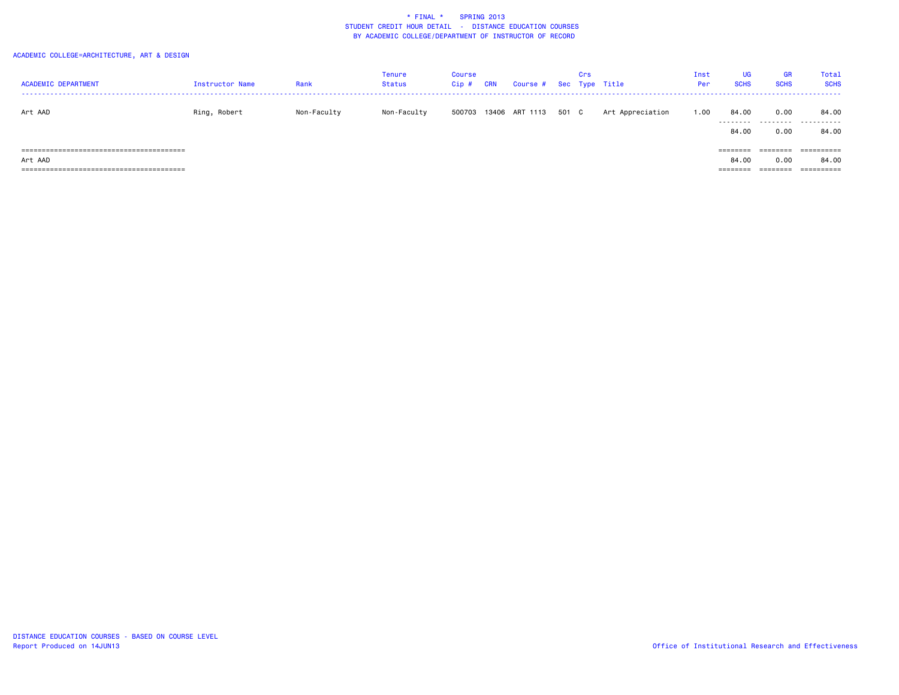\* FINAL \* SPRING 2013
STUDENT CREDIT HOUR DETAIL - DISTANCE EDUCATION COURSES
BY ACADEMIC COLLEGE/DEPARTMENT OF INSTRUCTOR OF RECORD

ACADEMIC COLLEGE=ARCHITECTURE, ART & DESIGN

| ACADEMIC DEPARTMENT | Instructor Name | Rank | Tenure Status | Course Cip # | CRN | Course # | Sec | Crs Type | Title | Inst Per | UG SCHS | GR SCHS | Total SCHS |
|---|---|---|---|---|---|---|---|---|---|---|---|---|---|
| Art AAD | Ring, Robert | Non-Faculty | Non-Faculty | 500703 | 13406 | ART 1113 | 501 | C | Art Appreciation | 1.00 | 84.00 | 0.00 | 84.00 |
| | | | | | | | | | | | 84.00 | 0.00 | 84.00 |
| Art AAD | | | | | | | | | | | 84.00 | 0.00 | 84.00 |

DISTANCE EDUCATION COURSES - BASED ON COURSE LEVEL
Report Produced on 14JUN13

Office of Institutional Research and Effectiveness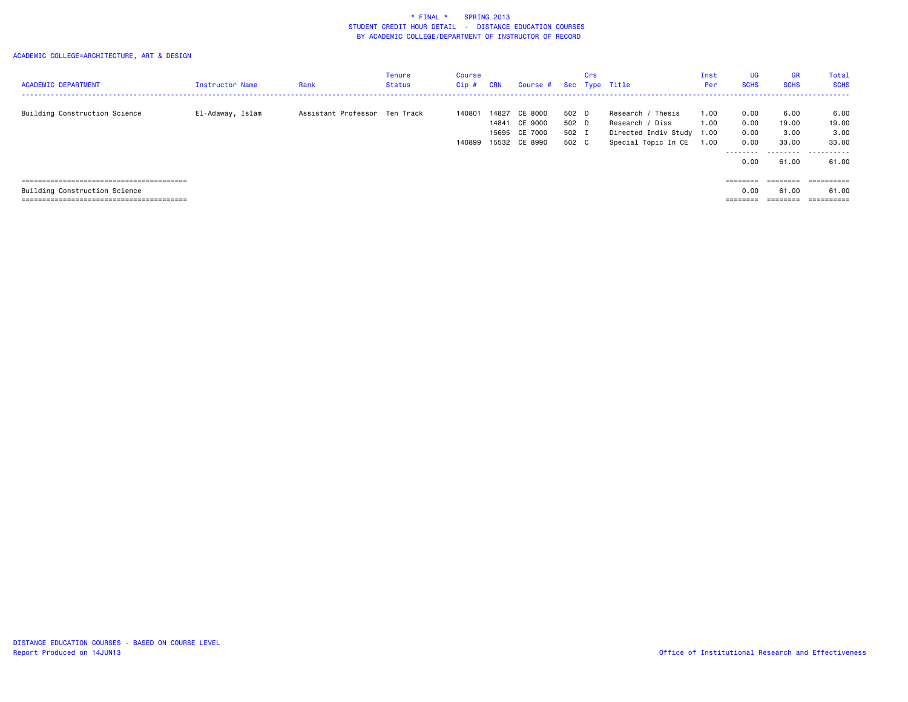\* FINAL \* SPRING 2013
STUDENT CREDIT HOUR DETAIL - DISTANCE EDUCATION COURSES
BY ACADEMIC COLLEGE/DEPARTMENT OF INSTRUCTOR OF RECORD

ACADEMIC COLLEGE=ARCHITECTURE, ART & DESIGN

| ACADEMIC DEPARTMENT | Instructor Name | Rank | Tenure Status | Course Cip # | CRN | Course # | Sec | Crs Type | Title | Inst Per | UG SCHS | GR SCHS | Total SCHS |
|---|---|---|---|---|---|---|---|---|---|---|---|---|---|
| Building Construction Science | El-Adaway, Islam | Assistant Professor | Ten Track | 140801 | 14827 | CE 8000 | 502 | D | Research / Thesis | 1.00 | 0.00 | 6.00 | 6.00 |
| | | | | | 14841 | CE 9000 | 502 | D | Research / Diss | 1.00 | 0.00 | 19.00 | 19.00 |
| | | | | | 15695 | CE 7000 | 502 | I | Directed Indiv Study | 1.00 | 0.00 | 3.00 | 3.00 |
| | | | | 140899 | 15532 | CE 8990 | 502 | C | Special Topic In CE | 1.00 | 0.00 | 33.00 | 33.00 |
| | | | | | | | | | | | 0.00 | 61.00 | 61.00 |
| Building Construction Science | | | | | | | | | | | 0.00 | 61.00 | 61.00 |

DISTANCE EDUCATION COURSES - BASED ON COURSE LEVEL
Report Produced on 14JUN13

Office of Institutional Research and Effectiveness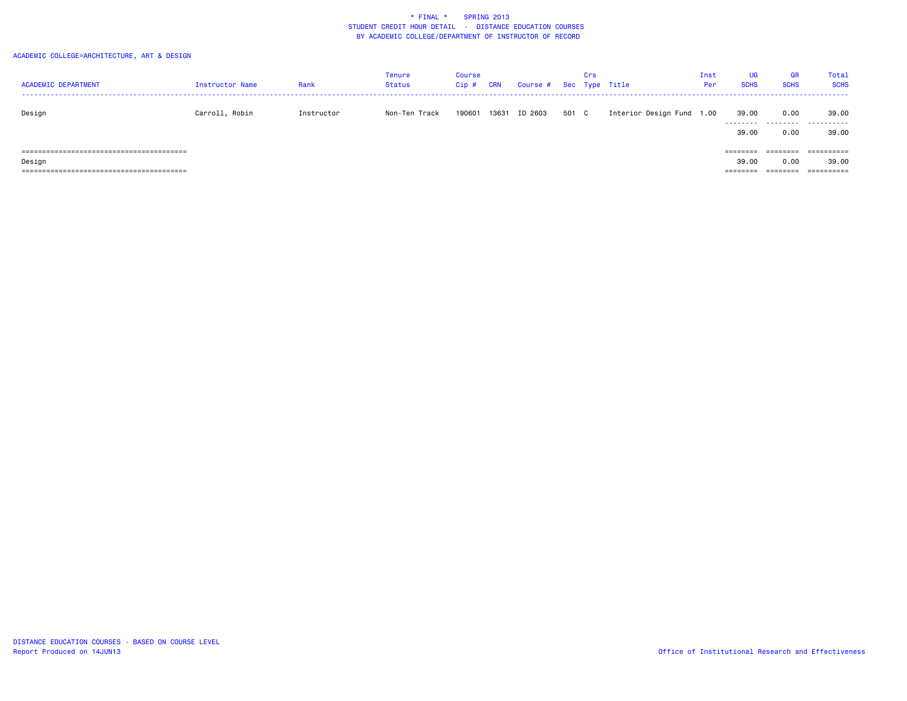\* FINAL \* SPRING 2013
STUDENT CREDIT HOUR DETAIL - DISTANCE EDUCATION COURSES
BY ACADEMIC COLLEGE/DEPARTMENT OF INSTRUCTOR OF RECORD

ACADEMIC COLLEGE=ARCHITECTURE, ART & DESIGN

| ACADEMIC DEPARTMENT | Instructor Name | Rank | Tenure Status | Course Cip # | CRN | Course # | Sec | Crs Type | Title | Inst Per | UG SCHS | GR SCHS | Total SCHS |
|---|---|---|---|---|---|---|---|---|---|---|---|---|---|
| Design | Carroll, Robin | Instructor | Non-Ten Track | 190601 | 13631 | ID 2603 | 501 | C | Interior Design Fund | 1.00 | 39.00 | 0.00 | 39.00 |
| | | | | | | | | | | | 39.00 | 0.00 | 39.00 |
| Design | | | | | | | | | | | 39.00 | 0.00 | 39.00 |

DISTANCE EDUCATION COURSES - BASED ON COURSE LEVEL
Report Produced on 14JUN13

Office of Institutional Research and Effectiveness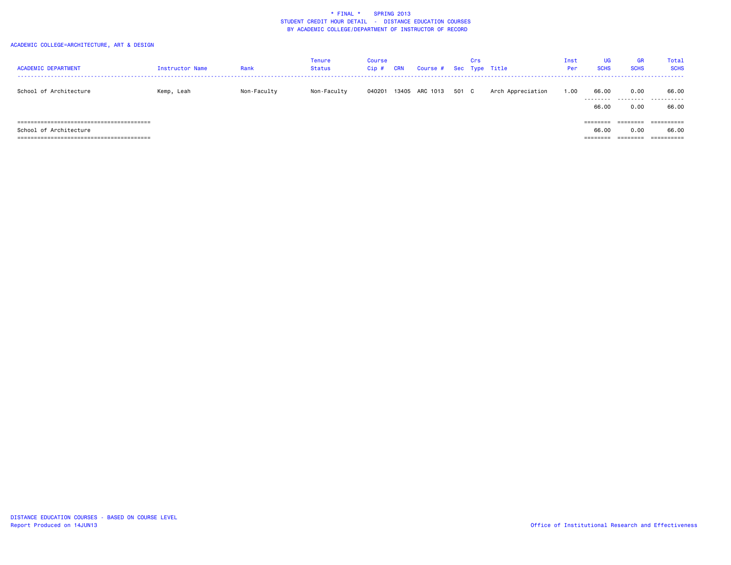# * FINAL * SPRING 2013
## STUDENT CREDIT HOUR DETAIL - DISTANCE EDUCATION COURSES
## BY ACADEMIC COLLEGE/DEPARTMENT OF INSTRUCTOR OF RECORD

ACADEMIC COLLEGE=ARCHITECTURE, ART & DESIGN

| ACADEMIC DEPARTMENT | Instructor Name | Rank | Tenure Status | Course Cip # | CRN | Course # | Sec | Crs Type | Title | Inst Per | UG SCHS | GR SCHS | Total SCHS |
|---|---|---|---|---|---|---|---|---|---|---|---|---|---|
| School of Architecture | Kemp, Leah | Non-Faculty | Non-Faculty | 040201 | 13405 | ARC 1013 | 501 | C | Arch Appreciation | 1.00 | 66.00 | 0.00 | 66.00 |
| | | | | | | | | | | | 66.00 | 0.00 | 66.00 |
| School of Architecture | | | | | | | | | | | 66.00 | 0.00 | 66.00 |

DISTANCE EDUCATION COURSES - BASED ON COURSE LEVEL
Report Produced on 14JUN13

Office of Institutional Research and Effectiveness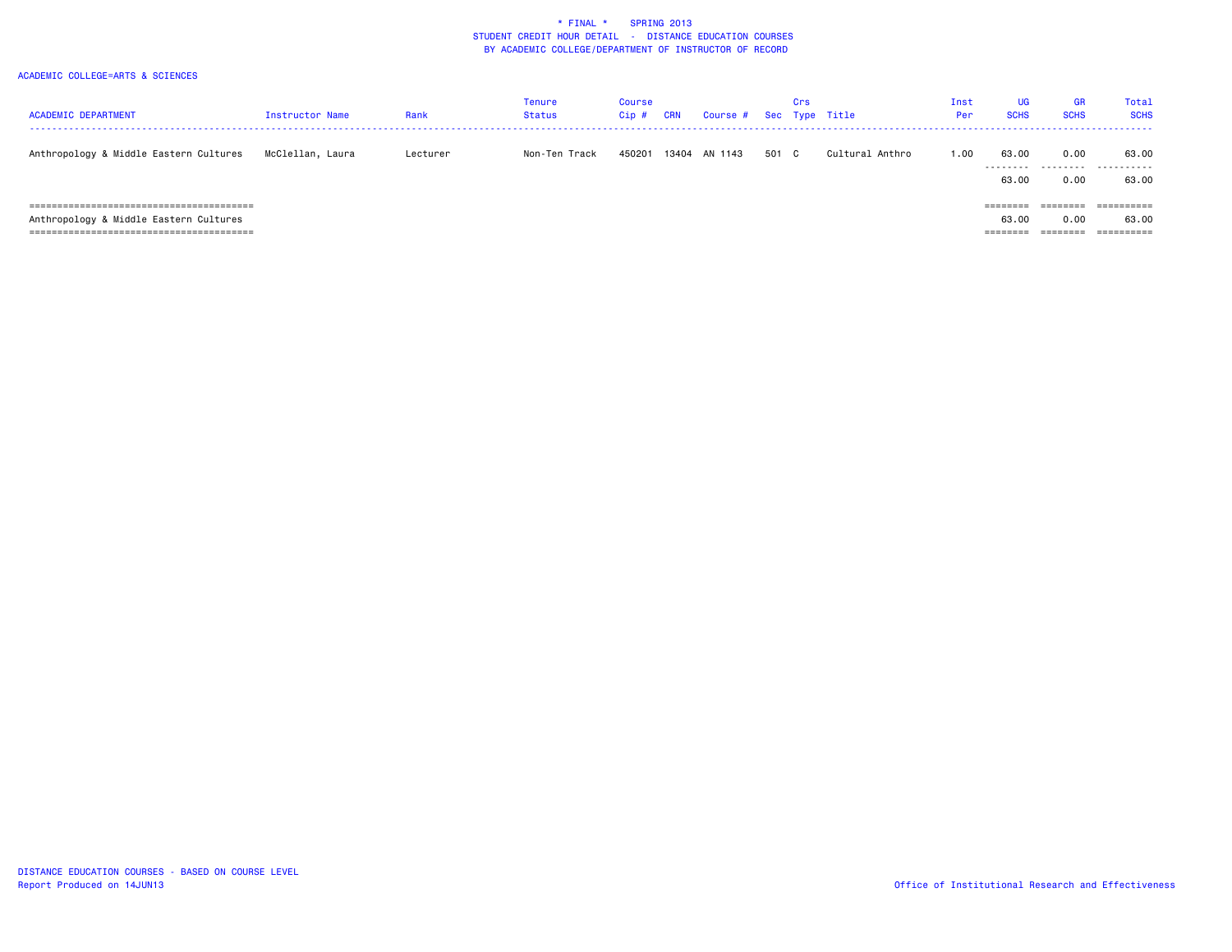\* FINAL \* SPRING 2013
STUDENT CREDIT HOUR DETAIL - DISTANCE EDUCATION COURSES
BY ACADEMIC COLLEGE/DEPARTMENT OF INSTRUCTOR OF RECORD

ACADEMIC COLLEGE=ARTS & SCIENCES

| ACADEMIC DEPARTMENT | Instructor Name | Rank | Tenure Status | Course Cip # | CRN | Course # | Sec | Crs Type | Title | Inst Per | UG SCHS | GR SCHS | Total SCHS |
|---|---|---|---|---|---|---|---|---|---|---|---|---|---|
| Anthropology & Middle Eastern Cultures | McClellan, Laura | Lecturer | Non-Ten Track | 450201 | 13404 | AN 1143 | 501 | C | Cultural Anthro | 1.00 | 63.00 | 0.00 | 63.00 |
| | | | | | | | | | | | 63.00 | 0.00 | 63.00 |
| Anthropology & Middle Eastern Cultures | | | | | | | | | | | 63.00 | 0.00 | 63.00 |

DISTANCE EDUCATION COURSES - BASED ON COURSE LEVEL
Report Produced on 14JUN13

Office of Institutional Research and Effectiveness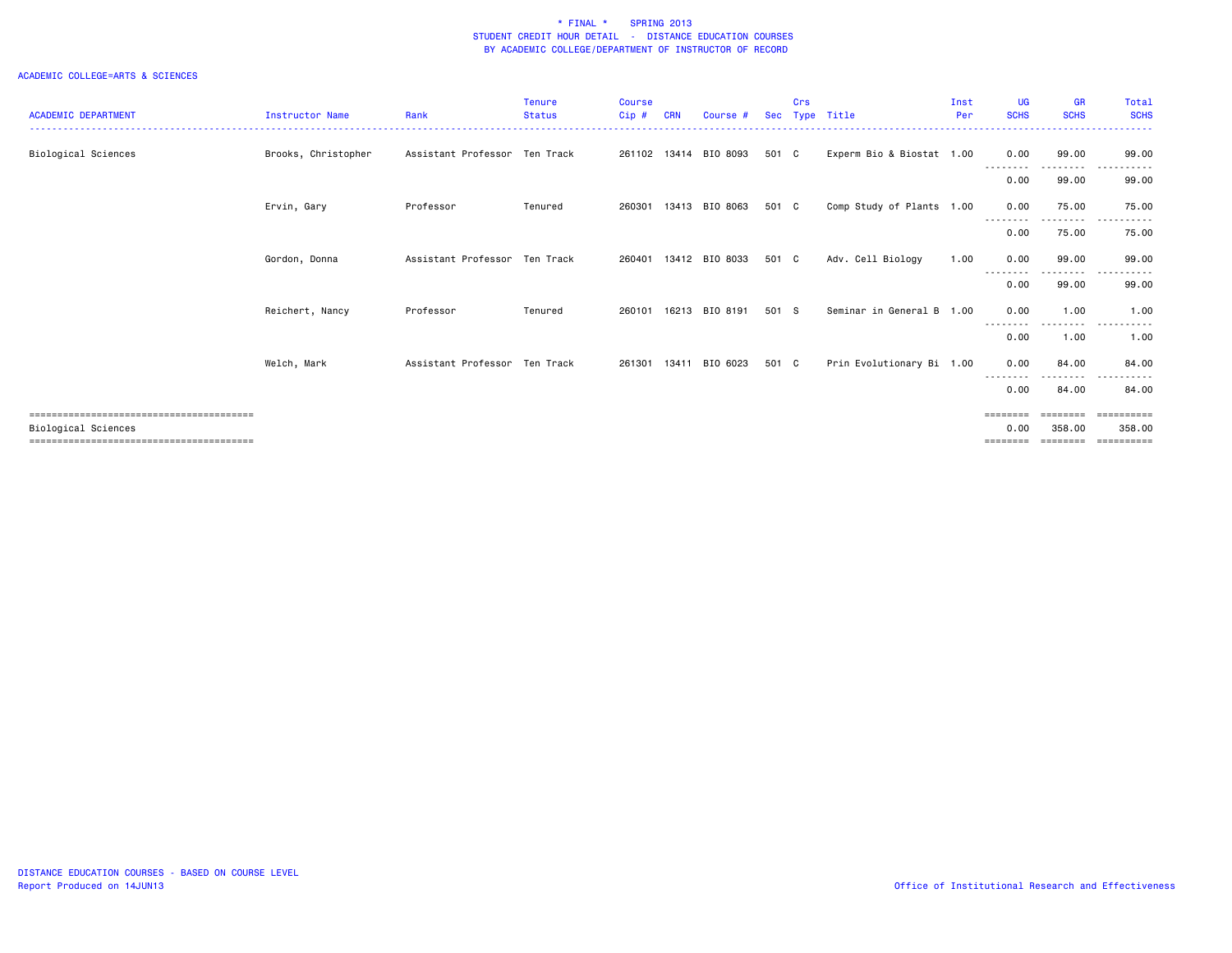# * FINAL * SPRING 2013
## STUDENT CREDIT HOUR DETAIL - DISTANCE EDUCATION COURSES
### BY ACADEMIC COLLEGE/DEPARTMENT OF INSTRUCTOR OF RECORD

ACADEMIC COLLEGE=ARTS & SCIENCES

| ACADEMIC DEPARTMENT | Instructor Name | Rank | Tenure Status | Course Cip # | CRN | Course # | Sec | Crs Type | Title | Inst Per | UG SCHS | GR SCHS | Total SCHS |
|---|---|---|---|---|---|---|---|---|---|---|---|---|---|
| Biological Sciences | Brooks, Christopher | Assistant Professor | Ten Track | 261102 | 13414 | BIO 8093 | 501 | C | Experm Bio & Biostat | 1.00 | 0.00 | 99.00 | 99.00 |
| | | | | | | | | | | | 0.00 | 99.00 | 99.00 |
| | Ervin, Gary | Professor | Tenured | 260301 | 13413 | BIO 8063 | 501 | C | Comp Study of Plants | 1.00 | 0.00 | 75.00 | 75.00 |
| | | | | | | | | | | | 0.00 | 75.00 | 75.00 |
| | Gordon, Donna | Assistant Professor | Ten Track | 260401 | 13412 | BIO 8033 | 501 | C | Adv. Cell Biology | 1.00 | 0.00 | 99.00 | 99.00 |
| | | | | | | | | | | | 0.00 | 99.00 | 99.00 |
| | Reichert, Nancy | Professor | Tenured | 260101 | 16213 | BIO 8191 | 501 | S | Seminar in General B | 1.00 | 0.00 | 1.00 | 1.00 |
| | | | | | | | | | | | 0.00 | 1.00 | 1.00 |
| | Welch, Mark | Assistant Professor | Ten Track | 261301 | 13411 | BIO 6023 | 501 | C | Prin Evolutionary Bi | 1.00 | 0.00 | 84.00 | 84.00 |
| | | | | | | | | | | | 0.00 | 84.00 | 84.00 |
| Biological Sciences | | | | | | | | | | | 0.00 | 358.00 | 358.00 |

DISTANCE EDUCATION COURSES - BASED ON COURSE LEVEL
Report Produced on 14JUN13

Office of Institutional Research and Effectiveness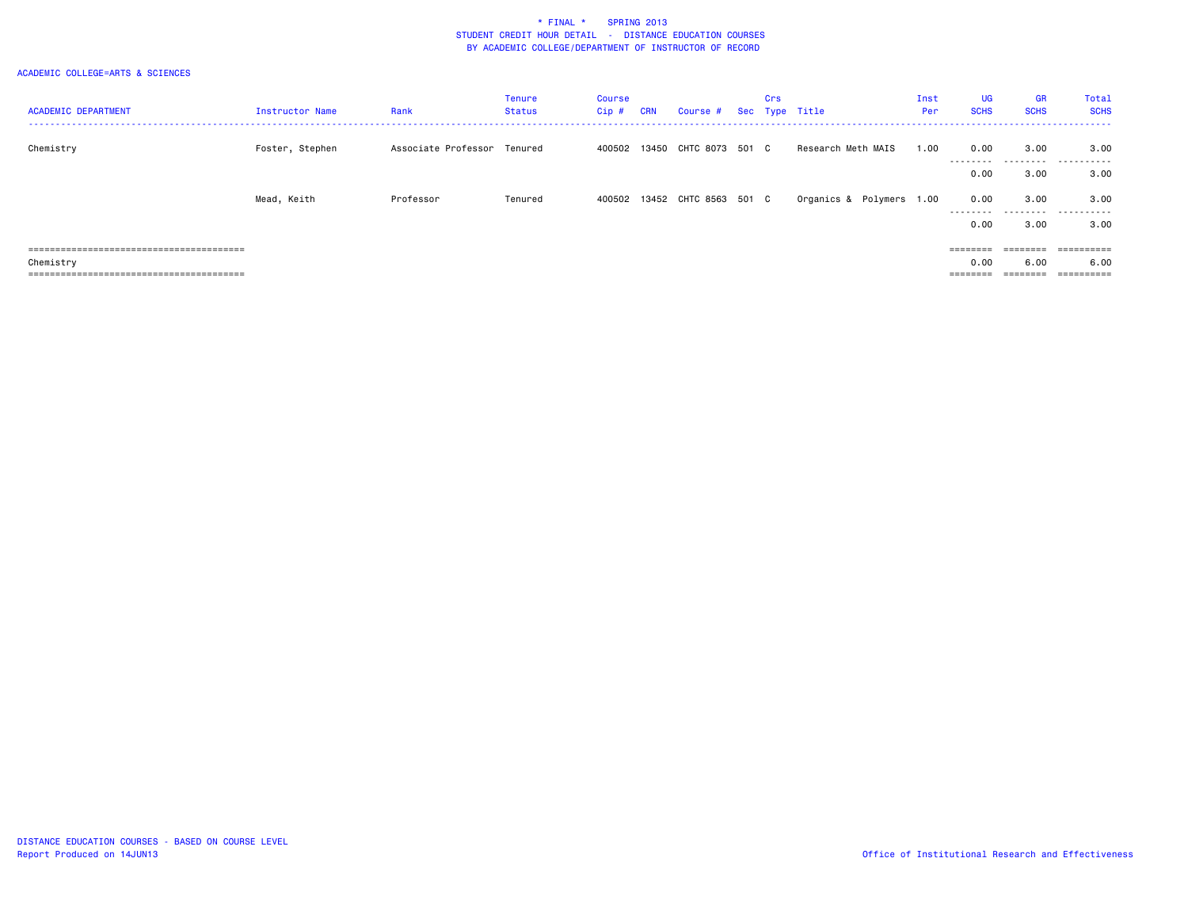\* FINAL \*    SPRING 2013
STUDENT CREDIT HOUR DETAIL - DISTANCE EDUCATION COURSES
BY ACADEMIC COLLEGE/DEPARTMENT OF INSTRUCTOR OF RECORD

ACADEMIC COLLEGE=ARTS & SCIENCES

| ACADEMIC DEPARTMENT | Instructor Name | Rank | Tenure Status | Course Cip # | CRN | Course # | Sec | Crs Type | Title | Inst Per | UG SCHS | GR SCHS | Total SCHS |
|---|---|---|---|---|---|---|---|---|---|---|---|---|---|
| Chemistry | Foster, Stephen | Associate Professor | Tenured | 400502 | 13450 | CHTC 8073 | 501 | C | Research Meth MAIS | 1.00 | 0.00 | 3.00 | 3.00 |
| | | | | | | | | | | | 0.00 | 3.00 | 3.00 |
| | Mead, Keith | Professor | Tenured | 400502 | 13452 | CHTC 8563 | 501 | C | Organics & Polymers | 1.00 | 0.00 | 3.00 | 3.00 |
| | | | | | | | | | | | 0.00 | 3.00 | 3.00 |
| Chemistry | | | | | | | | | | | 0.00 | 6.00 | 6.00 |

DISTANCE EDUCATION COURSES - BASED ON COURSE LEVEL
Report Produced on 14JUN13

Office of Institutional Research and Effectiveness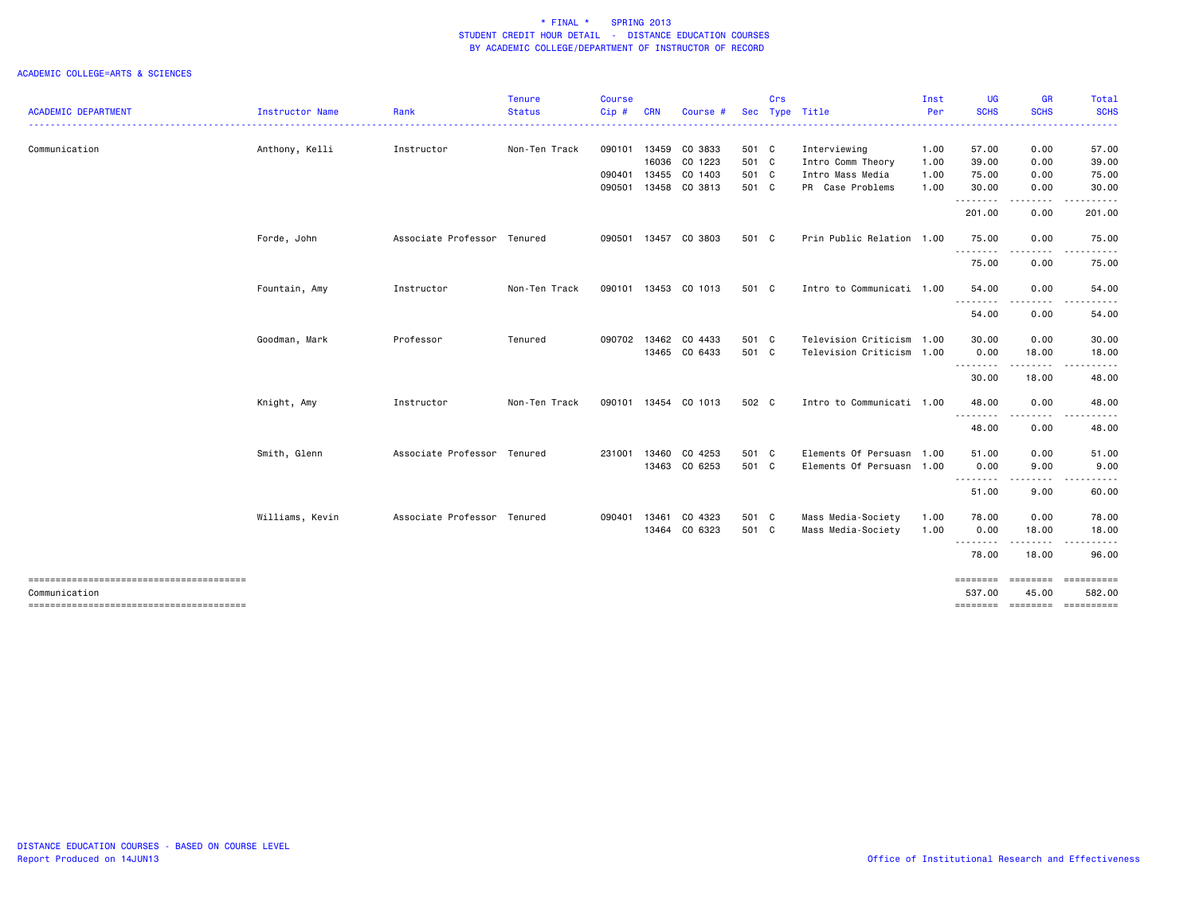\* FINAL \* SPRING 2013
STUDENT CREDIT HOUR DETAIL - DISTANCE EDUCATION COURSES
BY ACADEMIC COLLEGE/DEPARTMENT OF INSTRUCTOR OF RECORD

ACADEMIC COLLEGE=ARTS & SCIENCES

| ACADEMIC DEPARTMENT | Instructor Name | Rank | Tenure Status | Course Cip # | CRN | Course # | Sec | Crs Type | Title | Inst Per | UG SCHS | GR SCHS | Total SCHS |
|---|---|---|---|---|---|---|---|---|---|---|---|---|---|
| Communication | Anthony, Kelli | Instructor | Non-Ten Track | 090101 | 13459 | CO 3833 | 501 | C | Interviewing | 1.00 | 57.00 | 0.00 | 57.00 |
| | | | | | 16036 | CO 1223 | 501 | C | Intro Comm Theory | 1.00 | 39.00 | 0.00 | 39.00 |
| | | | | 090401 | 13455 | CO 1403 | 501 | C | Intro Mass Media | 1.00 | 75.00 | 0.00 | 75.00 |
| | | | | 090501 | 13458 | CO 3813 | 501 | C | PR Case Problems | 1.00 | 30.00 | 0.00 | 30.00 |
| | | | | | | | | | | | 201.00 | 0.00 | 201.00 |
| | Forde, John | Associate Professor | Tenured | 090501 | 13457 | CO 3803 | 501 | C | Prin Public Relation | 1.00 | 75.00 | 0.00 | 75.00 |
| | | | | | | | | | | | 75.00 | 0.00 | 75.00 |
| | Fountain, Amy | Instructor | Non-Ten Track | 090101 | 13453 | CO 1013 | 501 | C | Intro to Communicati | 1.00 | 54.00 | 0.00 | 54.00 |
| | | | | | | | | | | | 54.00 | 0.00 | 54.00 |
| | Goodman, Mark | Professor | Tenured | 090702 | 13462 | CO 4433 | 501 | C | Television Criticism | 1.00 | 30.00 | 0.00 | 30.00 |
| | | | | | 13465 | CO 6433 | 501 | C | Television Criticism | 1.00 | 0.00 | 18.00 | 18.00 |
| | | | | | | | | | | | 30.00 | 18.00 | 48.00 |
| | Knight, Amy | Instructor | Non-Ten Track | 090101 | 13454 | CO 1013 | 502 | C | Intro to Communicati | 1.00 | 48.00 | 0.00 | 48.00 |
| | | | | | | | | | | | 48.00 | 0.00 | 48.00 |
| | Smith, Glenn | Associate Professor | Tenured | 231001 | 13460 | CO 4253 | 501 | C | Elements Of Persuasn | 1.00 | 51.00 | 0.00 | 51.00 |
| | | | | | 13463 | CO 6253 | 501 | C | Elements Of Persuasn | 1.00 | 0.00 | 9.00 | 9.00 |
| | | | | | | | | | | | 51.00 | 9.00 | 60.00 |
| | Williams, Kevin | Associate Professor | Tenured | 090401 | 13461 | CO 4323 | 501 | C | Mass Media-Society | 1.00 | 78.00 | 0.00 | 78.00 |
| | | | | | 13464 | CO 6323 | 501 | C | Mass Media-Society | 1.00 | 0.00 | 18.00 | 18.00 |
| | | | | | | | | | | | 78.00 | 18.00 | 96.00 |
| Communication | | | | | | | | | | | 537.00 | 45.00 | 582.00 |

DISTANCE EDUCATION COURSES - BASED ON COURSE LEVEL
Report Produced on 14JUN13

Office of Institutional Research and Effectiveness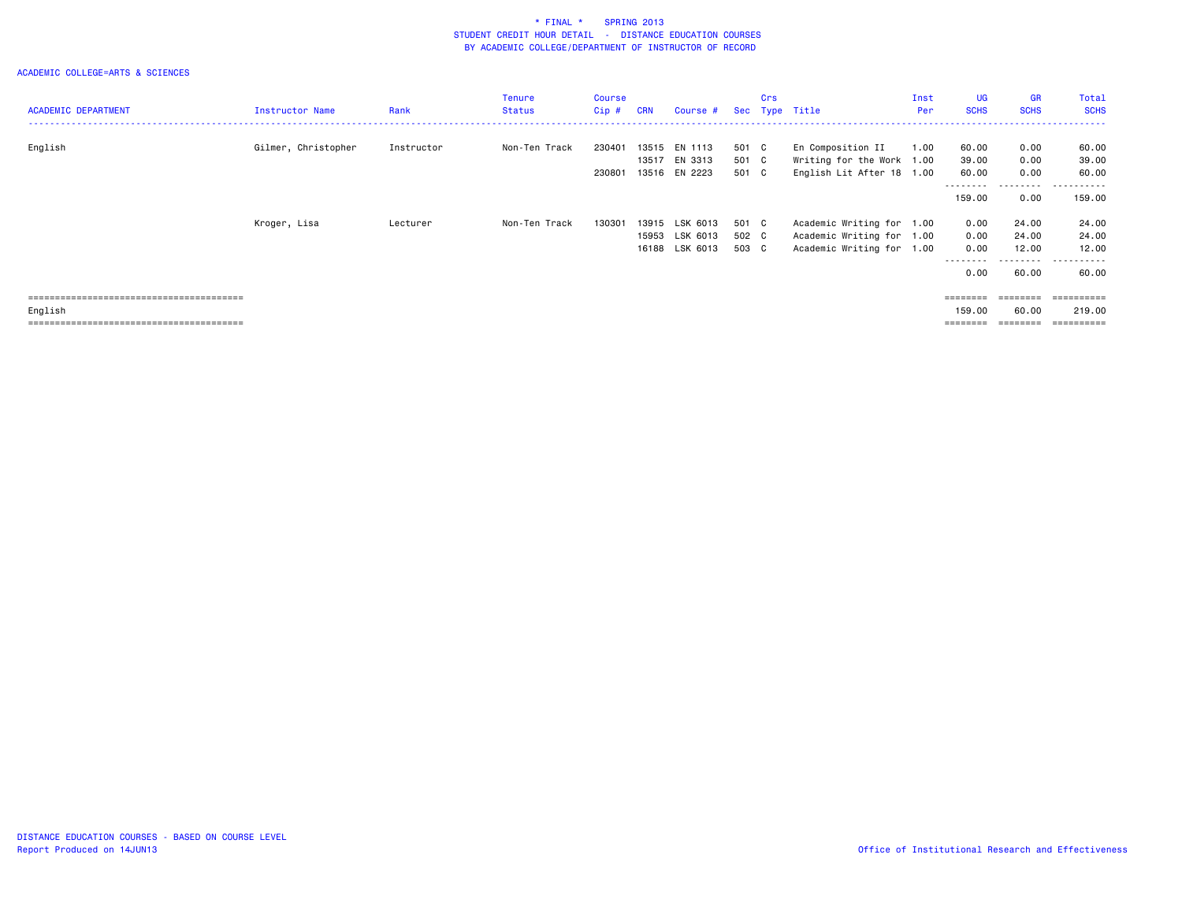* FINAL * SPRING 2013
STUDENT CREDIT HOUR DETAIL - DISTANCE EDUCATION COURSES
BY ACADEMIC COLLEGE/DEPARTMENT OF INSTRUCTOR OF RECORD

ACADEMIC COLLEGE=ARTS & SCIENCES

| ACADEMIC DEPARTMENT | Instructor Name | Rank | Tenure Status | Course Cip # | CRN | Course # | Sec | Crs Type | Title | Inst Per | UG SCHS | GR SCHS | Total SCHS |
|---|---|---|---|---|---|---|---|---|---|---|---|---|---|
| English | Gilmer, Christopher | Instructor | Non-Ten Track | 230401 | 13515 | EN 1113 | 501 | C | En Composition II | 1.00 | 60.00 | 0.00 | 60.00 |
| | | | | | 13517 | EN 3313 | 501 | C | Writing for the Work | 1.00 | 39.00 | 0.00 | 39.00 |
| | | | | 230801 | 13516 | EN 2223 | 501 | C | English Lit After 18 | 1.00 | 60.00 | 0.00 | 60.00 |
| | | | | | | | | | | | 159.00 | 0.00 | 159.00 |
| | Kroger, Lisa | Lecturer | Non-Ten Track | 130301 | 13915 | LSK 6013 | 501 | C | Academic Writing for | 1.00 | 0.00 | 24.00 | 24.00 |
| | | | | | 15953 | LSK 6013 | 502 | C | Academic Writing for | 1.00 | 0.00 | 24.00 | 24.00 |
| | | | | | 16188 | LSK 6013 | 503 | C | Academic Writing for | 1.00 | 0.00 | 12.00 | 12.00 |
| | | | | | | | | | | | 0.00 | 60.00 | 60.00 |
| English | | | | | | | | | | | 159.00 | 60.00 | 219.00 |

DISTANCE EDUCATION COURSES - BASED ON COURSE LEVEL
Report Produced on 14JUN13

Office of Institutional Research and Effectiveness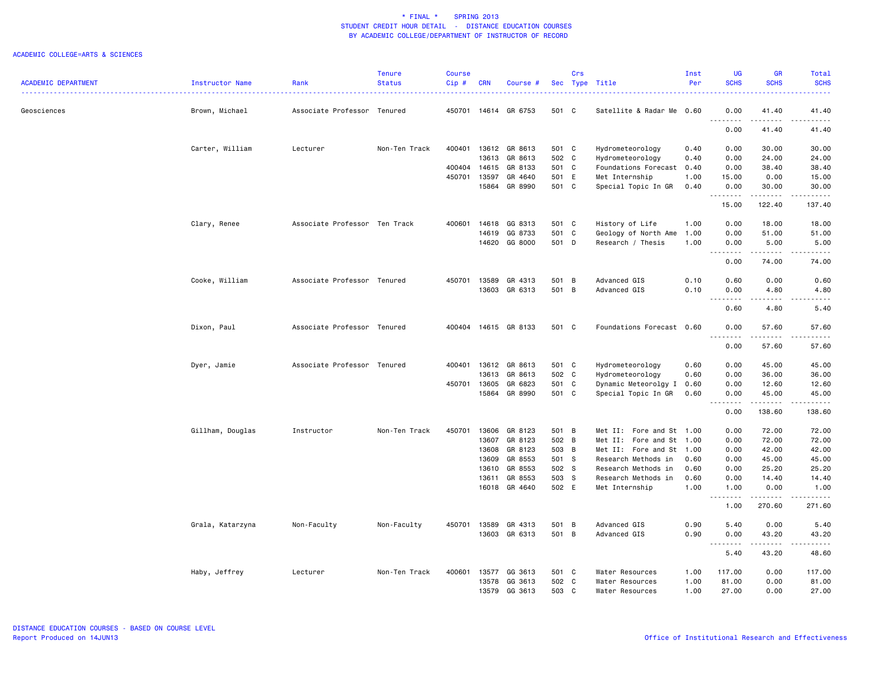\* FINAL \* SPRING 2013
STUDENT CREDIT HOUR DETAIL - DISTANCE EDUCATION COURSES
BY ACADEMIC COLLEGE/DEPARTMENT OF INSTRUCTOR OF RECORD

ACADEMIC COLLEGE=ARTS & SCIENCES

| ACADEMIC DEPARTMENT | Instructor Name | Rank | Tenure Status | Course Cip # | CRN | Course # | Sec | Crs Type | Title | Inst Per | UG SCHS | GR SCHS | Total SCHS |
|---|---|---|---|---|---|---|---|---|---|---|---|---|---|
| Geosciences | Brown, Michael | Associate Professor | Tenured | 450701 | 14614 | GR 6753 | 501 | C | Satellite & Radar Me | 0.60 | 0.00 | 41.40 | 41.40 |
| | | | | | | | | | | | 0.00 | 41.40 | 41.40 |
| | Carter, William | Lecturer | Non-Ten Track | 400401 | 13612 | GR 8613 | 501 | C | Hydrometeorology | 0.40 | 0.00 | 30.00 | 30.00 |
| | | | | | 13613 | GR 8613 | 502 | C | Hydrometeorology | 0.40 | 0.00 | 24.00 | 24.00 |
| | | | | 400404 | 14615 | GR 8133 | 501 | C | Foundations Forecast | 0.40 | 0.00 | 38.40 | 38.40 |
| | | | | 450701 | 13597 | GR 4640 | 501 | E | Met Internship | 1.00 | 15.00 | 0.00 | 15.00 |
| | | | | | 15864 | GR 8990 | 501 | C | Special Topic In GR | 0.40 | 0.00 | 30.00 | 30.00 |
| | | | | | | | | | | | 15.00 | 122.40 | 137.40 |
| | Clary, Renee | Associate Professor | Ten Track | 400601 | 14618 | GG 8313 | 501 | C | History of Life | 1.00 | 0.00 | 18.00 | 18.00 |
| | | | | | 14619 | GG 8733 | 501 | C | Geology of North Ame | 1.00 | 0.00 | 51.00 | 51.00 |
| | | | | | 14620 | GG 8000 | 501 | D | Research / Thesis | 1.00 | 0.00 | 5.00 | 5.00 |
| | | | | | | | | | | | 0.00 | 74.00 | 74.00 |
| | Cooke, William | Associate Professor | Tenured | 450701 | 13589 | GR 4313 | 501 | B | Advanced GIS | 0.10 | 0.60 | 0.00 | 0.60 |
| | | | | | 13603 | GR 6313 | 501 | B | Advanced GIS | 0.10 | 0.00 | 4.80 | 4.80 |
| | | | | | | | | | | | 0.60 | 4.80 | 5.40 |
| | Dixon, Paul | Associate Professor | Tenured | 400404 | 14615 | GR 8133 | 501 | C | Foundations Forecast | 0.60 | 0.00 | 57.60 | 57.60 |
| | | | | | | | | | | | 0.00 | 57.60 | 57.60 |
| | Dyer, Jamie | Associate Professor | Tenured | 400401 | 13612 | GR 8613 | 501 | C | Hydrometeorology | 0.60 | 0.00 | 45.00 | 45.00 |
| | | | | | 13613 | GR 8613 | 502 | C | Hydrometeorology | 0.60 | 0.00 | 36.00 | 36.00 |
| | | | | 450701 | 13605 | GR 6823 | 501 | C | Dynamic Meteorolgy I | 0.60 | 0.00 | 12.60 | 12.60 |
| | | | | | 15864 | GR 8990 | 501 | C | Special Topic In GR | 0.60 | 0.00 | 45.00 | 45.00 |
| | | | | | | | | | | | 0.00 | 138.60 | 138.60 |
| | Gillham, Douglas | Instructor | Non-Ten Track | 450701 | 13606 | GR 8123 | 501 | B | Met II: Fore and St | 1.00 | 0.00 | 72.00 | 72.00 |
| | | | | | 13607 | GR 8123 | 502 | B | Met II: Fore and St | 1.00 | 0.00 | 72.00 | 72.00 |
| | | | | | 13608 | GR 8123 | 503 | B | Met II: Fore and St | 1.00 | 0.00 | 42.00 | 42.00 |
| | | | | | 13609 | GR 8553 | 501 | S | Research Methods in | 0.60 | 0.00 | 45.00 | 45.00 |
| | | | | | 13610 | GR 8553 | 502 | S | Research Methods in | 0.60 | 0.00 | 25.20 | 25.20 |
| | | | | | 13611 | GR 8553 | 503 | S | Research Methods in | 0.60 | 0.00 | 14.40 | 14.40 |
| | | | | | 16018 | GR 4640 | 502 | E | Met Internship | 1.00 | 1.00 | 0.00 | 1.00 |
| | | | | | | | | | | | 1.00 | 270.60 | 271.60 |
| | Grala, Katarzyna | Non-Faculty | Non-Faculty | 450701 | 13589 | GR 4313 | 501 | B | Advanced GIS | 0.90 | 5.40 | 0.00 | 5.40 |
| | | | | | 13603 | GR 6313 | 501 | B | Advanced GIS | 0.90 | 0.00 | 43.20 | 43.20 |
| | | | | | | | | | | | 5.40 | 43.20 | 48.60 |
| | Haby, Jeffrey | Lecturer | Non-Ten Track | 400601 | 13577 | GG 3613 | 501 | C | Water Resources | 1.00 | 117.00 | 0.00 | 117.00 |
| | | | | | 13578 | GG 3613 | 502 | C | Water Resources | 1.00 | 81.00 | 0.00 | 81.00 |
| | | | | | 13579 | GG 3613 | 503 | C | Water Resources | 1.00 | 27.00 | 0.00 | 27.00 |

DISTANCE EDUCATION COURSES - BASED ON COURSE LEVEL
Report Produced on 14JUN13

Office of Institutional Research and Effectiveness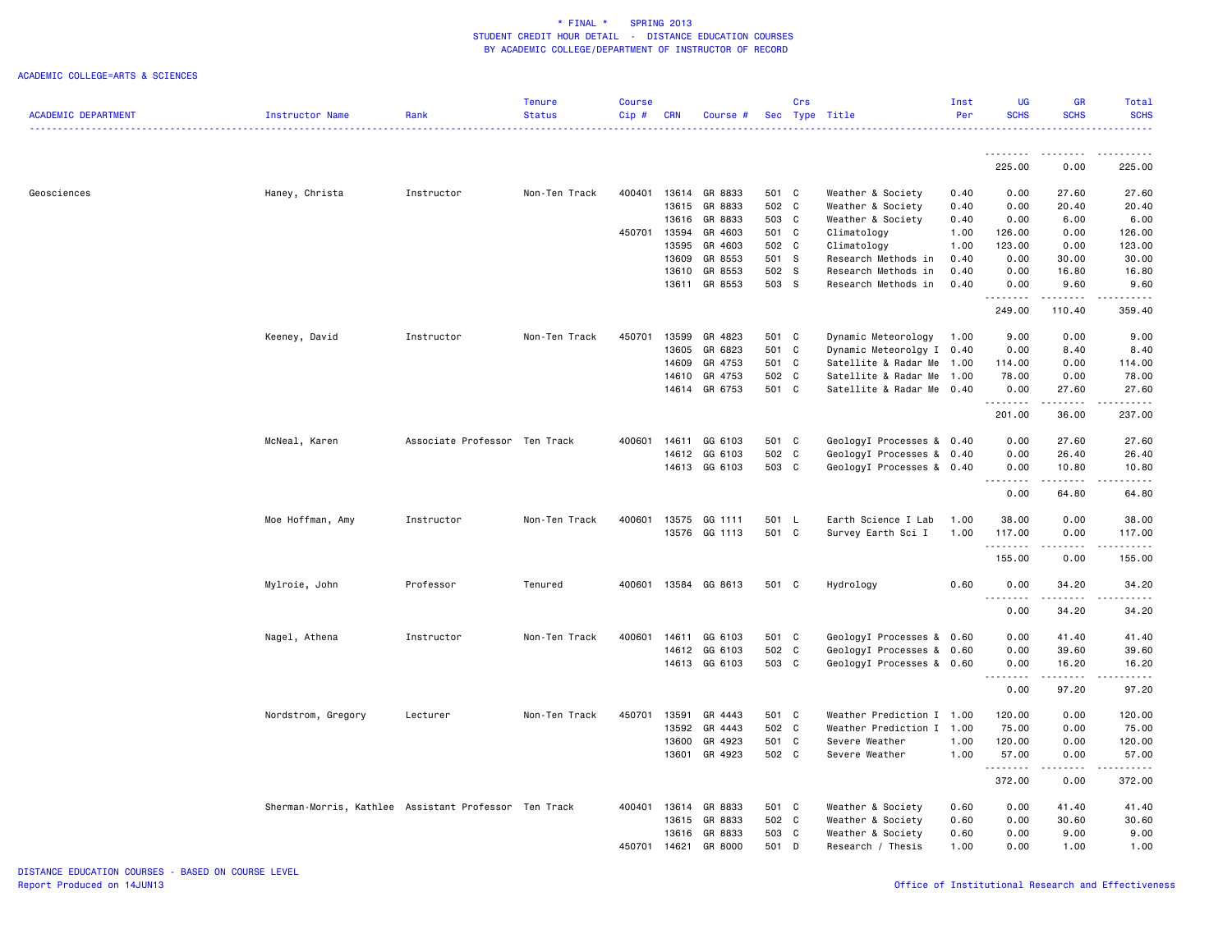\* FINAL \* SPRING 2013
STUDENT CREDIT HOUR DETAIL - DISTANCE EDUCATION COURSES
BY ACADEMIC COLLEGE/DEPARTMENT OF INSTRUCTOR OF RECORD

ACADEMIC COLLEGE=ARTS & SCIENCES

| ACADEMIC DEPARTMENT | Instructor Name | Rank | Tenure Status | Course Cip # | CRN | Course # | Sec | Crs Type | Title | Inst Per | UG SCHS | GR SCHS | Total SCHS |
|---|---|---|---|---|---|---|---|---|---|---|---|---|---|
| | | | | | | | | | | | 225.00 | 0.00 | 225.00 |
| Geosciences | Haney, Christa | Instructor | Non-Ten Track | 400401 | 13614 | GR 8833 | 501 | C | Weather & Society | 0.40 | 0.00 | 27.60 | 27.60 |
| | | | | | 13615 | GR 8833 | 502 | C | Weather & Society | 0.40 | 0.00 | 20.40 | 20.40 |
| | | | | | 13616 | GR 8833 | 503 | C | Weather & Society | 0.40 | 0.00 | 6.00 | 6.00 |
| | | | | 450701 | 13594 | GR 4603 | 501 | C | Climatology | 1.00 | 126.00 | 0.00 | 126.00 |
| | | | | | 13595 | GR 4603 | 502 | C | Climatology | 1.00 | 123.00 | 0.00 | 123.00 |
| | | | | | 13609 | GR 8553 | 501 | S | Research Methods in | 0.40 | 0.00 | 30.00 | 30.00 |
| | | | | | 13610 | GR 8553 | 502 | S | Research Methods in | 0.40 | 0.00 | 16.80 | 16.80 |
| | | | | | 13611 | GR 8553 | 503 | S | Research Methods in | 0.40 | 0.00 | 9.60 | 9.60 |
| | | | | | | | | | | | 249.00 | 110.40 | 359.40 |
| | Keeney, David | Instructor | Non-Ten Track | 450701 | 13599 | GR 4823 | 501 | C | Dynamic Meteorology | 1.00 | 9.00 | 0.00 | 9.00 |
| | | | | | 13605 | GR 6823 | 501 | C | Dynamic Meteorolgy I | 0.40 | 0.00 | 8.40 | 8.40 |
| | | | | | 14609 | GR 4753 | 501 | C | Satellite & Radar Me | 1.00 | 114.00 | 0.00 | 114.00 |
| | | | | | 14610 | GR 4753 | 502 | C | Satellite & Radar Me | 1.00 | 78.00 | 0.00 | 78.00 |
| | | | | | 14614 | GR 6753 | 501 | C | Satellite & Radar Me | 0.40 | 0.00 | 27.60 | 27.60 |
| | | | | | | | | | | | 201.00 | 36.00 | 237.00 |
| | McNeal, Karen | Associate Professor | Ten Track | 400601 | 14611 | GG 6103 | 501 | C | GeologyI Processes & | 0.40 | 0.00 | 27.60 | 27.60 |
| | | | | | 14612 | GG 6103 | 502 | C | GeologyI Processes & | 0.40 | 0.00 | 26.40 | 26.40 |
| | | | | | 14613 | GG 6103 | 503 | C | GeologyI Processes & | 0.40 | 0.00 | 10.80 | 10.80 |
| | | | | | | | | | | | 0.00 | 64.80 | 64.80 |
| | Moe Hoffman, Amy | Instructor | Non-Ten Track | 400601 | 13575 | GG 1111 | 501 | L | Earth Science I Lab | 1.00 | 38.00 | 0.00 | 38.00 |
| | | | | | 13576 | GG 1113 | 501 | C | Survey Earth Sci I | 1.00 | 117.00 | 0.00 | 117.00 |
| | | | | | | | | | | | 155.00 | 0.00 | 155.00 |
| | Mylroie, John | Professor | Tenured | 400601 | 13584 | GG 8613 | 501 | C | Hydrology | 0.60 | 0.00 | 34.20 | 34.20 |
| | | | | | | | | | | | 0.00 | 34.20 | 34.20 |
| | Nagel, Athena | Instructor | Non-Ten Track | 400601 | 14611 | GG 6103 | 501 | C | GeologyI Processes & | 0.60 | 0.00 | 41.40 | 41.40 |
| | | | | | 14612 | GG 6103 | 502 | C | GeologyI Processes & | 0.60 | 0.00 | 39.60 | 39.60 |
| | | | | | 14613 | GG 6103 | 503 | C | GeologyI Processes & | 0.60 | 0.00 | 16.20 | 16.20 |
| | | | | | | | | | | | 0.00 | 97.20 | 97.20 |
| | Nordstrom, Gregory | Lecturer | Non-Ten Track | 450701 | 13591 | GR 4443 | 501 | C | Weather Prediction I | 1.00 | 120.00 | 0.00 | 120.00 |
| | | | | | 13592 | GR 4443 | 502 | C | Weather Prediction I | 1.00 | 75.00 | 0.00 | 75.00 |
| | | | | | 13600 | GR 4923 | 501 | C | Severe Weather | 1.00 | 120.00 | 0.00 | 120.00 |
| | | | | | 13601 | GR 4923 | 502 | C | Severe Weather | 1.00 | 57.00 | 0.00 | 57.00 |
| | | | | | | | | | | | 372.00 | 0.00 | 372.00 |
| | Sherman-Morris, Kathlee | Assistant Professor | Ten Track | 400401 | 13614 | GR 8833 | 501 | C | Weather & Society | 0.60 | 0.00 | 41.40 | 41.40 |
| | | | | | 13615 | GR 8833 | 502 | C | Weather & Society | 0.60 | 0.00 | 30.60 | 30.60 |
| | | | | | 13616 | GR 8833 | 503 | C | Weather & Society | 0.60 | 0.00 | 9.00 | 9.00 |
| | | | | 450701 | 14621 | GR 8000 | 501 | D | Research / Thesis | 1.00 | 0.00 | 1.00 | 1.00 |

DISTANCE EDUCATION COURSES - BASED ON COURSE LEVEL
Report Produced on 14JUN13

Office of Institutional Research and Effectiveness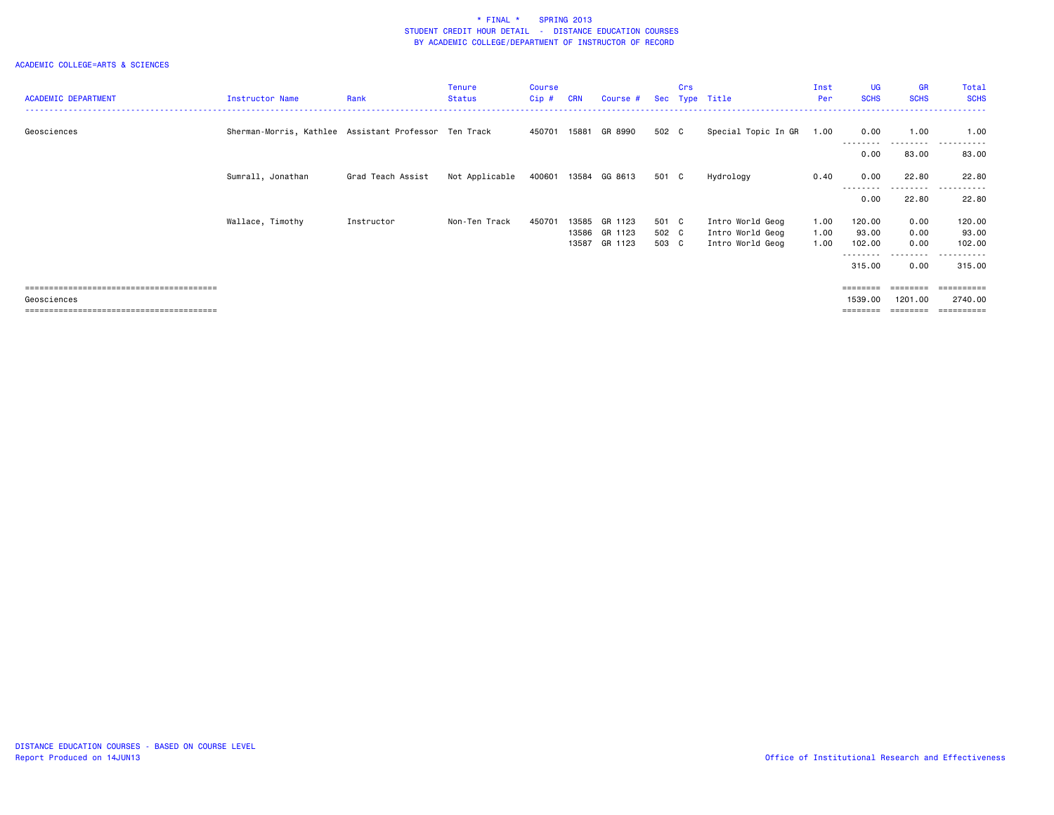\* FINAL \* SPRING 2013
STUDENT CREDIT HOUR DETAIL - DISTANCE EDUCATION COURSES
BY ACADEMIC COLLEGE/DEPARTMENT OF INSTRUCTOR OF RECORD

ACADEMIC COLLEGE=ARTS & SCIENCES

| ACADEMIC DEPARTMENT | Instructor Name | Rank | Tenure Status | Course Cip # | CRN | Course # | Sec | Crs Type | Title | Inst Per | UG SCHS | GR SCHS | Total SCHS |
|---|---|---|---|---|---|---|---|---|---|---|---|---|---|
| Geosciences | Sherman-Morris, Kathlee | Assistant Professor | Ten Track | 450701 | 15881 | GR 8990 | 502 | C | Special Topic In GR | 1.00 | 0.00 | 1.00 | 1.00 |
| | | | | | | | | | | | 0.00 | 83.00 | 83.00 |
| | Sumrall, Jonathan | Grad Teach Assist | Not Applicable | 400601 | 13584 | GG 8613 | 501 | C | Hydrology | 0.40 | 0.00 | 22.80 | 22.80 |
| | | | | | | | | | | | 0.00 | 22.80 | 22.80 |
| | Wallace, Timothy | Instructor | Non-Ten Track | 450701 | 13585 | GR 1123 | 501 | C | Intro World Geog | 1.00 | 120.00 | 0.00 | 120.00 |
| | | | | | 13586 | GR 1123 | 502 | C | Intro World Geog | 1.00 | 93.00 | 0.00 | 93.00 |
| | | | | | 13587 | GR 1123 | 503 | C | Intro World Geog | 1.00 | 102.00 | 0.00 | 102.00 |
| | | | | | | | | | | | 315.00 | 0.00 | 315.00 |
| Geosciences | | | | | | | | | | | 1539.00 | 1201.00 | 2740.00 |

DISTANCE EDUCATION COURSES - BASED ON COURSE LEVEL
Report Produced on 14JUN13

Office of Institutional Research and Effectiveness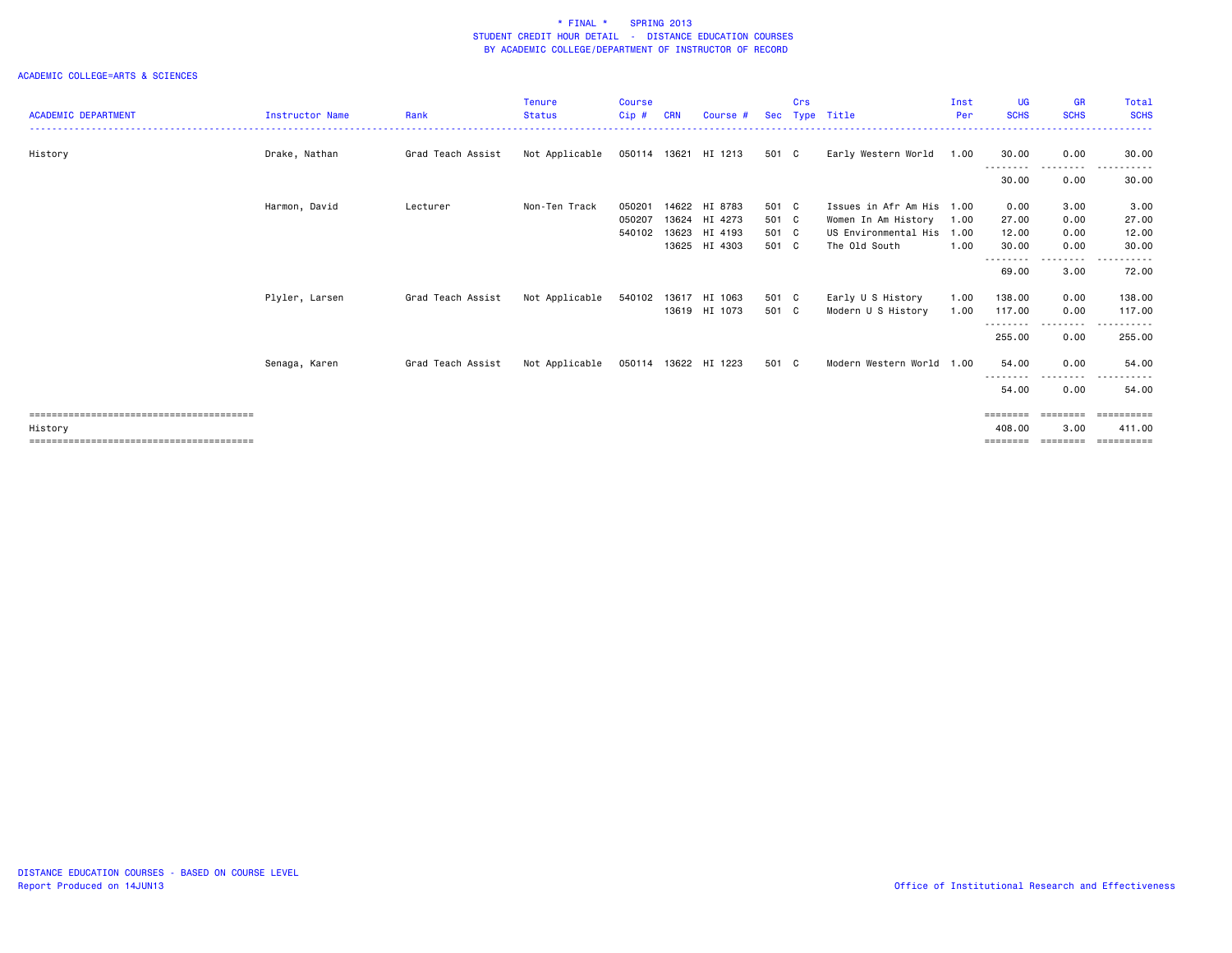\* FINAL \* SPRING 2013
STUDENT CREDIT HOUR DETAIL - DISTANCE EDUCATION COURSES
BY ACADEMIC COLLEGE/DEPARTMENT OF INSTRUCTOR OF RECORD

ACADEMIC COLLEGE=ARTS & SCIENCES

| ACADEMIC DEPARTMENT | Instructor Name | Rank | Tenure Status | Course Cip # | CRN | Course # | Sec | Crs Type | Title | Inst Per | UG SCHS | GR SCHS | Total SCHS |
|---|---|---|---|---|---|---|---|---|---|---|---|---|---|
| History | Drake, Nathan | Grad Teach Assist | Not Applicable | 050114 | 13621 | HI 1213 | 501 | C | Early Western World | 1.00 | 30.00 | 0.00 | 30.00 |
| | | | | | | | | | | | 30.00 | 0.00 | 30.00 |
| | Harmon, David | Lecturer | Non-Ten Track | 050201 | 14622 | HI 8783 | 501 | C | Issues in Afr Am His | 1.00 | 0.00 | 3.00 | 3.00 |
| | | | | 050207 | 13624 | HI 4273 | 501 | C | Women In Am History | 1.00 | 27.00 | 0.00 | 27.00 |
| | | | | 540102 | 13623 | HI 4193 | 501 | C | US Environmental His | 1.00 | 12.00 | 0.00 | 12.00 |
| | | | | | 13625 | HI 4303 | 501 | C | The Old South | 1.00 | 30.00 | 0.00 | 30.00 |
| | | | | | | | | | | | 69.00 | 3.00 | 72.00 |
| | Plyler, Larsen | Grad Teach Assist | Not Applicable | 540102 | 13617 | HI 1063 | 501 | C | Early U S History | 1.00 | 138.00 | 0.00 | 138.00 |
| | | | | | 13619 | HI 1073 | 501 | C | Modern U S History | 1.00 | 117.00 | 0.00 | 117.00 |
| | | | | | | | | | | | 255.00 | 0.00 | 255.00 |
| | Senaga, Karen | Grad Teach Assist | Not Applicable | 050114 | 13622 | HI 1223 | 501 | C | Modern Western World | 1.00 | 54.00 | 0.00 | 54.00 |
| | | | | | | | | | | | 54.00 | 0.00 | 54.00 |
| History | | | | | | | | | | | 408.00 | 3.00 | 411.00 |

DISTANCE EDUCATION COURSES - BASED ON COURSE LEVEL
Report Produced on 14JUN13

Office of Institutional Research and Effectiveness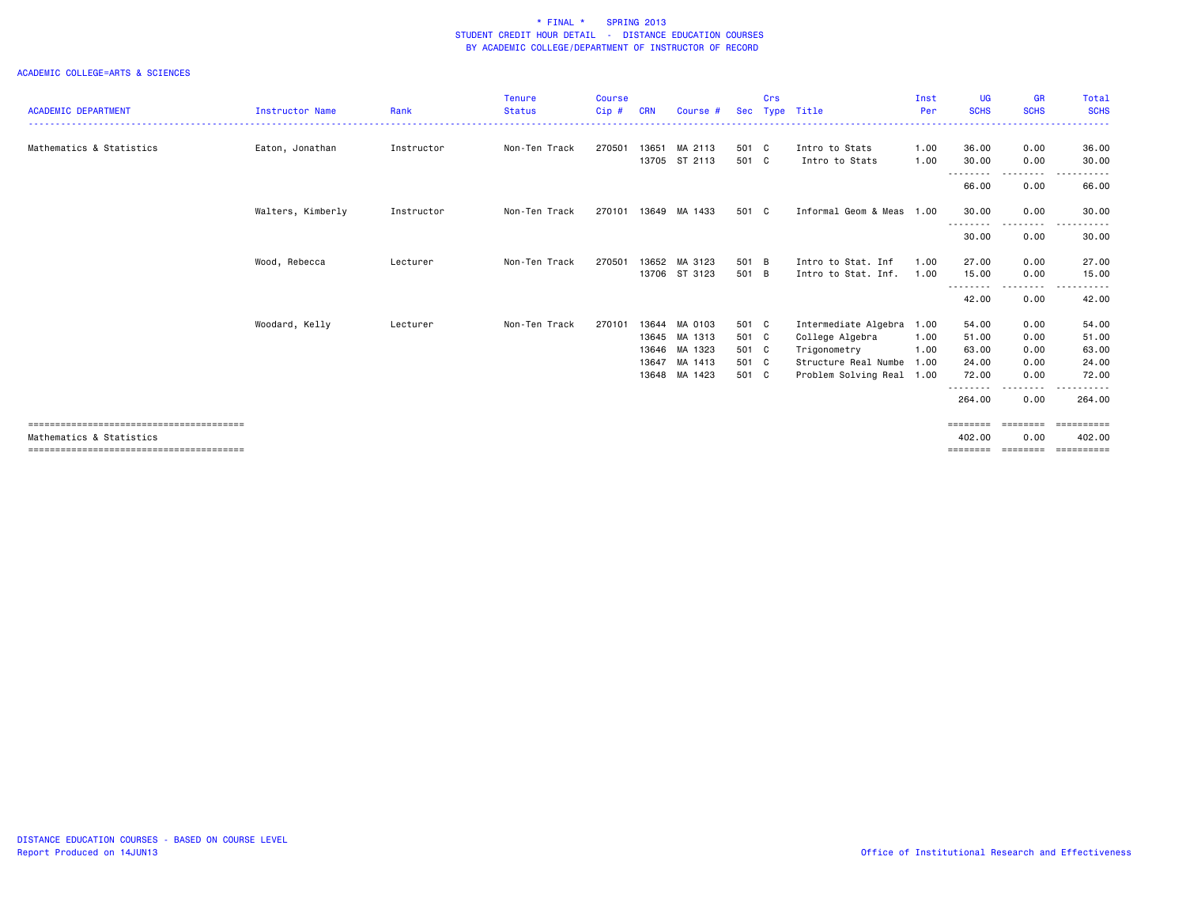**\* FINAL \* SPRING 2013**
**STUDENT CREDIT HOUR DETAIL - DISTANCE EDUCATION COURSES**
**BY ACADEMIC COLLEGE/DEPARTMENT OF INSTRUCTOR OF RECORD**

ACADEMIC COLLEGE=ARTS & SCIENCES

| ACADEMIC DEPARTMENT | Instructor Name | Rank | Tenure Status | Course Cip # | CRN | Course # | Sec | Crs Type | Title | Inst Per | UG SCHS | GR SCHS | Total SCHS |
|---|---|---|---|---|---|---|---|---|---|---|---|---|---|
| Mathematics & Statistics | Eaton, Jonathan | Instructor | Non-Ten Track | 270501 | 13651 | MA 2113 | 501 | C | Intro to Stats | 1.00 | 36.00 | 0.00 | 36.00 |
| | | | | | 13705 | ST 2113 | 501 | C | Intro to Stats | 1.00 | 30.00 | 0.00 | 30.00 |
| | | | | | | | | | | | 66.00 | 0.00 | 66.00 |
| | Walters, Kimberly | Instructor | Non-Ten Track | 270101 | 13649 | MA 1433 | 501 | C | Informal Geom & Meas | 1.00 | 30.00 | 0.00 | 30.00 |
| | | | | | | | | | | | 30.00 | 0.00 | 30.00 |
| | Wood, Rebecca | Lecturer | Non-Ten Track | 270501 | 13652 | MA 3123 | 501 | B | Intro to Stat. Inf | 1.00 | 27.00 | 0.00 | 27.00 |
| | | | | | 13706 | ST 3123 | 501 | B | Intro to Stat. Inf. | 1.00 | 15.00 | 0.00 | 15.00 |
| | | | | | | | | | | | 42.00 | 0.00 | 42.00 |
| | Woodard, Kelly | Lecturer | Non-Ten Track | 270101 | 13644 | MA 0103 | 501 | C | Intermediate Algebra | 1.00 | 54.00 | 0.00 | 54.00 |
| | | | | | 13645 | MA 1313 | 501 | C | College Algebra | 1.00 | 51.00 | 0.00 | 51.00 |
| | | | | | 13646 | MA 1323 | 501 | C | Trigonometry | 1.00 | 63.00 | 0.00 | 63.00 |
| | | | | | 13647 | MA 1413 | 501 | C | Structure Real Numbe | 1.00 | 24.00 | 0.00 | 24.00 |
| | | | | | 13648 | MA 1423 | 501 | C | Problem Solving Real | 1.00 | 72.00 | 0.00 | 72.00 |
| | | | | | | | | | | | 264.00 | 0.00 | 264.00 |
| Mathematics & Statistics | | | | | | | | | | | 402.00 | 0.00 | 402.00 |

DISTANCE EDUCATION COURSES - BASED ON COURSE LEVEL
Report Produced on 14JUN13

Office of Institutional Research and Effectiveness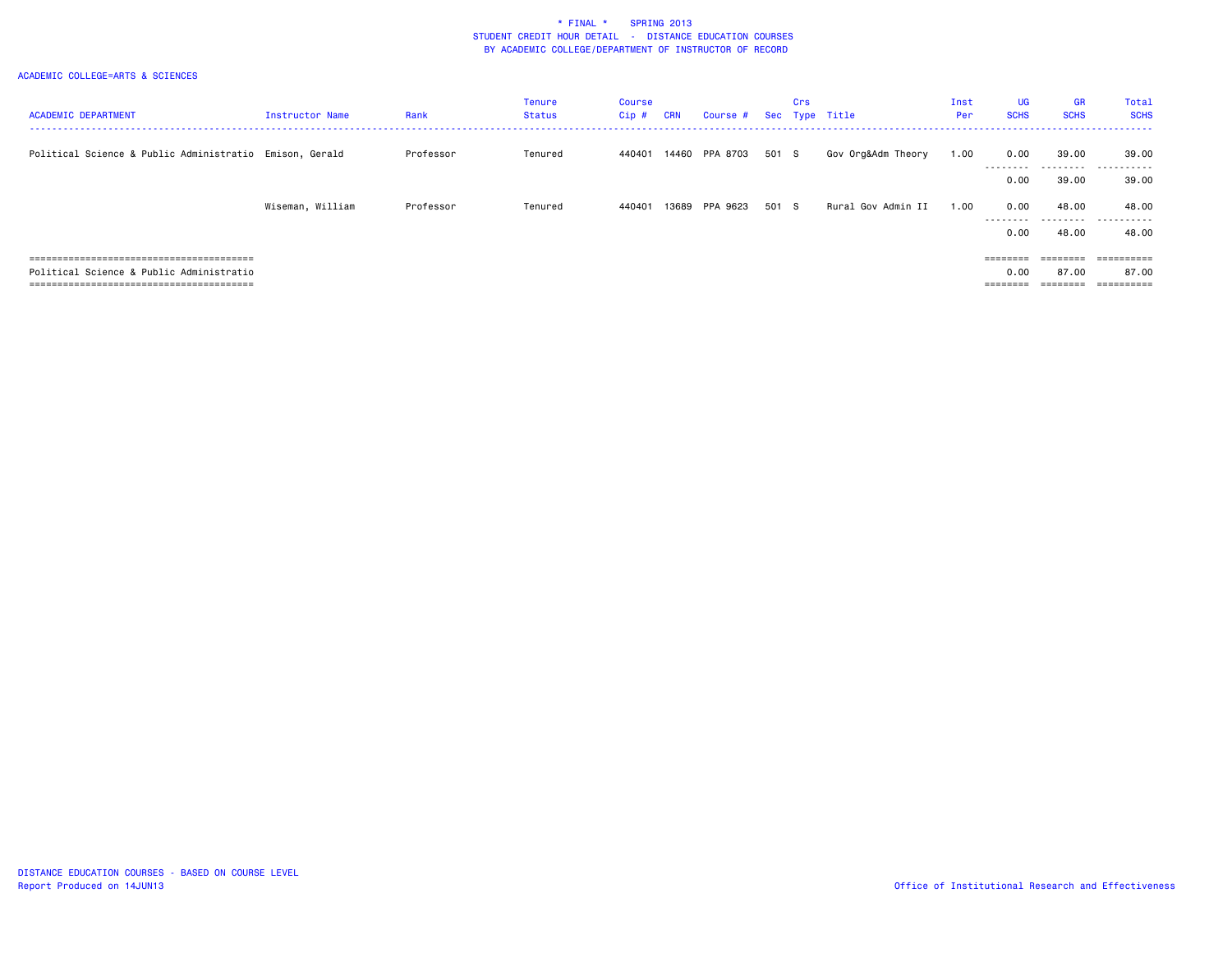\* FINAL \*    SPRING 2013
STUDENT CREDIT HOUR DETAIL - DISTANCE EDUCATION COURSES
BY ACADEMIC COLLEGE/DEPARTMENT OF INSTRUCTOR OF RECORD

ACADEMIC COLLEGE=ARTS & SCIENCES

| ACADEMIC DEPARTMENT | Instructor Name | Rank | Tenure Status | Course Cip # | CRN | Course # | Sec | Crs Type | Title | Inst Per | UG SCHS | GR SCHS | Total SCHS |
|---|---|---|---|---|---|---|---|---|---|---|---|---|---|
| Political Science & Public Administratio | Emison, Gerald | Professor | Tenured | 440401 | 14460 | PPA 8703 | 501 | S | Gov Org&Adm Theory | 1.00 | 0.00 | 39.00 | 39.00 |
| | | | | | | | | | | | 0.00 | 39.00 | 39.00 |
| | Wiseman, William | Professor | Tenured | 440401 | 13689 | PPA 9623 | 501 | S | Rural Gov Admin II | 1.00 | 0.00 | 48.00 | 48.00 |
| | | | | | | | | | | | 0.00 | 48.00 | 48.00 |
| Political Science & Public Administratio | | | | | | | | | | | 0.00 | 87.00 | 87.00 |

DISTANCE EDUCATION COURSES - BASED ON COURSE LEVEL
Report Produced on 14JUN13

Office of Institutional Research and Effectiveness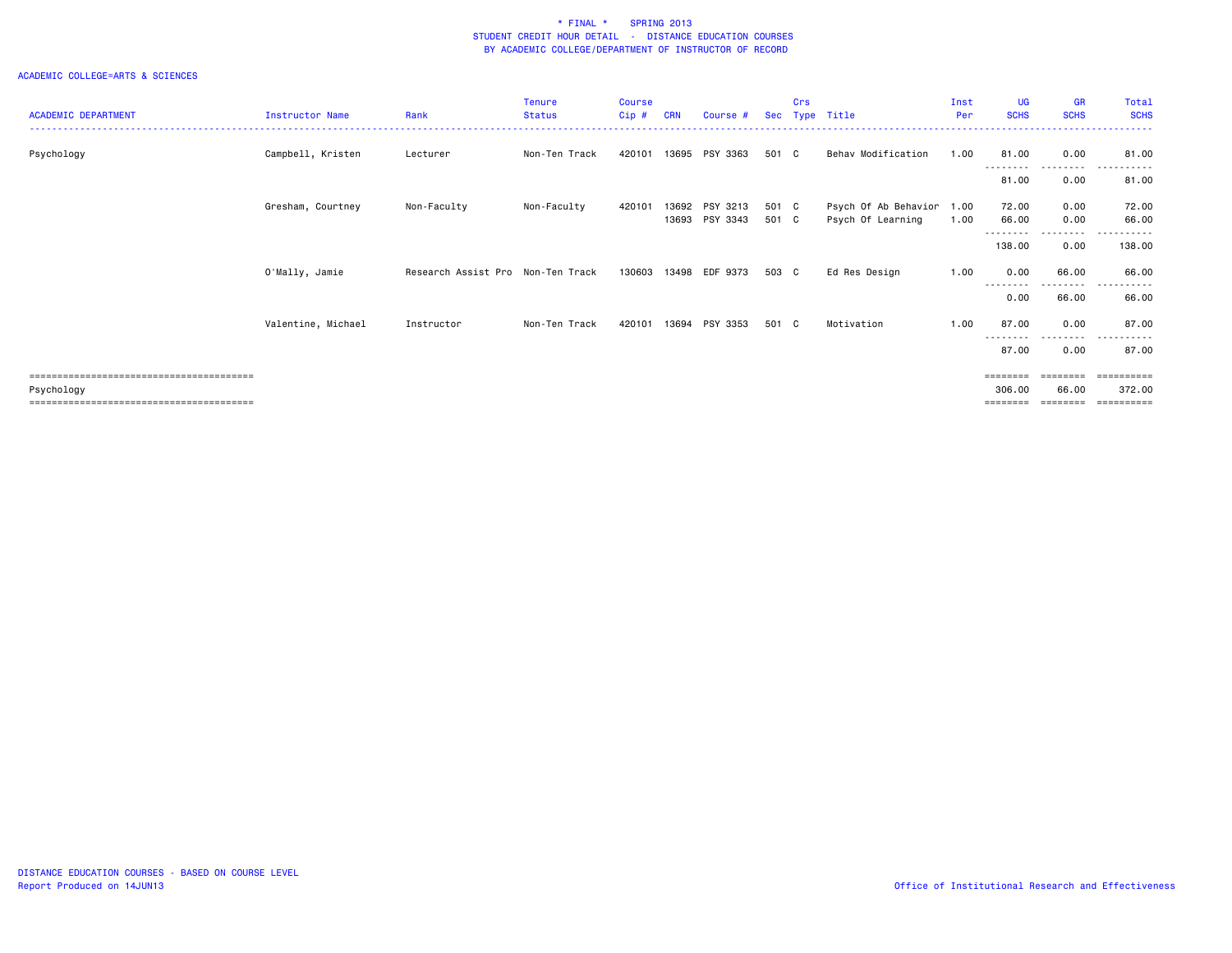\* FINAL \* SPRING 2013
STUDENT CREDIT HOUR DETAIL - DISTANCE EDUCATION COURSES
BY ACADEMIC COLLEGE/DEPARTMENT OF INSTRUCTOR OF RECORD

ACADEMIC COLLEGE=ARTS & SCIENCES

| ACADEMIC DEPARTMENT | Instructor Name | Rank | Tenure Status | Course Cip # | CRN | Course # | Sec | Crs Type | Title | Inst Per | UG SCHS | GR SCHS | Total SCHS |
|---|---|---|---|---|---|---|---|---|---|---|---|---|---|
| Psychology | Campbell, Kristen | Lecturer | Non-Ten Track | 420101 | 13695 | PSY 3363 | 501 | C | Behav Modification | 1.00 | 81.00 | 0.00 | 81.00 |
| | | | | | | | | | | | 81.00 | 0.00 | 81.00 |
| | Gresham, Courtney | Non-Faculty | Non-Faculty | 420101 | 13692 | PSY 3213 | 501 | C | Psych Of Ab Behavior | 1.00 | 72.00 | 0.00 | 72.00 |
| | | | | | 13693 | PSY 3343 | 501 | C | Psych Of Learning | 1.00 | 66.00 | 0.00 | 66.00 |
| | | | | | | | | | | | 138.00 | 0.00 | 138.00 |
| | O'Mally, Jamie | Research Assist Pro | Non-Ten Track | 130603 | 13498 | EDF 9373 | 503 | C | Ed Res Design | 1.00 | 0.00 | 66.00 | 66.00 |
| | | | | | | | | | | | 0.00 | 66.00 | 66.00 |
| | Valentine, Michael | Instructor | Non-Ten Track | 420101 | 13694 | PSY 3353 | 501 | C | Motivation | 1.00 | 87.00 | 0.00 | 87.00 |
| | | | | | | | | | | | 87.00 | 0.00 | 87.00 |
| Psychology | | | | | | | | | | | 306.00 | 66.00 | 372.00 |

DISTANCE EDUCATION COURSES - BASED ON COURSE LEVEL
Report Produced on 14JUN13

Office of Institutional Research and Effectiveness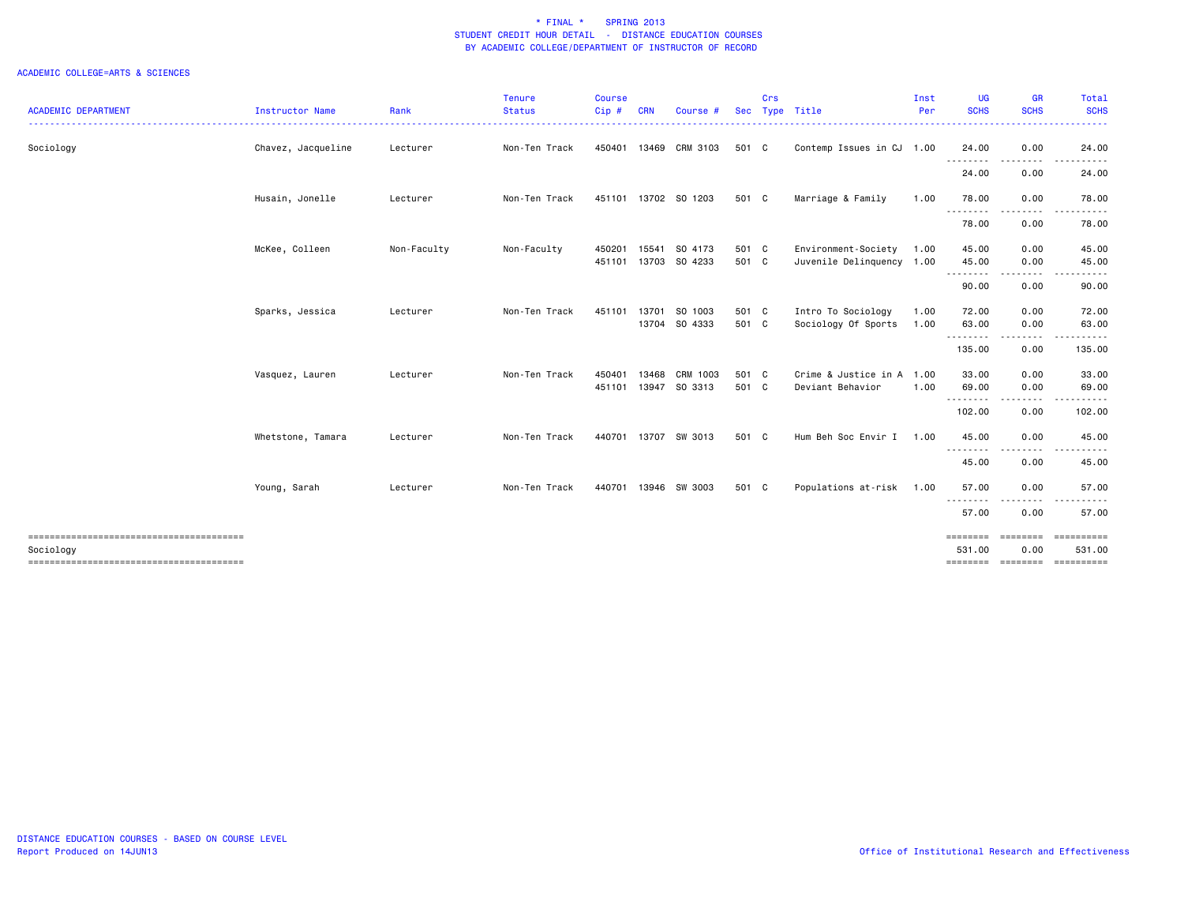# * FINAL * SPRING 2013
## STUDENT CREDIT HOUR DETAIL - DISTANCE EDUCATION COURSES
### BY ACADEMIC COLLEGE/DEPARTMENT OF INSTRUCTOR OF RECORD

ACADEMIC COLLEGE=ARTS & SCIENCES

| ACADEMIC DEPARTMENT | Instructor Name | Rank | Tenure Status | Course Cip # | CRN | Course # | Sec | Crs Type | Title | Inst Per | UG SCHS | GR SCHS | Total SCHS |
|---|---|---|---|---|---|---|---|---|---|---|---|---|---|
| Sociology | Chavez, Jacqueline | Lecturer | Non-Ten Track | 450401 | 13469 | CRM 3103 | 501 | C | Contemp Issues in CJ | 1.00 | 24.00 | 0.00 | 24.00 |
| | | | | | | | | | | | 24.00 | 0.00 | 24.00 |
| | Husain, Jonelle | Lecturer | Non-Ten Track | 451101 | 13702 | SO 1203 | 501 | C | Marriage & Family | 1.00 | 78.00 | 0.00 | 78.00 |
| | | | | | | | | | | | 78.00 | 0.00 | 78.00 |
| | McKee, Colleen | Non-Faculty | Non-Faculty | 450201 | 15541 | SO 4173 | 501 | C | Environment-Society | 1.00 | 45.00 | 0.00 | 45.00 |
| | | | | 451101 | 13703 | SO 4233 | 501 | C | Juvenile Delinquency | 1.00 | 45.00 | 0.00 | 45.00 |
| | | | | | | | | | | | 90.00 | 0.00 | 90.00 |
| | Sparks, Jessica | Lecturer | Non-Ten Track | 451101 | 13701 | SO 1003 | 501 | C | Intro To Sociology | 1.00 | 72.00 | 0.00 | 72.00 |
| | | | | | 13704 | SO 4333 | 501 | C | Sociology Of Sports | 1.00 | 63.00 | 0.00 | 63.00 |
| | | | | | | | | | | | 135.00 | 0.00 | 135.00 |
| | Vasquez, Lauren | Lecturer | Non-Ten Track | 450401 | 13468 | CRM 1003 | 501 | C | Crime & Justice in A | 1.00 | 33.00 | 0.00 | 33.00 |
| | | | | 451101 | 13947 | SO 3313 | 501 | C | Deviant Behavior | 1.00 | 69.00 | 0.00 | 69.00 |
| | | | | | | | | | | | 102.00 | 0.00 | 102.00 |
| | Whetstone, Tamara | Lecturer | Non-Ten Track | 440701 | 13707 | SW 3013 | 501 | C | Hum Beh Soc Envir I | 1.00 | 45.00 | 0.00 | 45.00 |
| | | | | | | | | | | | 45.00 | 0.00 | 45.00 |
| | Young, Sarah | Lecturer | Non-Ten Track | 440701 | 13946 | SW 3003 | 501 | C | Populations at-risk | 1.00 | 57.00 | 0.00 | 57.00 |
| | | | | | | | | | | | 57.00 | 0.00 | 57.00 |
| Sociology | | | | | | | | | | | 531.00 | 0.00 | 531.00 |

DISTANCE EDUCATION COURSES - BASED ON COURSE LEVEL
Report Produced on 14JUN13

Office of Institutional Research and Effectiveness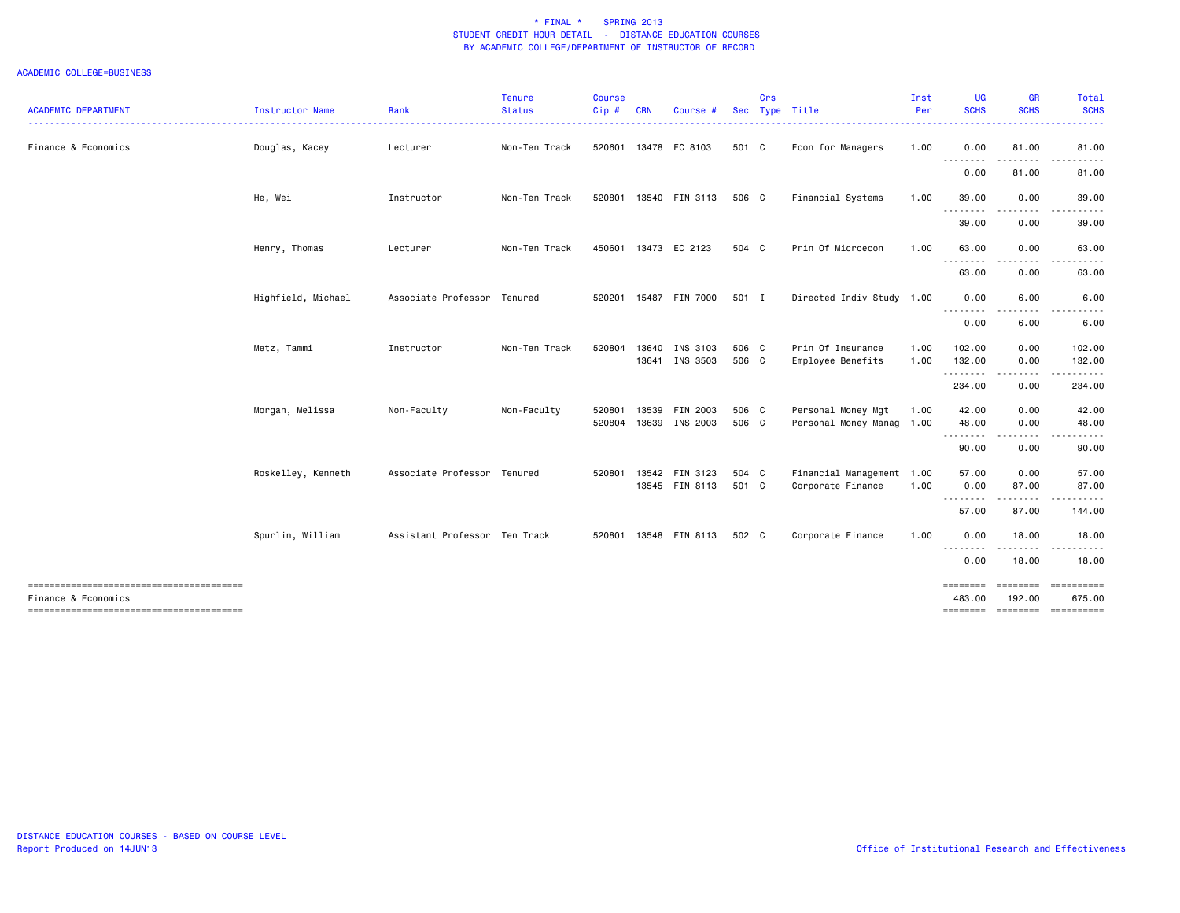\* FINAL \*    SPRING 2013
STUDENT CREDIT HOUR DETAIL - DISTANCE EDUCATION COURSES
BY ACADEMIC COLLEGE/DEPARTMENT OF INSTRUCTOR OF RECORD

ACADEMIC COLLEGE=BUSINESS

| ACADEMIC DEPARTMENT | Instructor Name | Rank | Tenure Status | Course Cip # | CRN | Course # | Sec | Crs Type | Title | Inst Per | UG SCHS | GR SCHS | Total SCHS |
|---|---|---|---|---|---|---|---|---|---|---|---|---|---|
| Finance & Economics | Douglas, Kacey | Lecturer | Non-Ten Track | 520601 | 13478 | EC 8103 | 501 | C | Econ for Managers | 1.00 | 0.00 | 81.00 | 81.00 |
| | | | | | | | | | | | 0.00 | 81.00 | 81.00 |
| | He, Wei | Instructor | Non-Ten Track | 520801 | 13540 | FIN 3113 | 506 | C | Financial Systems | 1.00 | 39.00 | 0.00 | 39.00 |
| | | | | | | | | | | | 39.00 | 0.00 | 39.00 |
| | Henry, Thomas | Lecturer | Non-Ten Track | 450601 | 13473 | EC 2123 | 504 | C | Prin Of Microecon | 1.00 | 63.00 | 0.00 | 63.00 |
| | | | | | | | | | | | 63.00 | 0.00 | 63.00 |
| | Highfield, Michael | Associate Professor | Tenured | 520201 | 15487 | FIN 7000 | 501 | I | Directed Indiv Study | 1.00 | 0.00 | 6.00 | 6.00 |
| | | | | | | | | | | | 0.00 | 6.00 | 6.00 |
| | Metz, Tammi | Instructor | Non-Ten Track | 520804 | 13640 | INS 3103 | 506 | C | Prin Of Insurance | 1.00 | 102.00 | 0.00 | 102.00 |
| | | | | | 13641 | INS 3503 | 506 | C | Employee Benefits | 1.00 | 132.00 | 0.00 | 132.00 |
| | | | | | | | | | | | 234.00 | 0.00 | 234.00 |
| | Morgan, Melissa | Non-Faculty | Non-Faculty | 520801 | 13539 | FIN 2003 | 506 | C | Personal Money Mgt | 1.00 | 42.00 | 0.00 | 42.00 |
| | | | | 520804 | 13639 | INS 2003 | 506 | C | Personal Money Manag | 1.00 | 48.00 | 0.00 | 48.00 |
| | | | | | | | | | | | 90.00 | 0.00 | 90.00 |
| | Roskelley, Kenneth | Associate Professor | Tenured | 520801 | 13542 | FIN 3123 | 504 | C | Financial Management | 1.00 | 57.00 | 0.00 | 57.00 |
| | | | | | 13545 | FIN 8113 | 501 | C | Corporate Finance | 1.00 | 0.00 | 87.00 | 87.00 |
| | | | | | | | | | | | 57.00 | 87.00 | 144.00 |
| | Spurlin, William | Assistant Professor | Ten Track | 520801 | 13548 | FIN 8113 | 502 | C | Corporate Finance | 1.00 | 0.00 | 18.00 | 18.00 |
| | | | | | | | | | | | 0.00 | 18.00 | 18.00 |
| Finance & Economics | | | | | | | | | | | 483.00 | 192.00 | 675.00 |

DISTANCE EDUCATION COURSES - BASED ON COURSE LEVEL
Report Produced on 14JUN13

Office of Institutional Research and Effectiveness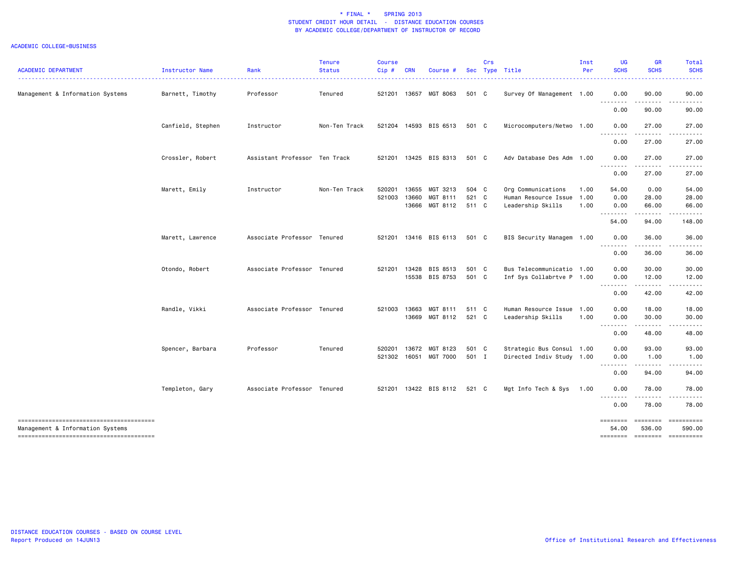# * FINAL * SPRING 2013
## STUDENT CREDIT HOUR DETAIL - DISTANCE EDUCATION COURSES
## BY ACADEMIC COLLEGE/DEPARTMENT OF INSTRUCTOR OF RECORD

ACADEMIC COLLEGE=BUSINESS

| ACADEMIC DEPARTMENT | Instructor Name | Rank | Tenure Status | Course Cip # | CRN | Course # | Sec | Crs Type | Title | Inst Per | UG SCHS | GR SCHS | Total SCHS |
|---|---|---|---|---|---|---|---|---|---|---|---|---|---|
| Management & Information Systems | Barnett, Timothy | Professor | Tenured | 521201 | 13657 | MGT 8063 | 501 | C | Survey Of Management | 1.00 | 0.00 | 90.00 | 90.00 |
| | | | | | | | | | | | 0.00 | 90.00 | 90.00 |
| | Canfield, Stephen | Instructor | Non-Ten Track | 521204 | 14593 | BIS 6513 | 501 | C | Microcomputers/Netwo | 1.00 | 0.00 | 27.00 | 27.00 |
| | | | | | | | | | | | 0.00 | 27.00 | 27.00 |
| | Crossler, Robert | Assistant Professor | Ten Track | 521201 | 13425 | BIS 8313 | 501 | C | Adv Database Des Adm | 1.00 | 0.00 | 27.00 | 27.00 |
| | | | | | | | | | | | 0.00 | 27.00 | 27.00 |
| | Marett, Emily | Instructor | Non-Ten Track | 520201 | 13655 | MGT 3213 | 504 | C | Org Communications | 1.00 | 54.00 | 0.00 | 54.00 |
| | | | | 521003 | 13660 | MGT 8111 | 521 | C | Human Resource Issue | 1.00 | 0.00 | 28.00 | 28.00 |
| | | | | | 13666 | MGT 8112 | 511 | C | Leadership Skills | 1.00 | 0.00 | 66.00 | 66.00 |
| | | | | | | | | | | | 54.00 | 94.00 | 148.00 |
| | Marett, Lawrence | Associate Professor | Tenured | 521201 | 13416 | BIS 6113 | 501 | C | BIS Security Managem | 1.00 | 0.00 | 36.00 | 36.00 |
| | | | | | | | | | | | 0.00 | 36.00 | 36.00 |
| | Otondo, Robert | Associate Professor | Tenured | 521201 | 13428 | BIS 8513 | 501 | C | Bus Telecommunicatio | 1.00 | 0.00 | 30.00 | 30.00 |
| | | | | | 15538 | BIS 8753 | 501 | C | Inf Sys Collabrtve P | 1.00 | 0.00 | 12.00 | 12.00 |
| | | | | | | | | | | | 0.00 | 42.00 | 42.00 |
| | Randle, Vikki | Associate Professor | Tenured | 521003 | 13663 | MGT 8111 | 511 | C | Human Resource Issue | 1.00 | 0.00 | 18.00 | 18.00 |
| | | | | | 13669 | MGT 8112 | 521 | C | Leadership Skills | 1.00 | 0.00 | 30.00 | 30.00 |
| | | | | | | | | | | | 0.00 | 48.00 | 48.00 |
| | Spencer, Barbara | Professor | Tenured | 520201 | 13672 | MGT 8123 | 501 | C | Strategic Bus Consul | 1.00 | 0.00 | 93.00 | 93.00 |
| | | | | 521302 | 16051 | MGT 7000 | 501 | I | Directed Indiv Study | 1.00 | 0.00 | 1.00 | 1.00 |
| | | | | | | | | | | | 0.00 | 94.00 | 94.00 |
| | Templeton, Gary | Associate Professor | Tenured | 521201 | 13422 | BIS 8112 | 521 | C | Mgt Info Tech & Sys | 1.00 | 0.00 | 78.00 | 78.00 |
| | | | | | | | | | | | 0.00 | 78.00 | 78.00 |
| Management & Information Systems | | | | | | | | | | | 54.00 | 536.00 | 590.00 |

DISTANCE EDUCATION COURSES - BASED ON COURSE LEVEL
Report Produced on 14JUN13

Office of Institutional Research and Effectiveness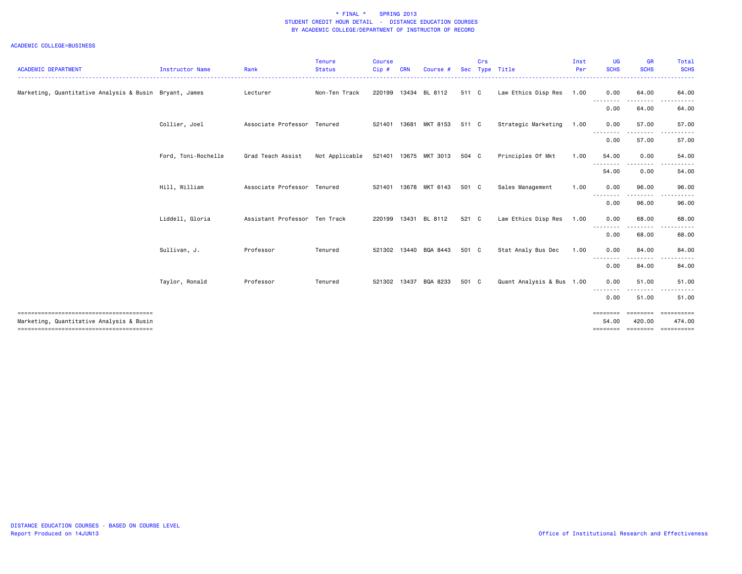\* FINAL \*    SPRING 2013
STUDENT CREDIT HOUR DETAIL - DISTANCE EDUCATION COURSES
BY ACADEMIC COLLEGE/DEPARTMENT OF INSTRUCTOR OF RECORD

ACADEMIC COLLEGE=BUSINESS

| ACADEMIC DEPARTMENT | Instructor Name | Rank | Tenure Status | Course Cip # | CRN | Course # | Sec | Crs Type | Title | Inst Per | UG SCHS | GR SCHS | Total SCHS |
|---|---|---|---|---|---|---|---|---|---|---|---|---|---|
| Marketing, Quantitative Analysis & Busin | Bryant, James | Lecturer | Non-Ten Track | 220199 | 13434 | BL 8112 | 511 | C | Law Ethics Disp Res | 1.00 | 0.00 | 64.00 | 64.00 |
| | | | | | | | | | | | 0.00 | 64.00 | 64.00 |
| | Collier, Joel | Associate Professor | Tenured | 521401 | 13681 | MKT 8153 | 511 | C | Strategic Marketing | 1.00 | 0.00 | 57.00 | 57.00 |
| | | | | | | | | | | | 0.00 | 57.00 | 57.00 |
| | Ford, Toni-Rochelle | Grad Teach Assist | Not Applicable | 521401 | 13675 | MKT 3013 | 504 | C | Principles Of Mkt | 1.00 | 54.00 | 0.00 | 54.00 |
| | | | | | | | | | | | 54.00 | 0.00 | 54.00 |
| | Hill, William | Associate Professor | Tenured | 521401 | 13678 | MKT 6143 | 501 | C | Sales Management | 1.00 | 0.00 | 96.00 | 96.00 |
| | | | | | | | | | | | 0.00 | 96.00 | 96.00 |
| | Liddell, Gloria | Assistant Professor | Ten Track | 220199 | 13431 | BL 8112 | 521 | C | Law Ethics Disp Res | 1.00 | 0.00 | 68.00 | 68.00 |
| | | | | | | | | | | | 0.00 | 68.00 | 68.00 |
| | Sullivan, J. | Professor | Tenured | 521302 | 13440 | BQA 8443 | 501 | C | Stat Analy Bus Dec | 1.00 | 0.00 | 84.00 | 84.00 |
| | | | | | | | | | | | 0.00 | 84.00 | 84.00 |
| | Taylor, Ronald | Professor | Tenured | 521302 | 13437 | BQA 8233 | 501 | C | Quant Analysis & Bus | 1.00 | 0.00 | 51.00 | 51.00 |
| | | | | | | | | | | | 0.00 | 51.00 | 51.00 |
| Marketing, Quantitative Analysis & Busin | | | | | | | | | | | 54.00 | 420.00 | 474.00 |

DISTANCE EDUCATION COURSES - BASED ON COURSE LEVEL
Report Produced on 14JUN13

Office of Institutional Research and Effectiveness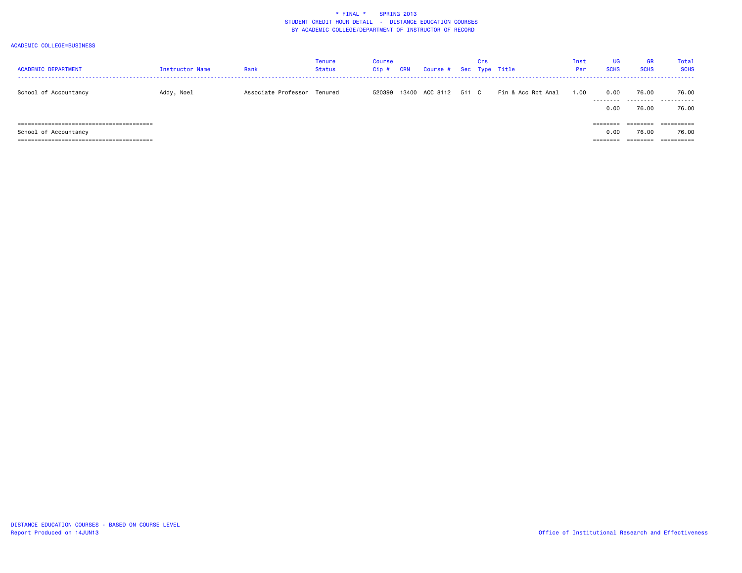\* FINAL \*    SPRING 2013
STUDENT CREDIT HOUR DETAIL - DISTANCE EDUCATION COURSES
BY ACADEMIC COLLEGE/DEPARTMENT OF INSTRUCTOR OF RECORD

ACADEMIC COLLEGE=BUSINESS

| ACADEMIC DEPARTMENT | Instructor Name | Rank | Tenure Status | Course Cip # | CRN | Course # | Sec | Crs Type | Title | Inst Per | UG SCHS | GR SCHS | Total SCHS |
|---|---|---|---|---|---|---|---|---|---|---|---|---|---|
| School of Accountancy | Addy, Noel | Associate Professor | Tenured | 520399 | 13400 | ACC 8112 | 511 | C | Fin & Acc Rpt Anal | 1.00 | 0.00 | 76.00 | 76.00 |
| | | | | | | | | | | | 0.00 | 76.00 | 76.00 |
| School of Accountancy | | | | | | | | | | | 0.00 | 76.00 | 76.00 |

DISTANCE EDUCATION COURSES - BASED ON COURSE LEVEL
Report Produced on 14JUN13

Office of Institutional Research and Effectiveness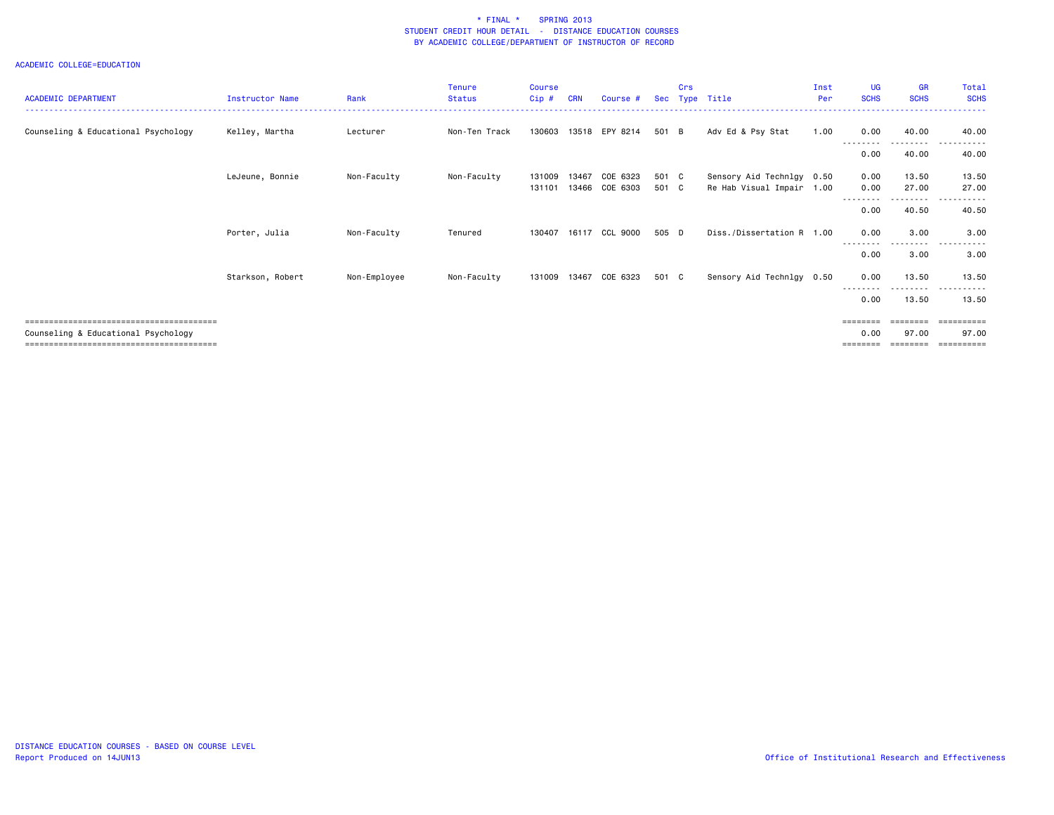# * FINAL * SPRING 2013
## STUDENT CREDIT HOUR DETAIL - DISTANCE EDUCATION COURSES
## BY ACADEMIC COLLEGE/DEPARTMENT OF INSTRUCTOR OF RECORD

ACADEMIC COLLEGE=EDUCATION

| ACADEMIC DEPARTMENT | Instructor Name | Rank | Tenure Status | Course Cip # | CRN | Course # | Sec | Crs Type | Title | Inst Per | UG SCHS | GR SCHS | Total SCHS |
|---|---|---|---|---|---|---|---|---|---|---|---|---|---|
| Counseling & Educational Psychology | Kelley, Martha | Lecturer | Non-Ten Track | 130603 | 13518 | EPY 8214 | 501 | B | Adv Ed & Psy Stat | 1.00 | 0.00 | 40.00 | 40.00 |
| | | | | | | | | | | | 0.00 | 40.00 | 40.00 |
| | LeJeune, Bonnie | Non-Faculty | Non-Faculty | 131009 | 13467 | COE 6323 | 501 | C | Sensory Aid Technlgy | 0.50 | 0.00 | 13.50 | 13.50 |
| | | | | 131101 | 13466 | COE 6303 | 501 | C | Re Hab Visual Impair | 1.00 | 0.00 | 27.00 | 27.00 |
| | | | | | | | | | | | 0.00 | 40.50 | 40.50 |
| | Porter, Julia | Non-Faculty | Tenured | 130407 | 16117 | CCL 9000 | 505 | D | Diss./Dissertation R | 1.00 | 0.00 | 3.00 | 3.00 |
| | | | | | | | | | | | 0.00 | 3.00 | 3.00 |
| | Starkson, Robert | Non-Employee | Non-Faculty | 131009 | 13467 | COE 6323 | 501 | C | Sensory Aid Technlgy | 0.50 | 0.00 | 13.50 | 13.50 |
| | | | | | | | | | | | 0.00 | 13.50 | 13.50 |
| Counseling & Educational Psychology | | | | | | | | | | | 0.00 | 97.00 | 97.00 |

DISTANCE EDUCATION COURSES - BASED ON COURSE LEVEL
Report Produced on 14JUN13

Office of Institutional Research and Effectiveness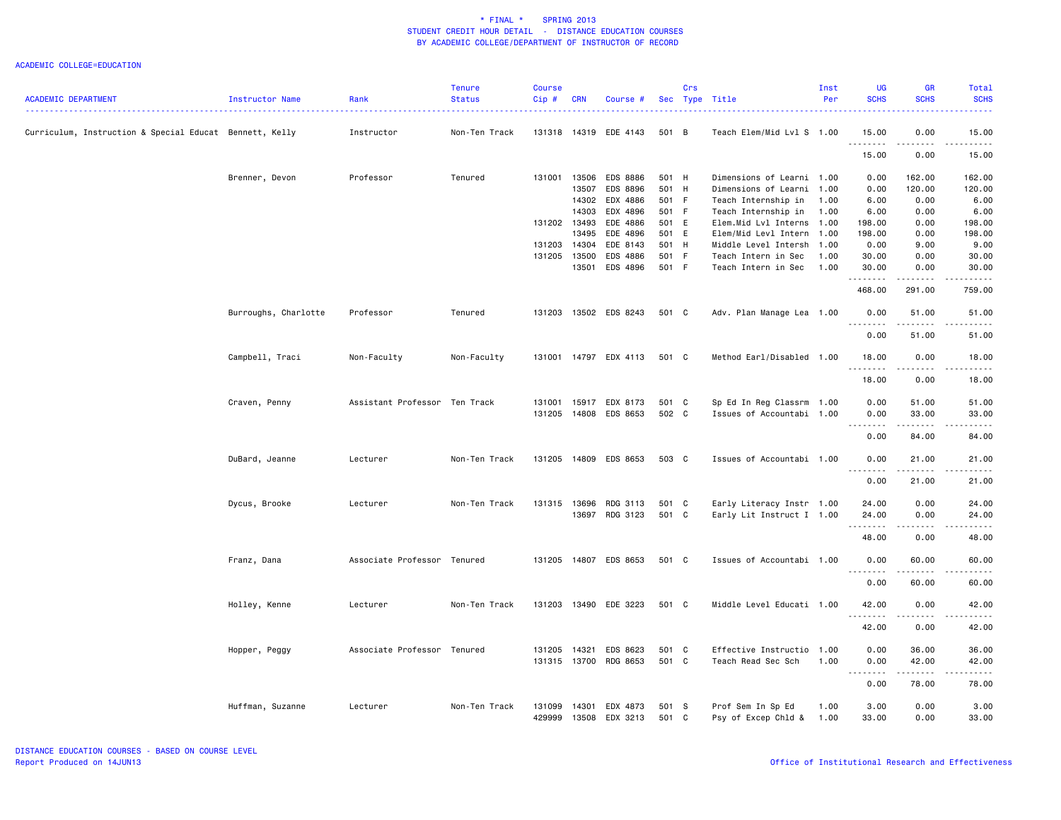# \* FINAL \* SPRING 2013
## STUDENT CREDIT HOUR DETAIL - DISTANCE EDUCATION COURSES
### BY ACADEMIC COLLEGE/DEPARTMENT OF INSTRUCTOR OF RECORD

ACADEMIC COLLEGE=EDUCATION

| ACADEMIC DEPARTMENT | Instructor Name | Rank | Tenure Status | Course Cip # | CRN | Course # | Sec | Crs Type | Title | Inst Per | UG SCHS | GR SCHS | Total SCHS |
|---|---|---|---|---|---|---|---|---|---|---|---|---|---|
| Curriculum, Instruction & Special Educat | Bennett, Kelly | Instructor | Non-Ten Track | 131318 | 14319 | EDE 4143 | 501 | B | Teach Elem/Mid Lvl S | 1.00 | 15.00 | 0.00 | 15.00 |
| | | | | | | | | | | | 15.00 | 0.00 | 15.00 |
| | Brenner, Devon | Professor | Tenured | 131001 | 13506 | EDS 8886 | 501 | H | Dimensions of Learni | 1.00 | 0.00 | 162.00 | 162.00 |
| | | | | | 13507 | EDS 8896 | 501 | H | Dimensions of Learni | 1.00 | 0.00 | 120.00 | 120.00 |
| | | | | | 14302 | EDX 4886 | 501 | F | Teach Internship in | 1.00 | 6.00 | 0.00 | 6.00 |
| | | | | | 14303 | EDX 4896 | 501 | F | Teach Internship in | 1.00 | 6.00 | 0.00 | 6.00 |
| | | | | 131202 | 13493 | EDE 4886 | 501 | E | Elem.Mid Lvl Interns | 1.00 | 198.00 | 0.00 | 198.00 |
| | | | | | 13495 | EDE 4896 | 501 | E | Elem/Mid Levl Intern | 1.00 | 198.00 | 0.00 | 198.00 |
| | | | | 131203 | 14304 | EDE 8143 | 501 | H | Middle Level Intersh | 1.00 | 0.00 | 9.00 | 9.00 |
| | | | | 131205 | 13500 | EDS 4886 | 501 | F | Teach Intern in Sec | 1.00 | 30.00 | 0.00 | 30.00 |
| | | | | | 13501 | EDS 4896 | 501 | F | Teach Intern in Sec | 1.00 | 30.00 | 0.00 | 30.00 |
| | | | | | | | | | | | 468.00 | 291.00 | 759.00 |
| | Burroughs, Charlotte | Professor | Tenured | 131203 | 13502 | EDS 8243 | 501 | C | Adv. Plan Manage Lea | 1.00 | 0.00 | 51.00 | 51.00 |
| | | | | | | | | | | | 0.00 | 51.00 | 51.00 |
| | Campbell, Traci | Non-Faculty | Non-Faculty | 131001 | 14797 | EDX 4113 | 501 | C | Method Earl/Disabled | 1.00 | 18.00 | 0.00 | 18.00 |
| | | | | | | | | | | | 18.00 | 0.00 | 18.00 |
| | Craven, Penny | Assistant Professor | Ten Track | 131001 | 15917 | EDX 8173 | 501 | C | Sp Ed In Reg Classrm | 1.00 | 0.00 | 51.00 | 51.00 |
| | | | | 131205 | 14808 | EDS 8653 | 502 | C | Issues of Accountabi | 1.00 | 0.00 | 33.00 | 33.00 |
| | | | | | | | | | | | 0.00 | 84.00 | 84.00 |
| | DuBard, Jeanne | Lecturer | Non-Ten Track | 131205 | 14809 | EDS 8653 | 503 | C | Issues of Accountabi | 1.00 | 0.00 | 21.00 | 21.00 |
| | | | | | | | | | | | 0.00 | 21.00 | 21.00 |
| | Dycus, Brooke | Lecturer | Non-Ten Track | 131315 | 13696 | RDG 3113 | 501 | C | Early Literacy Instr | 1.00 | 24.00 | 0.00 | 24.00 |
| | | | | | 13697 | RDG 3123 | 501 | C | Early Lit Instruct I | 1.00 | 24.00 | 0.00 | 24.00 |
| | | | | | | | | | | | 48.00 | 0.00 | 48.00 |
| | Franz, Dana | Associate Professor | Tenured | 131205 | 14807 | EDS 8653 | 501 | C | Issues of Accountabi | 1.00 | 0.00 | 60.00 | 60.00 |
| | | | | | | | | | | | 0.00 | 60.00 | 60.00 |
| | Holley, Kenne | Lecturer | Non-Ten Track | 131203 | 13490 | EDE 3223 | 501 | C | Middle Level Educati | 1.00 | 42.00 | 0.00 | 42.00 |
| | | | | | | | | | | | 42.00 | 0.00 | 42.00 |
| | Hopper, Peggy | Associate Professor | Tenured | 131205 | 14321 | EDS 8623 | 501 | C | Effective Instructio | 1.00 | 0.00 | 36.00 | 36.00 |
| | | | | 131315 | 13700 | RDG 8653 | 501 | C | Teach Read Sec Sch | 1.00 | 0.00 | 42.00 | 42.00 |
| | | | | | | | | | | | 0.00 | 78.00 | 78.00 |
| | Huffman, Suzanne | Lecturer | Non-Ten Track | 131099 | 14301 | EDX 4873 | 501 | S | Prof Sem In Sp Ed | 1.00 | 3.00 | 0.00 | 3.00 |
| | | | | 429999 | 13508 | EDX 3213 | 501 | C | Psy of Excep Chld & | 1.00 | 33.00 | 0.00 | 33.00 |

DISTANCE EDUCATION COURSES - BASED ON COURSE LEVEL
Report Produced on 14JUN13

Office of Institutional Research and Effectiveness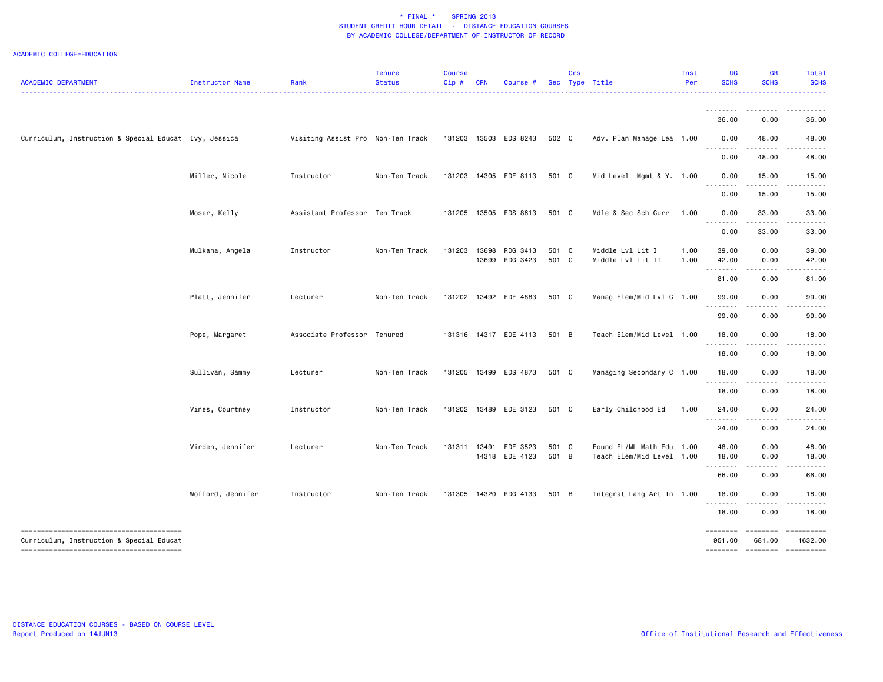\* FINAL \* SPRING 2013
STUDENT CREDIT HOUR DETAIL - DISTANCE EDUCATION COURSES
BY ACADEMIC COLLEGE/DEPARTMENT OF INSTRUCTOR OF RECORD

ACADEMIC COLLEGE=EDUCATION

| ACADEMIC DEPARTMENT | Instructor Name | Rank | Tenure Status | Course Cip # | CRN | Course # | Sec | Crs Type | Title | Inst Per | UG SCHS | GR SCHS | Total SCHS |
|---|---|---|---|---|---|---|---|---|---|---|---|---|---|
| | | | | | | | | | | | 36.00 | 0.00 | 36.00 |
| Curriculum, Instruction & Special Educat | Ivy, Jessica | Visiting Assist Pro | Non-Ten Track | 131203 | 13503 | EDS 8243 | 502 | C | Adv. Plan Manage Lea | 1.00 | 0.00 | 48.00 | 48.00 |
| | | | | | | | | | | | 0.00 | 48.00 | 48.00 |
| | Miller, Nicole | Instructor | Non-Ten Track | 131203 | 14305 | EDE 8113 | 501 | C | Mid Level Mgmt & Y. | 1.00 | 0.00 | 15.00 | 15.00 |
| | | | | | | | | | | | 0.00 | 15.00 | 15.00 |
| | Moser, Kelly | Assistant Professor | Ten Track | 131205 | 13505 | EDS 8613 | 501 | C | Mdle & Sec Sch Curr | 1.00 | 0.00 | 33.00 | 33.00 |
| | | | | | | | | | | | 0.00 | 33.00 | 33.00 |
| | Mulkana, Angela | Instructor | Non-Ten Track | 131203 | 13698 | RDG 3413 | 501 | C | Middle Lvl Lit I | 1.00 | 39.00 | 0.00 | 39.00 |
| | | | | | 13699 | RDG 3423 | 501 | C | Middle Lvl Lit II | 1.00 | 42.00 | 0.00 | 42.00 |
| | | | | | | | | | | | 81.00 | 0.00 | 81.00 |
| | Platt, Jennifer | Lecturer | Non-Ten Track | 131202 | 13492 | EDE 4883 | 501 | C | Manag Elem/Mid Lvl C | 1.00 | 99.00 | 0.00 | 99.00 |
| | | | | | | | | | | | 99.00 | 0.00 | 99.00 |
| | Pope, Margaret | Associate Professor | Tenured | 131316 | 14317 | EDE 4113 | 501 | B | Teach Elem/Mid Level | 1.00 | 18.00 | 0.00 | 18.00 |
| | | | | | | | | | | | 18.00 | 0.00 | 18.00 |
| | Sullivan, Sammy | Lecturer | Non-Ten Track | 131205 | 13499 | EDS 4873 | 501 | C | Managing Secondary C | 1.00 | 18.00 | 0.00 | 18.00 |
| | | | | | | | | | | | 18.00 | 0.00 | 18.00 |
| | Vines, Courtney | Instructor | Non-Ten Track | 131202 | 13489 | EDE 3123 | 501 | C | Early Childhood Ed | 1.00 | 24.00 | 0.00 | 24.00 |
| | | | | | | | | | | | 24.00 | 0.00 | 24.00 |
| | Virden, Jennifer | Lecturer | Non-Ten Track | 131311 | 13491 | EDE 3523 | 501 | C | Found EL/ML Math Edu | 1.00 | 48.00 | 0.00 | 48.00 |
| | | | | | 14318 | EDE 4123 | 501 | B | Teach Elem/Mid Level | 1.00 | 18.00 | 0.00 | 18.00 |
| | | | | | | | | | | | 66.00 | 0.00 | 66.00 |
| | Wofford, Jennifer | Instructor | Non-Ten Track | 131305 | 14320 | RDG 4133 | 501 | B | Integrat Lang Art In | 1.00 | 18.00 | 0.00 | 18.00 |
| | | | | | | | | | | | 18.00 | 0.00 | 18.00 |
| Curriculum, Instruction & Special Educat | | | | | | | | | | | 951.00 | 681.00 | 1632.00 |

DISTANCE EDUCATION COURSES - BASED ON COURSE LEVEL
Report Produced on 14JUN13

Office of Institutional Research and Effectiveness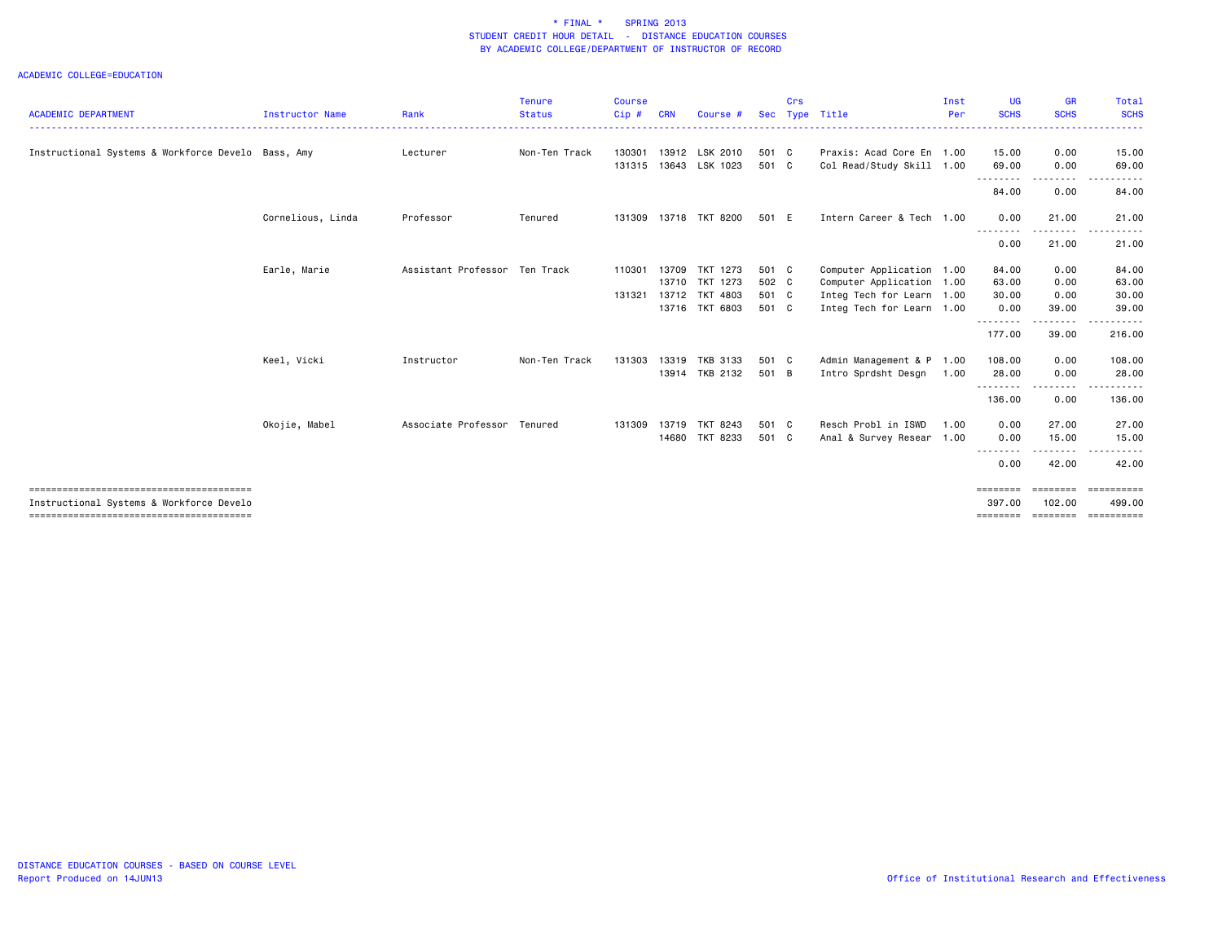# * FINAL * SPRING 2013
## STUDENT CREDIT HOUR DETAIL - DISTANCE EDUCATION COURSES
## BY ACADEMIC COLLEGE/DEPARTMENT OF INSTRUCTOR OF RECORD

ACADEMIC COLLEGE=EDUCATION

| ACADEMIC DEPARTMENT | Instructor Name | Rank | Tenure Status | Course Cip # | CRN | Course # | Sec | Crs Type | Title | Inst Per | UG SCHS | GR SCHS | Total SCHS |
|---|---|---|---|---|---|---|---|---|---|---|---|---|---|
| Instructional Systems & Workforce Develo | Bass, Amy | Lecturer | Non-Ten Track | 130301 | 13912 | LSK 2010 | 501 | C | Praxis: Acad Core En | 1.00 | 15.00 | 0.00 | 15.00 |
| | | | | 131315 | 13643 | LSK 1023 | 501 | C | Col Read/Study Skill | 1.00 | 69.00 | 0.00 | 69.00 |
| | | | | | | | | | | | 84.00 | 0.00 | 84.00 |
| | Cornelious, Linda | Professor | Tenured | 131309 | 13718 | TKT 8200 | 501 | E | Intern Career & Tech | 1.00 | 0.00 | 21.00 | 21.00 |
| | | | | | | | | | | | 0.00 | 21.00 | 21.00 |
| | Earle, Marie | Assistant Professor | Ten Track | 110301 | 13709 | TKT 1273 | 501 | C | Computer Application | 1.00 | 84.00 | 0.00 | 84.00 |
| | | | | | 13710 | TKT 1273 | 502 | C | Computer Application | 1.00 | 63.00 | 0.00 | 63.00 |
| | | | | 131321 | 13712 | TKT 4803 | 501 | C | Integ Tech for Learn | 1.00 | 30.00 | 0.00 | 30.00 |
| | | | | | 13716 | TKT 6803 | 501 | C | Integ Tech for Learn | 1.00 | 0.00 | 39.00 | 39.00 |
| | | | | | | | | | | | 177.00 | 39.00 | 216.00 |
| | Keel, Vicki | Instructor | Non-Ten Track | 131303 | 13319 | TKB 3133 | 501 | C | Admin Management & P | 1.00 | 108.00 | 0.00 | 108.00 |
| | | | | | 13914 | TKB 2132 | 501 | B | Intro Sprdsht Desgn | 1.00 | 28.00 | 0.00 | 28.00 |
| | | | | | | | | | | | 136.00 | 0.00 | 136.00 |
| | Okojie, Mabel | Associate Professor | Tenured | 131309 | 13719 | TKT 8243 | 501 | C | Resch Probl in ISWD | 1.00 | 0.00 | 27.00 | 27.00 |
| | | | | | 14680 | TKT 8233 | 501 | C | Anal & Survey Resear | 1.00 | 0.00 | 15.00 | 15.00 |
| | | | | | | | | | | | 0.00 | 42.00 | 42.00 |
| Instructional Systems & Workforce Develo | | | | | | | | | | | 397.00 | 102.00 | 499.00 |

DISTANCE EDUCATION COURSES - BASED ON COURSE LEVEL
Report Produced on 14JUN13

Office of Institutional Research and Effectiveness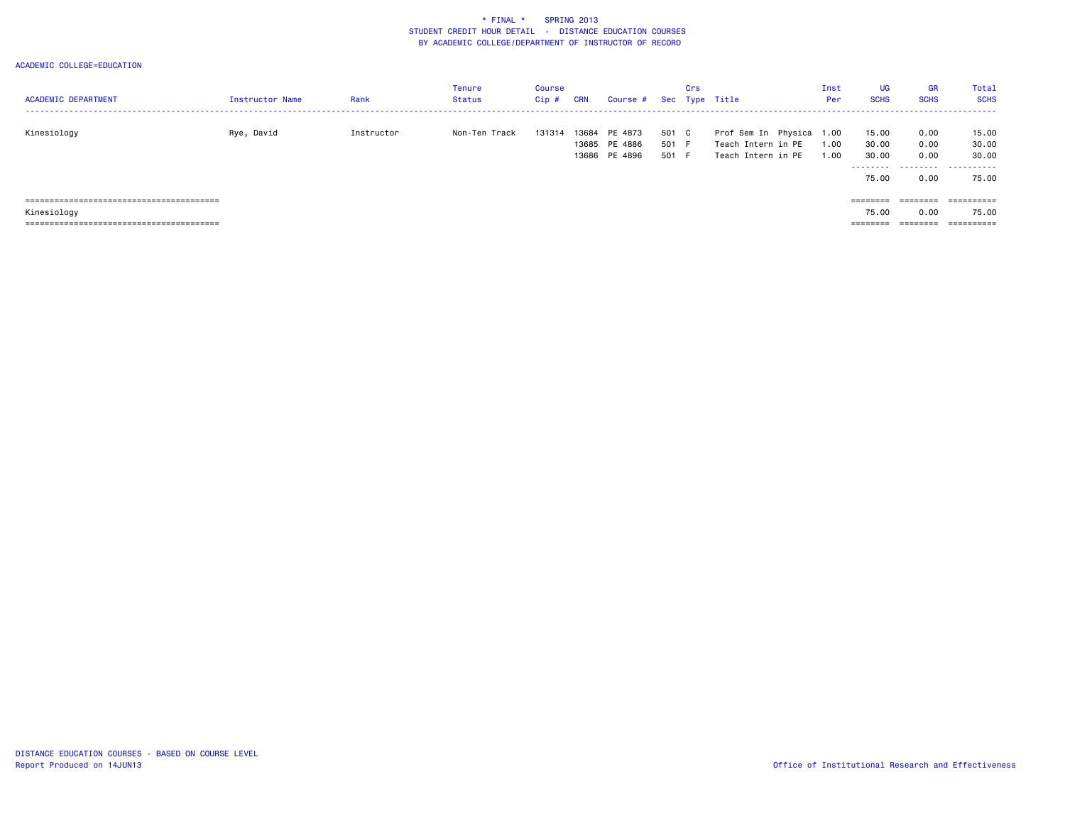\* FINAL \* SPRING 2013
STUDENT CREDIT HOUR DETAIL - DISTANCE EDUCATION COURSES
BY ACADEMIC COLLEGE/DEPARTMENT OF INSTRUCTOR OF RECORD

ACADEMIC COLLEGE=EDUCATION

| ACADEMIC DEPARTMENT | Instructor Name | Rank | Tenure Status | Course Cip # | CRN | Course # | Sec | Crs Type | Title | Inst Per | UG SCHS | GR SCHS | Total SCHS |
|---|---|---|---|---|---|---|---|---|---|---|---|---|---|
| Kinesiology | Rye, David | Instructor | Non-Ten Track | 131314 | 13684 | PE 4873 | 501 | C | Prof Sem In Physica | 1.00 | 15.00 | 0.00 | 15.00 |
| | | | | | 13685 | PE 4886 | 501 | F | Teach Intern in PE | 1.00 | 30.00 | 0.00 | 30.00 |
| | | | | | 13686 | PE 4896 | 501 | F | Teach Intern in PE | 1.00 | 30.00 | 0.00 | 30.00 |
| | | | | | | | | | | | 75.00 | 0.00 | 75.00 |
| Kinesiology | | | | | | | | | | | 75.00 | 0.00 | 75.00 |

DISTANCE EDUCATION COURSES - BASED ON COURSE LEVEL
Report Produced on 14JUN13

Office of Institutional Research and Effectiveness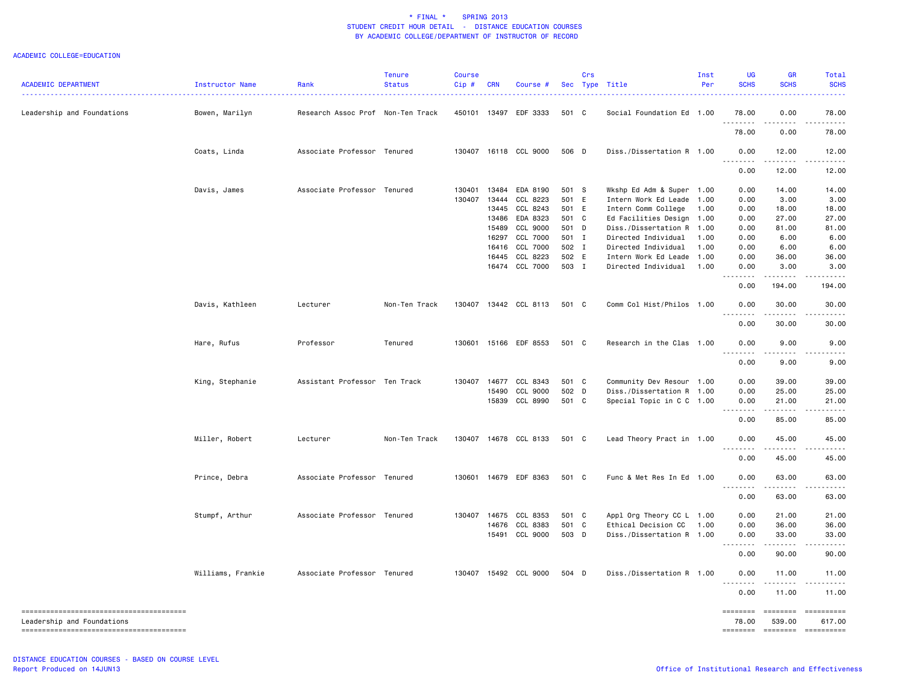\* FINAL \* SPRING 2013
STUDENT CREDIT HOUR DETAIL - DISTANCE EDUCATION COURSES
BY ACADEMIC COLLEGE/DEPARTMENT OF INSTRUCTOR OF RECORD

ACADEMIC COLLEGE=EDUCATION

| ACADEMIC DEPARTMENT | Instructor Name | Rank | Tenure Status | Course Cip # | CRN | Course # | Sec | Crs Type | Title | Inst Per | UG SCHS | GR SCHS | Total SCHS |
|---|---|---|---|---|---|---|---|---|---|---|---|---|---|
| Leadership and Foundations | Bowen, Marilyn | Research Assoc Prof | Non-Ten Track | 450101 | 13497 | EDF 3333 | 501 | C | Social Foundation Ed | 1.00 | 78.00 | 0.00 | 78.00 |
| | | | | | | | | | | | 78.00 | 0.00 | 78.00 |
| | Coats, Linda | Associate Professor | Tenured | 130407 | 16118 | CCL 9000 | 506 | D | Diss./Dissertation R | 1.00 | 0.00 | 12.00 | 12.00 |
| | | | | | | | | | | | 0.00 | 12.00 | 12.00 |
| | Davis, James | Associate Professor | Tenured | 130401 | 13484 | EDA 8190 | 501 | S | Wkshp Ed Adm & Super | 1.00 | 0.00 | 14.00 | 14.00 |
| | | | | 130407 | 13444 | CCL 8223 | 501 | E | Intern Work Ed Leade | 1.00 | 0.00 | 3.00 | 3.00 |
| | | | | | 13445 | CCL 8243 | 501 | E | Intern Comm College | 1.00 | 0.00 | 18.00 | 18.00 |
| | | | | | 13486 | EDA 8323 | 501 | C | Ed Facilities Design | 1.00 | 0.00 | 27.00 | 27.00 |
| | | | | | 15489 | CCL 9000 | 501 | D | Diss./Dissertation R | 1.00 | 0.00 | 81.00 | 81.00 |
| | | | | | 16297 | CCL 7000 | 501 | I | Directed Individual | 1.00 | 0.00 | 6.00 | 6.00 |
| | | | | | 16416 | CCL 7000 | 502 | I | Directed Individual | 1.00 | 0.00 | 6.00 | 6.00 |
| | | | | | 16445 | CCL 8223 | 502 | E | Intern Work Ed Leade | 1.00 | 0.00 | 36.00 | 36.00 |
| | | | | | 16474 | CCL 7000 | 503 | I | Directed Individual | 1.00 | 0.00 | 3.00 | 3.00 |
| | | | | | | | | | | | 0.00 | 194.00 | 194.00 |
| | Davis, Kathleen | Lecturer | Non-Ten Track | 130407 | 13442 | CCL 8113 | 501 | C | Comm Col Hist/Philos | 1.00 | 0.00 | 30.00 | 30.00 |
| | | | | | | | | | | | 0.00 | 30.00 | 30.00 |
| | Hare, Rufus | Professor | Tenured | 130601 | 15166 | EDF 8553 | 501 | C | Research in the Clas | 1.00 | 0.00 | 9.00 | 9.00 |
| | | | | | | | | | | | 0.00 | 9.00 | 9.00 |
| | King, Stephanie | Assistant Professor | Ten Track | 130407 | 14677 | CCL 8343 | 501 | C | Community Dev Resour | 1.00 | 0.00 | 39.00 | 39.00 |
| | | | | | 15490 | CCL 9000 | 502 | D | Diss./Dissertation R | 1.00 | 0.00 | 25.00 | 25.00 |
| | | | | | 15839 | CCL 8990 | 501 | C | Special Topic in C C | 1.00 | 0.00 | 21.00 | 21.00 |
| | | | | | | | | | | | 0.00 | 85.00 | 85.00 |
| | Miller, Robert | Lecturer | Non-Ten Track | 130407 | 14678 | CCL 8133 | 501 | C | Lead Theory Pract in | 1.00 | 0.00 | 45.00 | 45.00 |
| | | | | | | | | | | | 0.00 | 45.00 | 45.00 |
| | Prince, Debra | Associate Professor | Tenured | 130601 | 14679 | EDF 8363 | 501 | C | Func & Met Res In Ed | 1.00 | 0.00 | 63.00 | 63.00 |
| | | | | | | | | | | | 0.00 | 63.00 | 63.00 |
| | Stumpf, Arthur | Associate Professor | Tenured | 130407 | 14675 | CCL 8353 | 501 | C | Appl Org Theory CC L | 1.00 | 0.00 | 21.00 | 21.00 |
| | | | | | 14676 | CCL 8383 | 501 | C | Ethical Decision CC | 1.00 | 0.00 | 36.00 | 36.00 |
| | | | | | 15491 | CCL 9000 | 503 | D | Diss./Dissertation R | 1.00 | 0.00 | 33.00 | 33.00 |
| | | | | | | | | | | | 0.00 | 90.00 | 90.00 |
| | Williams, Frankie | Associate Professor | Tenured | 130407 | 15492 | CCL 9000 | 504 | D | Diss./Dissertation R | 1.00 | 0.00 | 11.00 | 11.00 |
| | | | | | | | | | | | 0.00 | 11.00 | 11.00 |
| Leadership and Foundations | | | | | | | | | | | 78.00 | 539.00 | 617.00 |

DISTANCE EDUCATION COURSES - BASED ON COURSE LEVEL
Report Produced on 14JUN13

Office of Institutional Research and Effectiveness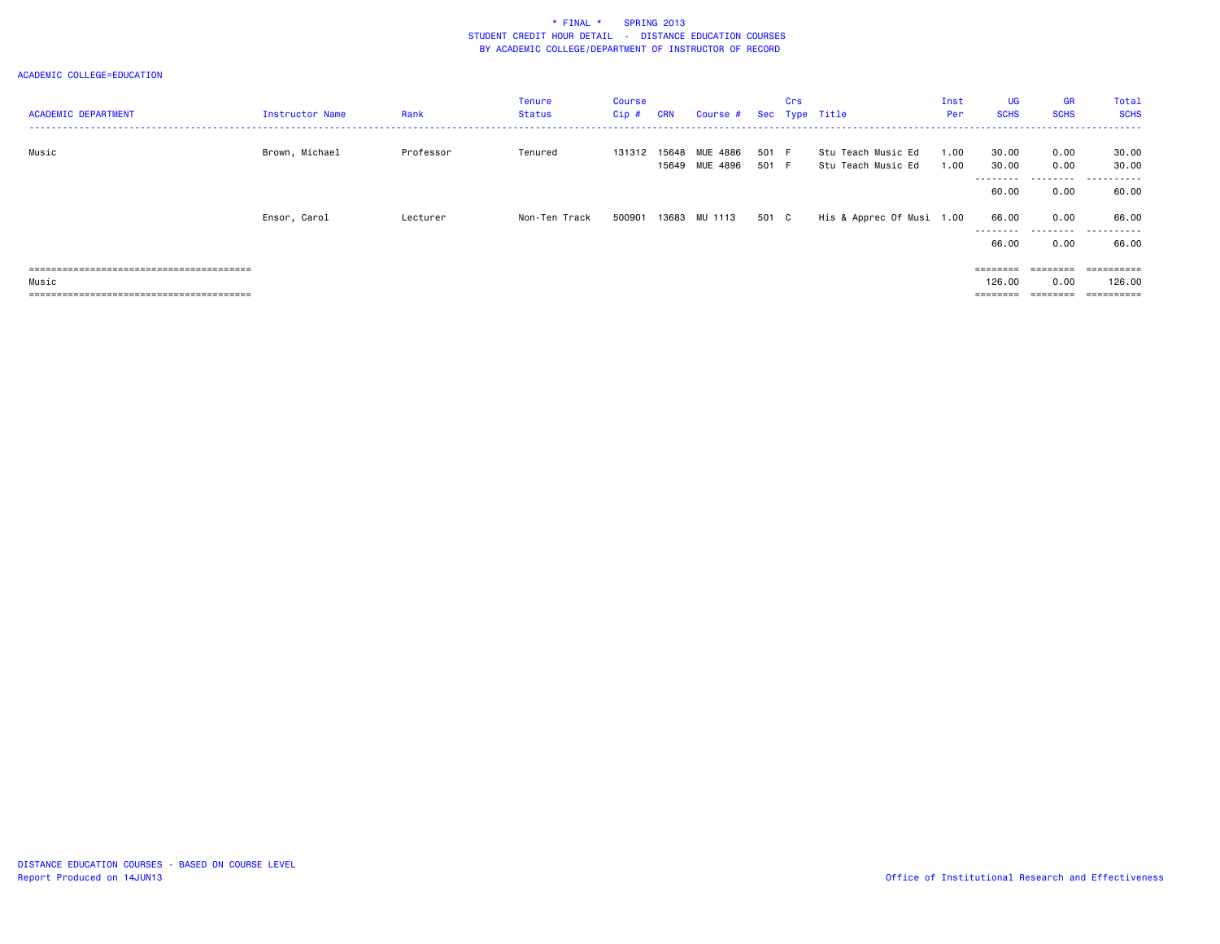\* FINAL \* SPRING 2013
STUDENT CREDIT HOUR DETAIL - DISTANCE EDUCATION COURSES
BY ACADEMIC COLLEGE/DEPARTMENT OF INSTRUCTOR OF RECORD

ACADEMIC COLLEGE=EDUCATION

| ACADEMIC DEPARTMENT | Instructor Name | Rank | Tenure Status | Course Cip # | CRN | Course # | Sec | Crs Type | Title | Inst Per | UG SCHS | GR SCHS | Total SCHS |
|---|---|---|---|---|---|---|---|---|---|---|---|---|---|
| Music | Brown, Michael | Professor | Tenured | 131312 | 15648 | MUE 4886 | 501 | F | Stu Teach Music Ed | 1.00 | 30.00 | 0.00 | 30.00 |
| | | | | | 15649 | MUE 4896 | 501 | F | Stu Teach Music Ed | 1.00 | 30.00 | 0.00 | 30.00 |
| | | | | | | | | | | | 60.00 | 0.00 | 60.00 |
| | Ensor, Carol | Lecturer | Non-Ten Track | 500901 | 13683 | MU 1113 | 501 | C | His & Apprec Of Musi | 1.00 | 66.00 | 0.00 | 66.00 |
| | | | | | | | | | | | 66.00 | 0.00 | 66.00 |
| Music | | | | | | | | | | | 126.00 | 0.00 | 126.00 |

DISTANCE EDUCATION COURSES - BASED ON COURSE LEVEL
Report Produced on 14JUN13

Office of Institutional Research and Effectiveness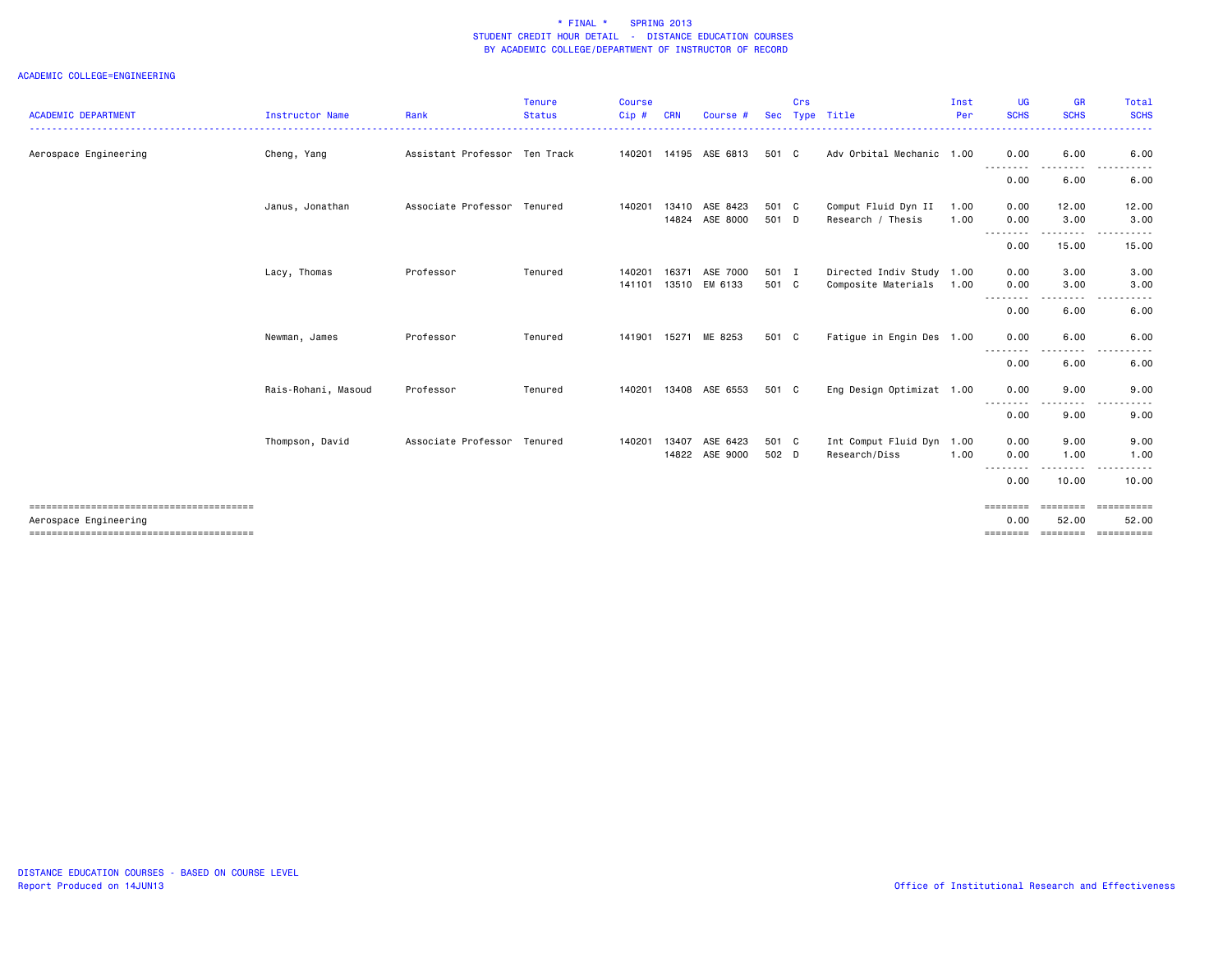\* FINAL \*    SPRING 2013
STUDENT CREDIT HOUR DETAIL - DISTANCE EDUCATION COURSES
BY ACADEMIC COLLEGE/DEPARTMENT OF INSTRUCTOR OF RECORD

ACADEMIC COLLEGE=ENGINEERING

| ACADEMIC DEPARTMENT | Instructor Name | Rank | Tenure Status | Course Cip # | CRN | Course # | Sec | Crs Type | Title | Inst Per | UG SCHS | GR SCHS | Total SCHS |
|---|---|---|---|---|---|---|---|---|---|---|---|---|---|
| Aerospace Engineering | Cheng, Yang | Assistant Professor | Ten Track | 140201 | 14195 | ASE 6813 | 501 | C | Adv Orbital Mechanic | 1.00 | 0.00 | 6.00 | 6.00 |
| | | | | | | | | | | | 0.00 | 6.00 | 6.00 |
| | Janus, Jonathan | Associate Professor | Tenured | 140201 | 13410 | ASE 8423 | 501 | C | Comput Fluid Dyn II | 1.00 | 0.00 | 12.00 | 12.00 |
| | | | | | 14824 | ASE 8000 | 501 | D | Research / Thesis | 1.00 | 0.00 | 3.00 | 3.00 |
| | | | | | | | | | | | 0.00 | 15.00 | 15.00 |
| | Lacy, Thomas | Professor | Tenured | 140201 | 16371 | ASE 7000 | 501 | I | Directed Indiv Study | 1.00 | 0.00 | 3.00 | 3.00 |
| | | | | 141101 | 13510 | EM 6133 | 501 | C | Composite Materials | 1.00 | 0.00 | 3.00 | 3.00 |
| | | | | | | | | | | | 0.00 | 6.00 | 6.00 |
| | Newman, James | Professor | Tenured | 141901 | 15271 | ME 8253 | 501 | C | Fatigue in Engin Des | 1.00 | 0.00 | 6.00 | 6.00 |
| | | | | | | | | | | | 0.00 | 6.00 | 6.00 |
| | Rais-Rohani, Masoud | Professor | Tenured | 140201 | 13408 | ASE 6553 | 501 | C | Eng Design Optimizat | 1.00 | 0.00 | 9.00 | 9.00 |
| | | | | | | | | | | | 0.00 | 9.00 | 9.00 |
| | Thompson, David | Associate Professor | Tenured | 140201 | 13407 | ASE 6423 | 501 | C | Int Comput Fluid Dyn | 1.00 | 0.00 | 9.00 | 9.00 |
| | | | | | 14822 | ASE 9000 | 502 | D | Research/Diss | 1.00 | 0.00 | 1.00 | 1.00 |
| | | | | | | | | | | | 0.00 | 10.00 | 10.00 |
| Aerospace Engineering | | | | | | | | | | | 0.00 | 52.00 | 52.00 |

DISTANCE EDUCATION COURSES - BASED ON COURSE LEVEL
Report Produced on 14JUN13
Office of Institutional Research and Effectiveness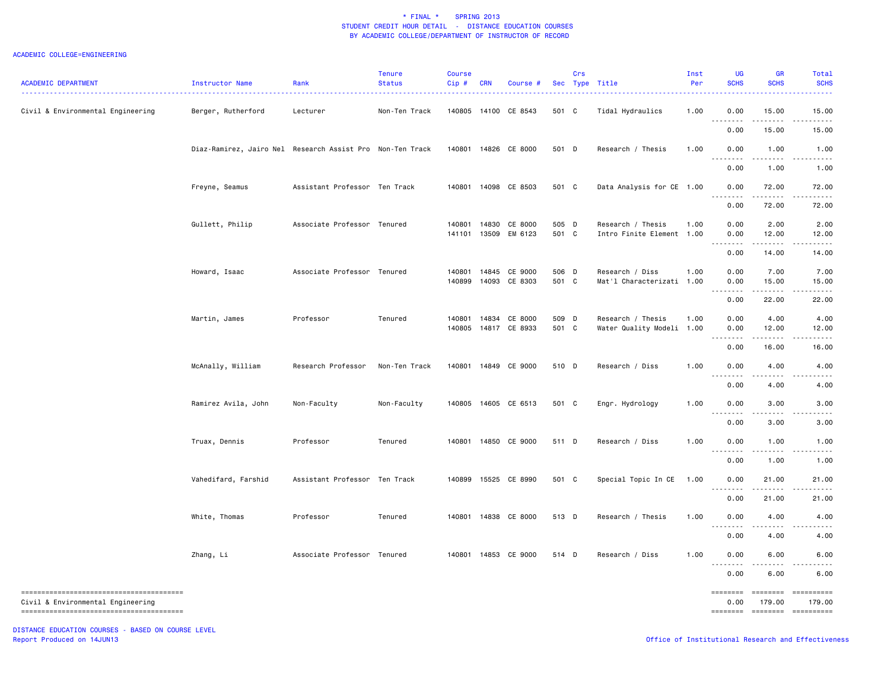\* FINAL \*    SPRING 2013
STUDENT CREDIT HOUR DETAIL  -  DISTANCE EDUCATION COURSES
BY ACADEMIC COLLEGE/DEPARTMENT OF INSTRUCTOR OF RECORD

ACADEMIC COLLEGE=ENGINEERING

| ACADEMIC DEPARTMENT | Instructor Name | Rank | Tenure Status | Course Cip # | CRN | Course # | Sec | Crs Type | Title | Inst Per | UG SCHS | GR SCHS | Total SCHS |
|---|---|---|---|---|---|---|---|---|---|---|---|---|---|
| Civil & Environmental Engineering | Berger, Rutherford | Lecturer | Non-Ten Track | 140805 | 14100 | CE 8543 | 501 | C | Tidal Hydraulics | 1.00 | 0.00 | 15.00 | 15.00 |
| | | | | | | | | | | | 0.00 | 15.00 | 15.00 |
| | Diaz-Ramirez, Jairo Nel | Research Assist Pro | Non-Ten Track | 140801 | 14826 | CE 8000 | 501 | D | Research / Thesis | 1.00 | 0.00 | 1.00 | 1.00 |
| | | | | | | | | | | | 0.00 | 1.00 | 1.00 |
| | Freyne, Seamus | Assistant Professor | Ten Track | 140801 | 14098 | CE 8503 | 501 | C | Data Analysis for CE | 1.00 | 0.00 | 72.00 | 72.00 |
| | | | | | | | | | | | 0.00 | 72.00 | 72.00 |
| | Gullett, Philip | Associate Professor | Tenured | 140801 | 14830 | CE 8000 | 505 | D | Research / Thesis | 1.00 | 0.00 | 2.00 | 2.00 |
| | | | | 141101 | 13509 | EM 6123 | 501 | C | Intro Finite Element | 1.00 | 0.00 | 12.00 | 12.00 |
| | | | | | | | | | | | 0.00 | 14.00 | 14.00 |
| | Howard, Isaac | Associate Professor | Tenured | 140801 | 14845 | CE 9000 | 506 | D | Research / Diss | 1.00 | 0.00 | 7.00 | 7.00 |
| | | | | 140899 | 14093 | CE 8303 | 501 | C | Mat'l Characterizati | 1.00 | 0.00 | 15.00 | 15.00 |
| | | | | | | | | | | | 0.00 | 22.00 | 22.00 |
| | Martin, James | Professor | Tenured | 140801 | 14834 | CE 8000 | 509 | D | Research / Thesis | 1.00 | 0.00 | 4.00 | 4.00 |
| | | | | 140805 | 14817 | CE 8933 | 501 | C | Water Quality Modeli | 1.00 | 0.00 | 12.00 | 12.00 |
| | | | | | | | | | | | 0.00 | 16.00 | 16.00 |
| | McAnally, William | Research Professor | Non-Ten Track | 140801 | 14849 | CE 9000 | 510 | D | Research / Diss | 1.00 | 0.00 | 4.00 | 4.00 |
| | | | | | | | | | | | 0.00 | 4.00 | 4.00 |
| | Ramirez Avila, John | Non-Faculty | Non-Faculty | 140805 | 14605 | CE 6513 | 501 | C | Engr. Hydrology | 1.00 | 0.00 | 3.00 | 3.00 |
| | | | | | | | | | | | 0.00 | 3.00 | 3.00 |
| | Truax, Dennis | Professor | Tenured | 140801 | 14850 | CE 9000 | 511 | D | Research / Diss | 1.00 | 0.00 | 1.00 | 1.00 |
| | | | | | | | | | | | 0.00 | 1.00 | 1.00 |
| | Vahedifard, Farshid | Assistant Professor | Ten Track | 140899 | 15525 | CE 8990 | 501 | C | Special Topic In CE | 1.00 | 0.00 | 21.00 | 21.00 |
| | | | | | | | | | | | 0.00 | 21.00 | 21.00 |
| | White, Thomas | Professor | Tenured | 140801 | 14838 | CE 8000 | 513 | D | Research / Thesis | 1.00 | 0.00 | 4.00 | 4.00 |
| | | | | | | | | | | | 0.00 | 4.00 | 4.00 |
| | Zhang, Li | Associate Professor | Tenured | 140801 | 14853 | CE 9000 | 514 | D | Research / Diss | 1.00 | 0.00 | 6.00 | 6.00 |
| | | | | | | | | | | | 0.00 | 6.00 | 6.00 |
| Civil & Environmental Engineering | | | | | | | | | | | 0.00 | 179.00 | 179.00 |

DISTANCE EDUCATION COURSES - BASED ON COURSE LEVEL
Report Produced on 14JUN13

Office of Institutional Research and Effectiveness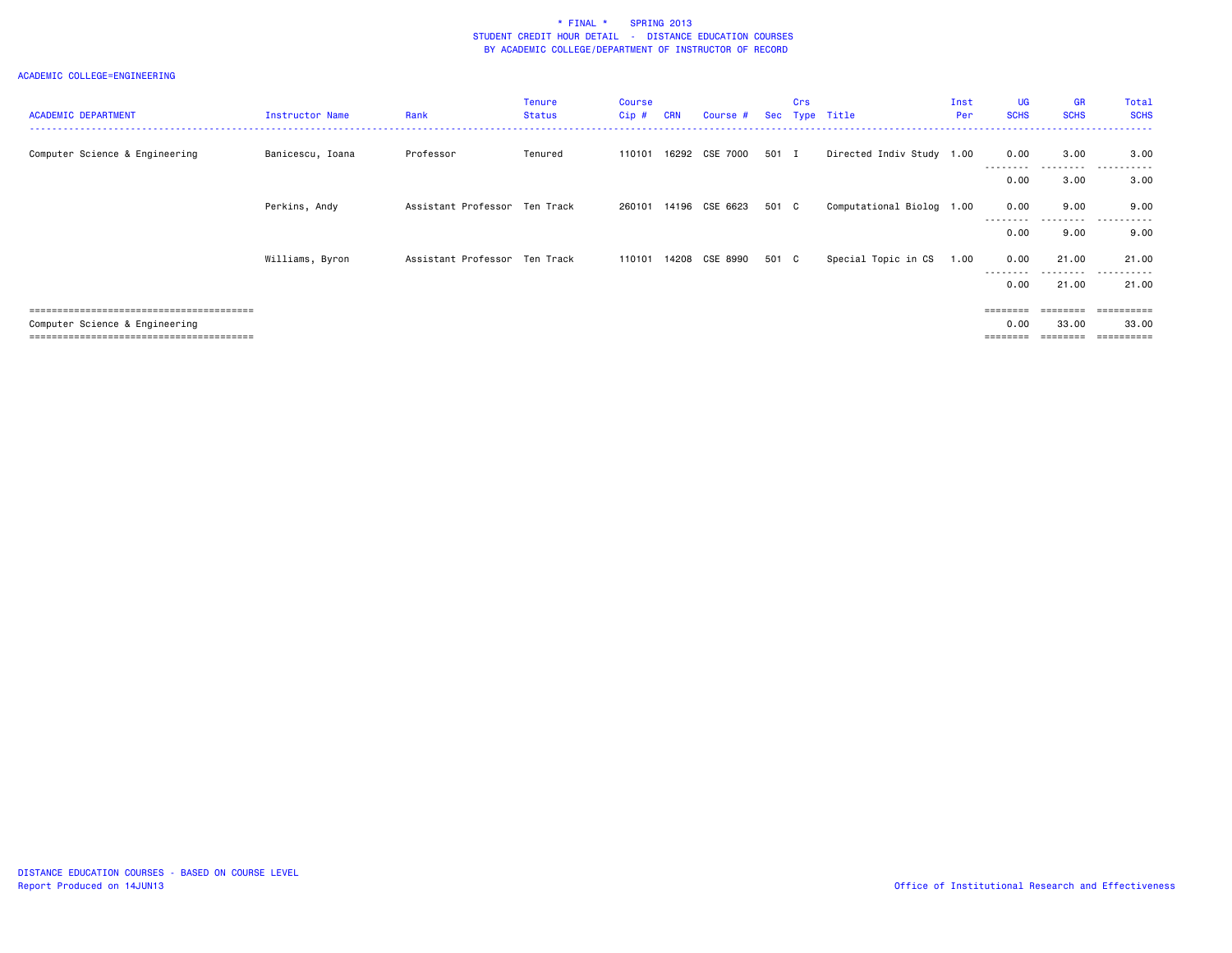\* FINAL \* SPRING 2013
STUDENT CREDIT HOUR DETAIL - DISTANCE EDUCATION COURSES
BY ACADEMIC COLLEGE/DEPARTMENT OF INSTRUCTOR OF RECORD

ACADEMIC COLLEGE=ENGINEERING

| ACADEMIC DEPARTMENT | Instructor Name | Rank | Tenure Status | Course Cip # | CRN | Course # | Sec | Crs Type | Title | Inst Per | UG SCHS | GR SCHS | Total SCHS |
|---|---|---|---|---|---|---|---|---|---|---|---|---|---|
| Computer Science & Engineering | Banicescu, Ioana | Professor | Tenured | 110101 | 16292 | CSE 7000 | 501 | I | Directed Indiv Study | 1.00 | 0.00 | 3.00 | 3.00 |
| | | | | | | | | | | | 0.00 | 3.00 | 3.00 |
| | Perkins, Andy | Assistant Professor | Ten Track | 260101 | 14196 | CSE 6623 | 501 | C | Computational Biolog | 1.00 | 0.00 | 9.00 | 9.00 |
| | | | | | | | | | | | 0.00 | 9.00 | 9.00 |
| | Williams, Byron | Assistant Professor | Ten Track | 110101 | 14208 | CSE 8990 | 501 | C | Special Topic in CS | 1.00 | 0.00 | 21.00 | 21.00 |
| | | | | | | | | | | | 0.00 | 21.00 | 21.00 |
| Computer Science & Engineering | | | | | | | | | | | 0.00 | 33.00 | 33.00 |

DISTANCE EDUCATION COURSES - BASED ON COURSE LEVEL
Report Produced on 14JUN13

Office of Institutional Research and Effectiveness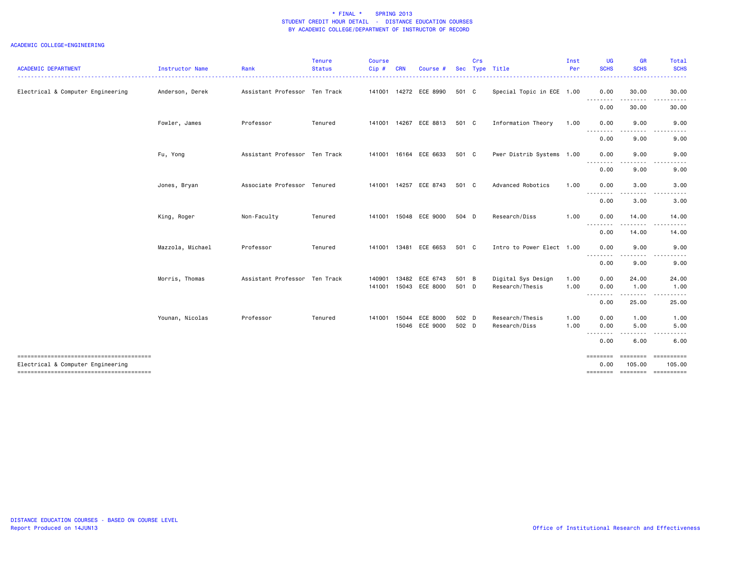# * FINAL * SPRING 2013
## STUDENT CREDIT HOUR DETAIL - DISTANCE EDUCATION COURSES
### BY ACADEMIC COLLEGE/DEPARTMENT OF INSTRUCTOR OF RECORD

ACADEMIC COLLEGE=ENGINEERING

| ACADEMIC DEPARTMENT | Instructor Name | Rank | Tenure Status | Course Cip # | CRN | Course # | Sec | Crs Type | Title | Inst Per | UG SCHS | GR SCHS | Total SCHS |
|---|---|---|---|---|---|---|---|---|---|---|---|---|---|
| Electrical & Computer Engineering | Anderson, Derek | Assistant Professor | Ten Track | 141001 | 14272 | ECE 8990 | 501 | C | Special Topic in ECE | 1.00 | 0.00 | 30.00 | 30.00 |
| | | | | | | | | | | | 0.00 | 30.00 | 30.00 |
| | Fowler, James | Professor | Tenured | 141001 | 14267 | ECE 8813 | 501 | C | Information Theory | 1.00 | 0.00 | 9.00 | 9.00 |
| | | | | | | | | | | | 0.00 | 9.00 | 9.00 |
| | Fu, Yong | Assistant Professor | Ten Track | 141001 | 16164 | ECE 6633 | 501 | C | Pwer Distrib Systems | 1.00 | 0.00 | 9.00 | 9.00 |
| | | | | | | | | | | | 0.00 | 9.00 | 9.00 |
| | Jones, Bryan | Associate Professor | Tenured | 141001 | 14257 | ECE 8743 | 501 | C | Advanced Robotics | 1.00 | 0.00 | 3.00 | 3.00 |
| | | | | | | | | | | | 0.00 | 3.00 | 3.00 |
| | King, Roger | Non-Faculty | Tenured | 141001 | 15048 | ECE 9000 | 504 | D | Research/Diss | 1.00 | 0.00 | 14.00 | 14.00 |
| | | | | | | | | | | | 0.00 | 14.00 | 14.00 |
| | Mazzola, Michael | Professor | Tenured | 141001 | 13481 | ECE 6653 | 501 | C | Intro to Power Elect | 1.00 | 0.00 | 9.00 | 9.00 |
| | | | | | | | | | | | 0.00 | 9.00 | 9.00 |
| | Morris, Thomas | Assistant Professor | Ten Track | 140901 | 13482 | ECE 6743 | 501 | B | Digital Sys Design | 1.00 | 0.00 | 24.00 | 24.00 |
| | | | | 141001 | 15043 | ECE 8000 | 501 | D | Research/Thesis | 1.00 | 0.00 | 1.00 | 1.00 |
| | | | | | | | | | | | 0.00 | 25.00 | 25.00 |
| | Younan, Nicolas | Professor | Tenured | 141001 | 15044 | ECE 8000 | 502 | D | Research/Thesis | 1.00 | 0.00 | 1.00 | 1.00 |
| | | | | | 15046 | ECE 9000 | 502 | D | Research/Diss | 1.00 | 0.00 | 5.00 | 5.00 |
| | | | | | | | | | | | 0.00 | 6.00 | 6.00 |
| Electrical & Computer Engineering | | | | | | | | | | | 0.00 | 105.00 | 105.00 |

DISTANCE EDUCATION COURSES - BASED ON COURSE LEVEL
Report Produced on 14JUN13

Office of Institutional Research and Effectiveness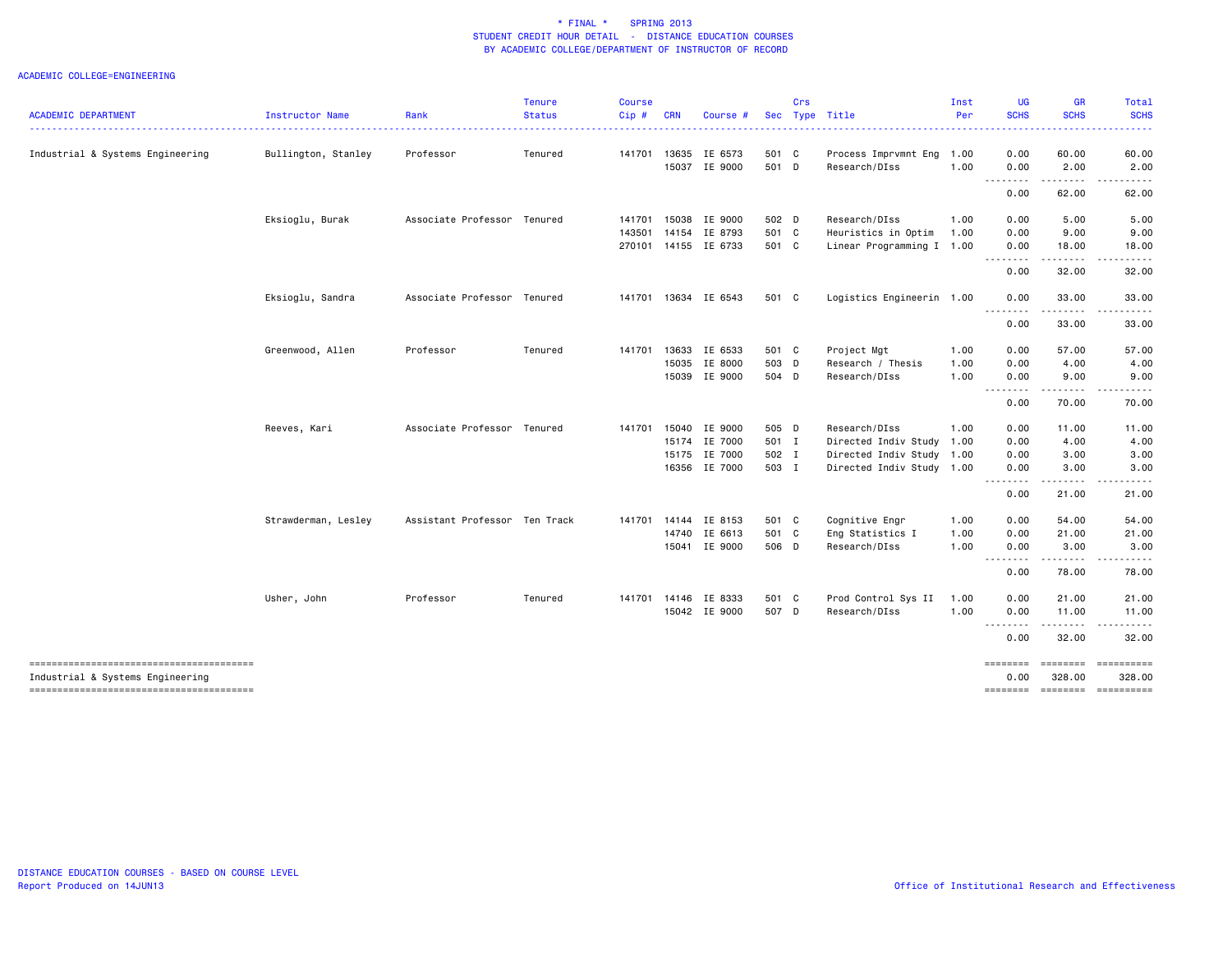\* FINAL \*    SPRING 2013
STUDENT CREDIT HOUR DETAIL - DISTANCE EDUCATION COURSES
BY ACADEMIC COLLEGE/DEPARTMENT OF INSTRUCTOR OF RECORD

ACADEMIC COLLEGE=ENGINEERING

| ACADEMIC DEPARTMENT | Instructor Name | Rank | Tenure Status | Course Cip # | CRN | Course # | Sec | Crs Type | Title | Inst Per | UG SCHS | GR SCHS | Total SCHS |
|---|---|---|---|---|---|---|---|---|---|---|---|---|---|
| Industrial & Systems Engineering | Bullington, Stanley | Professor | Tenured | 141701 | 13635 | IE 6573 | 501 | C | Process Imprvmnt Eng | 1.00 | 0.00 | 60.00 | 60.00 |
| | | | | | 15037 | IE 9000 | 501 | D | Research/DIss | 1.00 | 0.00 | 2.00 | 2.00 |
| | | | | | | | | | | | 0.00 | 62.00 | 62.00 |
| | Eksioglu, Burak | Associate Professor | Tenured | 141701 | 15038 | IE 9000 | 502 | D | Research/DIss | 1.00 | 0.00 | 5.00 | 5.00 |
| | | | | 143501 | 14154 | IE 8793 | 501 | C | Heuristics in Optim | 1.00 | 0.00 | 9.00 | 9.00 |
| | | | | 270101 | 14155 | IE 6733 | 501 | C | Linear Programming I | 1.00 | 0.00 | 18.00 | 18.00 |
| | | | | | | | | | | | 0.00 | 32.00 | 32.00 |
| | Eksioglu, Sandra | Associate Professor | Tenured | 141701 | 13634 | IE 6543 | 501 | C | Logistics Engineerin | 1.00 | 0.00 | 33.00 | 33.00 |
| | | | | | | | | | | | 0.00 | 33.00 | 33.00 |
| | Greenwood, Allen | Professor | Tenured | 141701 | 13633 | IE 6533 | 501 | C | Project Mgt | 1.00 | 0.00 | 57.00 | 57.00 |
| | | | | | 15035 | IE 8000 | 503 | D | Research / Thesis | 1.00 | 0.00 | 4.00 | 4.00 |
| | | | | | 15039 | IE 9000 | 504 | D | Research/DIss | 1.00 | 0.00 | 9.00 | 9.00 |
| | | | | | | | | | | | 0.00 | 70.00 | 70.00 |
| | Reeves, Kari | Associate Professor | Tenured | 141701 | 15040 | IE 9000 | 505 | D | Research/DIss | 1.00 | 0.00 | 11.00 | 11.00 |
| | | | | | 15174 | IE 7000 | 501 | I | Directed Indiv Study | 1.00 | 0.00 | 4.00 | 4.00 |
| | | | | | 15175 | IE 7000 | 502 | I | Directed Indiv Study | 1.00 | 0.00 | 3.00 | 3.00 |
| | | | | | 16356 | IE 7000 | 503 | I | Directed Indiv Study | 1.00 | 0.00 | 3.00 | 3.00 |
| | | | | | | | | | | | 0.00 | 21.00 | 21.00 |
| | Strawderman, Lesley | Assistant Professor | Ten Track | 141701 | 14144 | IE 8153 | 501 | C | Cognitive Engr | 1.00 | 0.00 | 54.00 | 54.00 |
| | | | | | 14740 | IE 6613 | 501 | C | Eng Statistics I | 1.00 | 0.00 | 21.00 | 21.00 |
| | | | | | 15041 | IE 9000 | 506 | D | Research/DIss | 1.00 | 0.00 | 3.00 | 3.00 |
| | | | | | | | | | | | 0.00 | 78.00 | 78.00 |
| | Usher, John | Professor | Tenured | 141701 | 14146 | IE 8333 | 501 | C | Prod Control Sys II | 1.00 | 0.00 | 21.00 | 21.00 |
| | | | | | 15042 | IE 9000 | 507 | D | Research/DIss | 1.00 | 0.00 | 11.00 | 11.00 |
| | | | | | | | | | | | 0.00 | 32.00 | 32.00 |
| Industrial & Systems Engineering | | | | | | | | | | | 0.00 | 328.00 | 328.00 |

DISTANCE EDUCATION COURSES - BASED ON COURSE LEVEL
Report Produced on 14JUN13

Office of Institutional Research and Effectiveness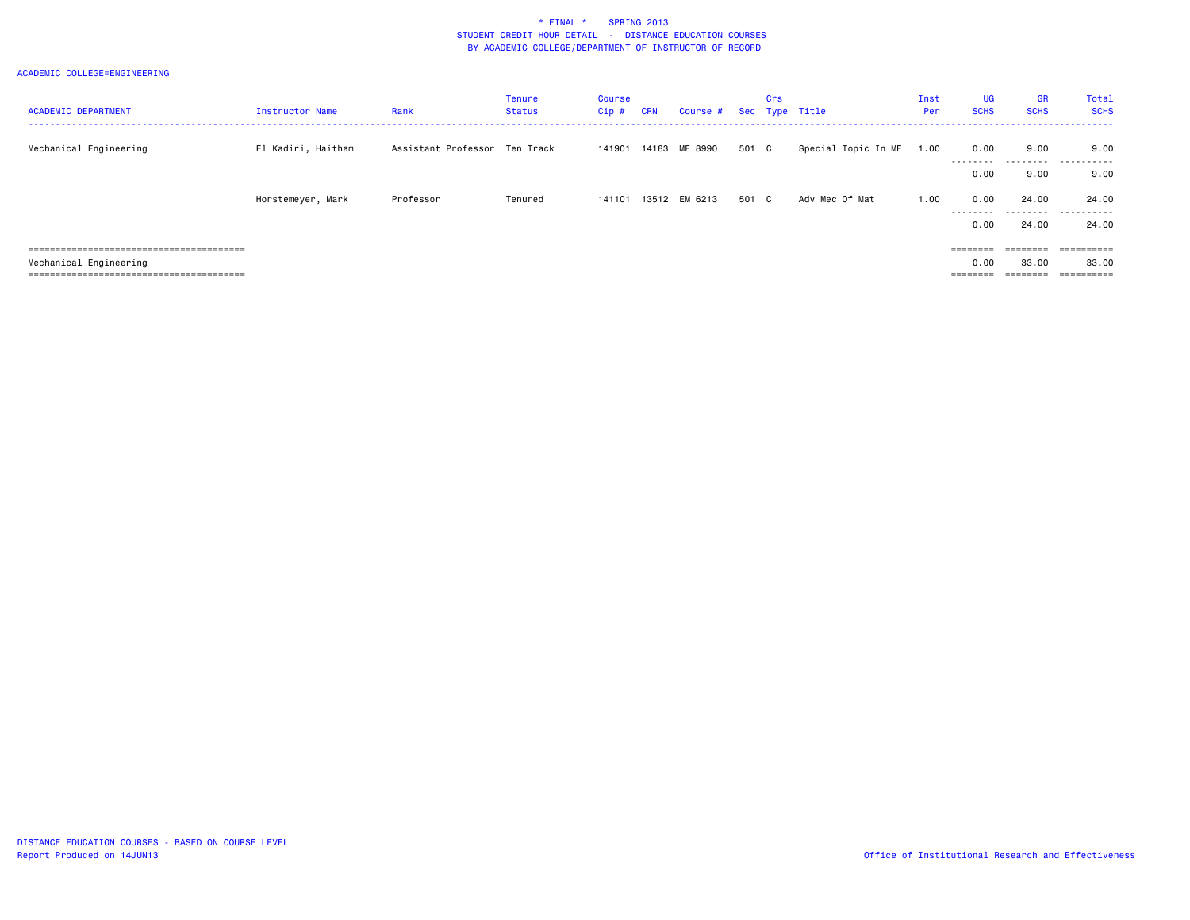\* FINAL \*    SPRING 2013
STUDENT CREDIT HOUR DETAIL - DISTANCE EDUCATION COURSES
BY ACADEMIC COLLEGE/DEPARTMENT OF INSTRUCTOR OF RECORD

ACADEMIC COLLEGE=ENGINEERING

| ACADEMIC DEPARTMENT | Instructor Name | Rank | Tenure Status | Course Cip # | CRN | Course # | Sec | Crs Type | Title | Inst Per | UG SCHS | GR SCHS | Total SCHS |
|---|---|---|---|---|---|---|---|---|---|---|---|---|---|
| Mechanical Engineering | El Kadiri, Haitham | Assistant Professor | Ten Track | 141901 | 14183 | ME 8990 | 501 | C | Special Topic In ME | 1.00 | 0.00 | 9.00 | 9.00 |
| | | | | | | | | | | | 0.00 | 9.00 | 9.00 |
| | Horstemeyer, Mark | Professor | Tenured | 141101 | 13512 | EM 6213 | 501 | C | Adv Mec Of Mat | 1.00 | 0.00 | 24.00 | 24.00 |
| | | | | | | | | | | | 0.00 | 24.00 | 24.00 |
| Mechanical Engineering | | | | | | | | | | | 0.00 | 33.00 | 33.00 |

DISTANCE EDUCATION COURSES - BASED ON COURSE LEVEL
Report Produced on 14JUN13

Office of Institutional Research and Effectiveness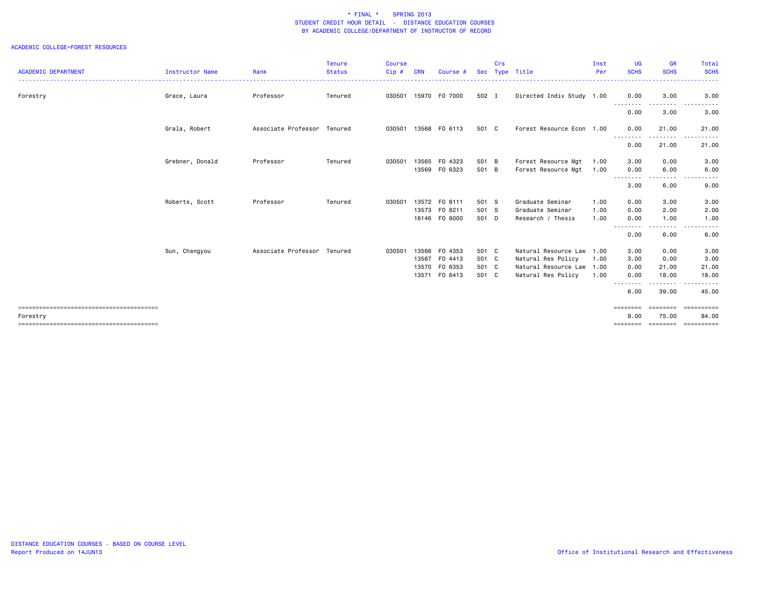\* FINAL \* SPRING 2013
STUDENT CREDIT HOUR DETAIL - DISTANCE EDUCATION COURSES
BY ACADEMIC COLLEGE/DEPARTMENT OF INSTRUCTOR OF RECORD

ACADEMIC COLLEGE=FOREST RESOURCES

| ACADEMIC DEPARTMENT | Instructor Name | Rank | Tenure Status | Course Cip # | CRN | Course # | Sec | Crs Type | Title | Inst Per | UG SCHS | GR SCHS | Total SCHS |
|---|---|---|---|---|---|---|---|---|---|---|---|---|---|
| Forestry | Grace, Laura | Professor | Tenured | 030501 | 15970 | FO 7000 | 502 | I | Directed Indiv Study | 1.00 | 0.00 | 3.00 | 3.00 |
| | | | | | | | | | | | 0.00 | 3.00 | 3.00 |
| | Grala, Robert | Associate Professor | Tenured | 030501 | 13568 | FO 6113 | 501 | C | Forest Resource Econ | 1.00 | 0.00 | 21.00 | 21.00 |
| | | | | | | | | | | | 0.00 | 21.00 | 21.00 |
| | Grebner, Donald | Professor | Tenured | 030501 | 13565 | FO 4323 | 501 | B | Forest Resource Mgt | 1.00 | 3.00 | 0.00 | 3.00 |
| | | | | | 13569 | FO 6323 | 501 | B | Forest Resource Mgt | 1.00 | 0.00 | 6.00 | 6.00 |
| | | | | | | | | | | | 3.00 | 6.00 | 9.00 |
| | Roberts, Scott | Professor | Tenured | 030501 | 13572 | FO 8111 | 501 | S | Graduate Seminar | 1.00 | 0.00 | 3.00 | 3.00 |
| | | | | | 13573 | FO 8211 | 501 | S | Graduate Seminar | 1.00 | 0.00 | 2.00 | 2.00 |
| | | | | | 16146 | FO 8000 | 501 | D | Research / Thesis | 1.00 | 0.00 | 1.00 | 1.00 |
| | | | | | | | | | | | 0.00 | 6.00 | 6.00 |
| | Sun, Changyou | Associate Professor | Tenured | 030501 | 13566 | FO 4353 | 501 | C | Natural Resource Law | 1.00 | 3.00 | 0.00 | 3.00 |
| | | | | | 13567 | FO 4413 | 501 | C | Natural Res Policy | 1.00 | 3.00 | 0.00 | 3.00 |
| | | | | | 13570 | FO 6353 | 501 | C | Natural Resource Law | 1.00 | 0.00 | 21.00 | 21.00 |
| | | | | | 13571 | FO 6413 | 501 | C | Natural Res Policy | 1.00 | 0.00 | 18.00 | 18.00 |
| | | | | | | | | | | | 6.00 | 39.00 | 45.00 |
| Forestry | | | | | | | | | | | 9.00 | 75.00 | 84.00 |

DISTANCE EDUCATION COURSES - BASED ON COURSE LEVEL
Report Produced on 14JUN13

Office of Institutional Research and Effectiveness